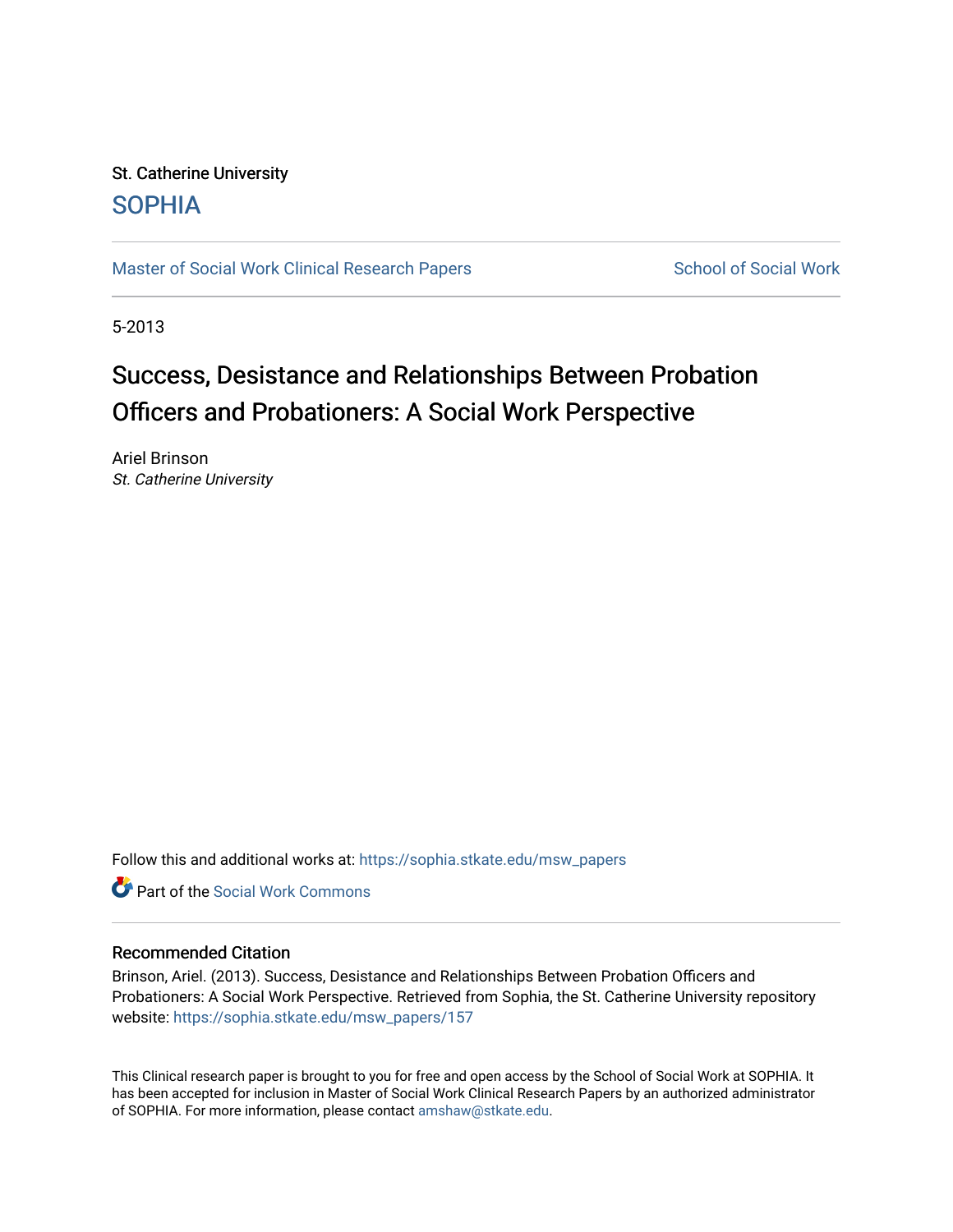St. Catherine University

SOPHIA

Master of Social Work Clinical Research Papers

School of Social Work

5-2013

# Success, Desistance and Relationships Between Probation Officers and Probationers: A Social Work Perspective

Ariel Brinson

*St. Catherine University*

Follow this and additional works at: https://sophia.stkate.edu/msw_papers

Part of the Social Work Commons

## Recommended Citation

Brinson, Ariel. (2013). Success, Desistance and Relationships Between Probation Officers and Probationers: A Social Work Perspective. Retrieved from Sophia, the St. Catherine University repository website: https://sophia.stkate.edu/msw_papers/157

This Clinical research paper is brought to you for free and open access by the School of Social Work at SOPHIA. It has been accepted for inclusion in Master of Social Work Clinical Research Papers by an authorized administrator of SOPHIA. For more information, please contact amshaw@stkate.edu.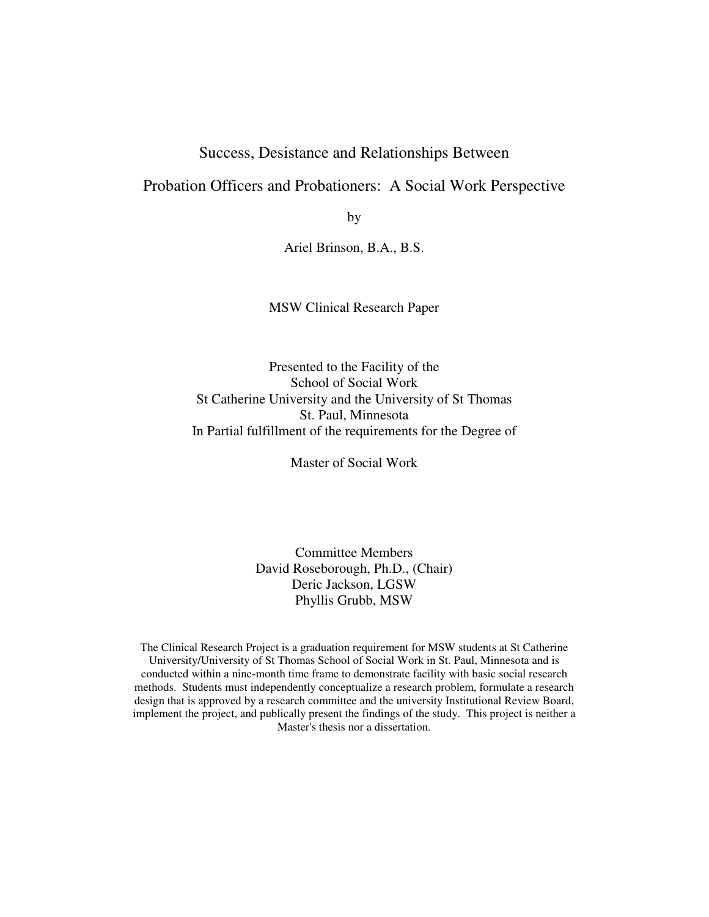# Success, Desistance and Relationships Between Probation Officers and Probationers: A Social Work Perspective

by

Ariel Brinson, B.A., B.S.

MSW Clinical Research Paper

Presented to the Facility of the
School of Social Work
St Catherine University and the University of St Thomas
St. Paul, Minnesota
In Partial fulfillment of the requirements for the Degree of

Master of Social Work

Committee Members
David Roseborough, Ph.D., (Chair)
Deric Jackson, LGSW
Phyllis Grubb, MSW

The Clinical Research Project is a graduation requirement for MSW students at St Catherine University/University of St Thomas School of Social Work in St. Paul, Minnesota and is conducted within a nine-month time frame to demonstrate facility with basic social research methods. Students must independently conceptualize a research problem, formulate a research design that is approved by a research committee and the university Institutional Review Board, implement the project, and publically present the findings of the study. This project is neither a Master's thesis nor a dissertation.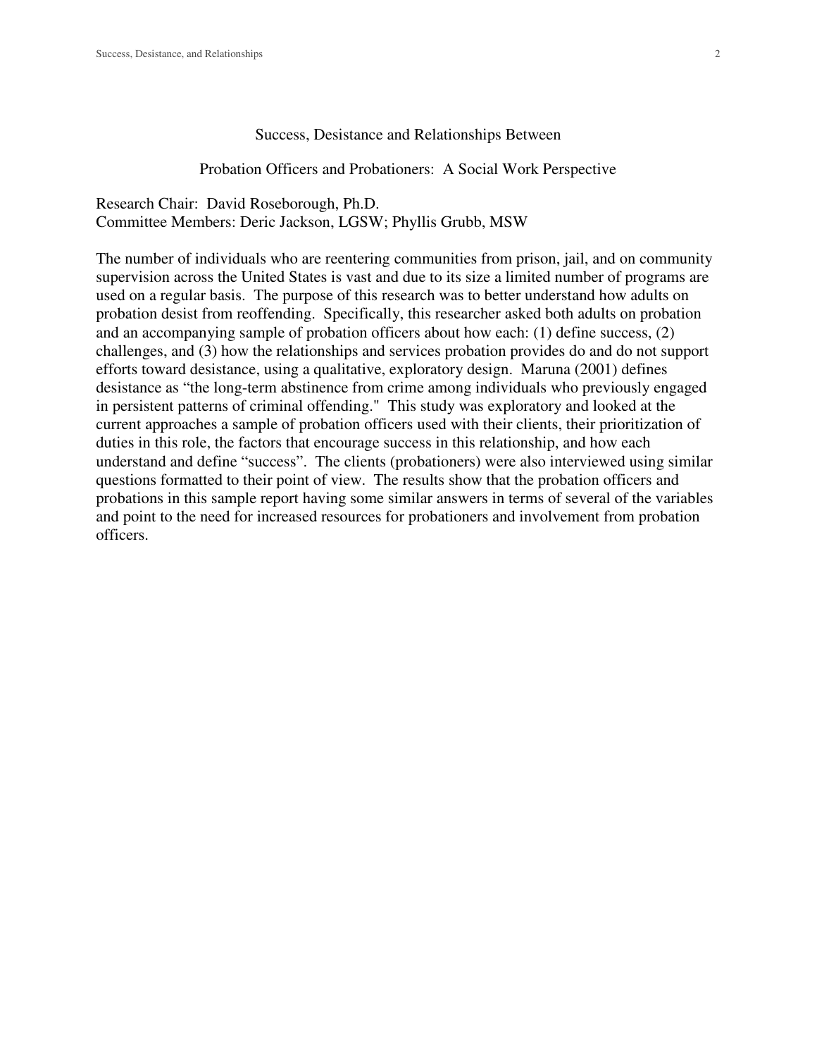Success, Desistance and Relationships Between

Probation Officers and Probationers: A Social Work Perspective

Research Chair: David Roseborough, Ph.D.
Committee Members: Deric Jackson, LGSW; Phyllis Grubb, MSW

The number of individuals who are reentering communities from prison, jail, and on community supervision across the United States is vast and due to its size a limited number of programs are used on a regular basis. The purpose of this research was to better understand how adults on probation desist from reoffending. Specifically, this researcher asked both adults on probation and an accompanying sample of probation officers about how each: (1) define success, (2) challenges, and (3) how the relationships and services probation provides do and do not support efforts toward desistance, using a qualitative, exploratory design. Maruna (2001) defines desistance as "the long-term abstinence from crime among individuals who previously engaged in persistent patterns of criminal offending." This study was exploratory and looked at the current approaches a sample of probation officers used with their clients, their prioritization of duties in this role, the factors that encourage success in this relationship, and how each understand and define "success". The clients (probationers) were also interviewed using similar questions formatted to their point of view. The results show that the probation officers and probations in this sample report having some similar answers in terms of several of the variables and point to the need for increased resources for probationers and involvement from probation officers.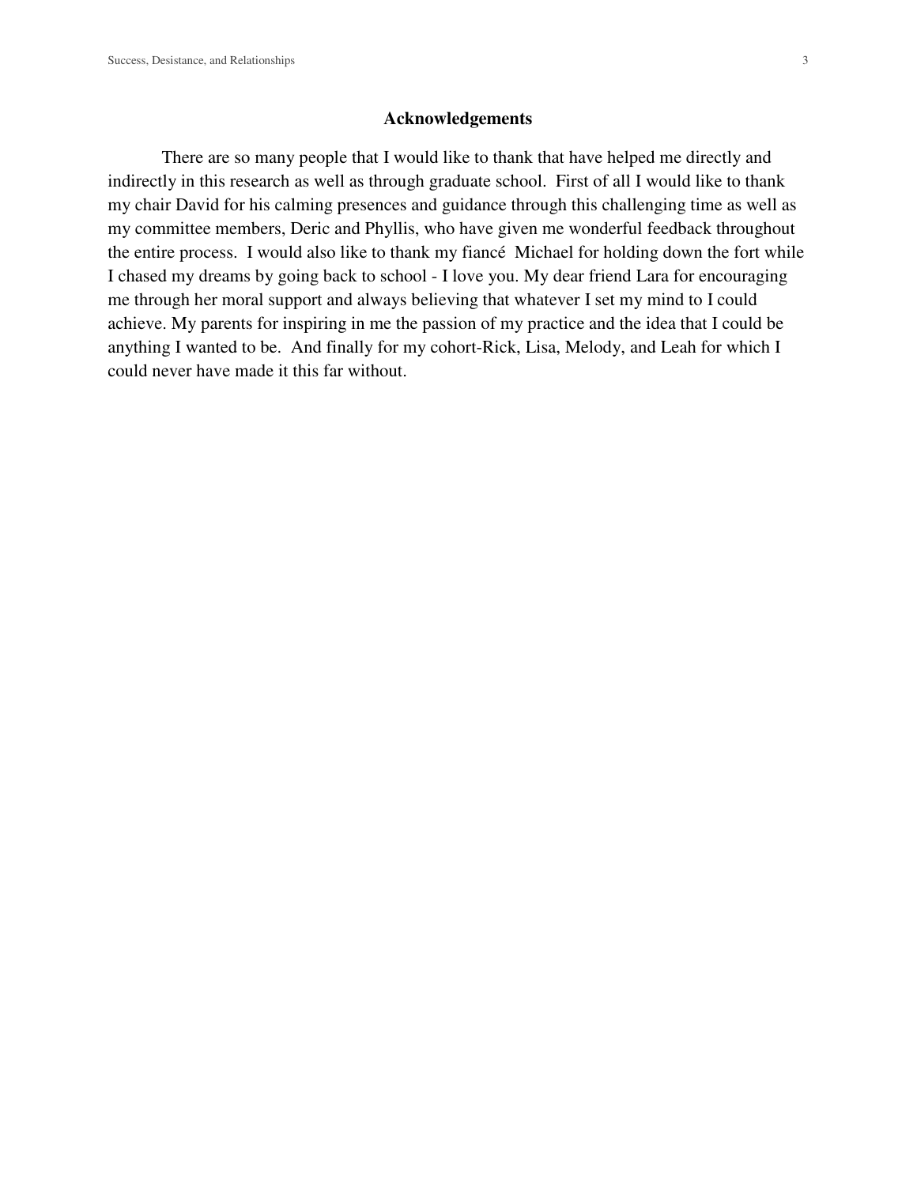## Acknowledgements

There are so many people that I would like to thank that have helped me directly and indirectly in this research as well as through graduate school. First of all I would like to thank my chair David for his calming presences and guidance through this challenging time as well as my committee members, Deric and Phyllis, who have given me wonderful feedback throughout the entire process. I would also like to thank my fiancé Michael for holding down the fort while I chased my dreams by going back to school - I love you. My dear friend Lara for encouraging me through her moral support and always believing that whatever I set my mind to I could achieve. My parents for inspiring in me the passion of my practice and the idea that I could be anything I wanted to be. And finally for my cohort-Rick, Lisa, Melody, and Leah for which I could never have made it this far without.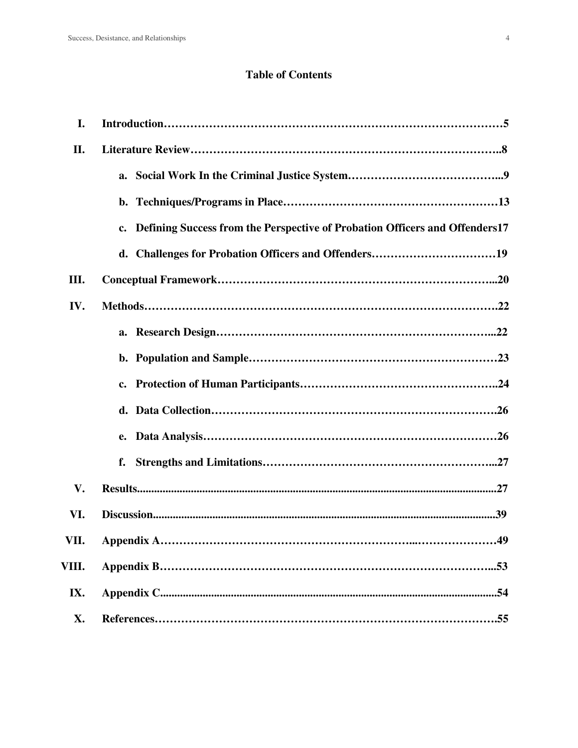## Table of Contents

- **I. Introduction……………………………………………………………………………5**
- **II. Literature Review……………………………………………………………………..8**
  - **a. Social Work In the Criminal Justice System…………………………………...9**
  - **b. Techniques/Programs in Place…………………………………………………13**
  - **c. Defining Success from the Perspective of Probation Officers and Offenders17**
  - **d. Challenges for Probation Officers and Offenders……………………………19**
- **III. Conceptual Framework…………………………………………………………...20**
- **IV. Methods……………………………………………………………………………….22**
  - **a. Research Design…………………………………………………………...22**
  - **b. Population and Sample………………………………………………………23**
  - **c. Protection of Human Participants……………………………………………..24**
  - **d. Data Collection…………………………………………………………………….26**
  - **e. Data Analysis………………………………………………………………………26**
  - **f. Strengths and Limitations……………………………………………………...27**
- **V. Results..............................................................................................................................27**
- **VI. Discussion.......................................................................................................................39**
- **VII. Appendix A……………………………………………………...…………………49**
- **VIII. Appendix B……………………………………………………………………...53**
- **IX. Appendix C...................................................................................................................54**
- **X. References……………………………………………………………………………….55**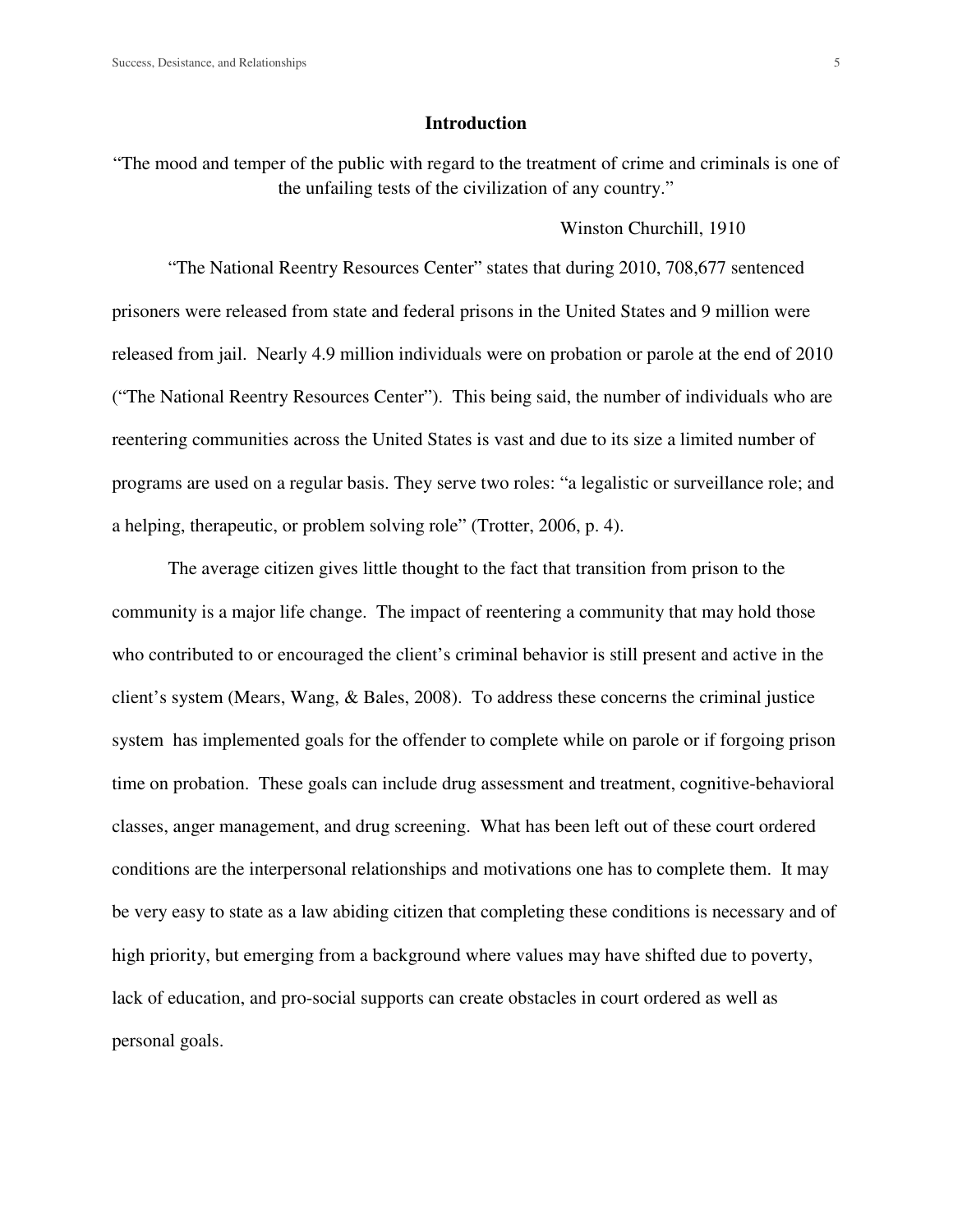## Introduction

"The mood and temper of the public with regard to the treatment of crime and criminals is one of the unfailing tests of the civilization of any country."

Winston Churchill, 1910

"The National Reentry Resources Center" states that during 2010, 708,677 sentenced prisoners were released from state and federal prisons in the United States and 9 million were released from jail. Nearly 4.9 million individuals were on probation or parole at the end of 2010 ("The National Reentry Resources Center"). This being said, the number of individuals who are reentering communities across the United States is vast and due to its size a limited number of programs are used on a regular basis. They serve two roles: "a legalistic or surveillance role; and a helping, therapeutic, or problem solving role" (Trotter, 2006, p. 4).

The average citizen gives little thought to the fact that transition from prison to the community is a major life change. The impact of reentering a community that may hold those who contributed to or encouraged the client's criminal behavior is still present and active in the client's system (Mears, Wang, & Bales, 2008). To address these concerns the criminal justice system has implemented goals for the offender to complete while on parole or if forgoing prison time on probation. These goals can include drug assessment and treatment, cognitive-behavioral classes, anger management, and drug screening. What has been left out of these court ordered conditions are the interpersonal relationships and motivations one has to complete them. It may be very easy to state as a law abiding citizen that completing these conditions is necessary and of high priority, but emerging from a background where values may have shifted due to poverty, lack of education, and pro-social supports can create obstacles in court ordered as well as personal goals.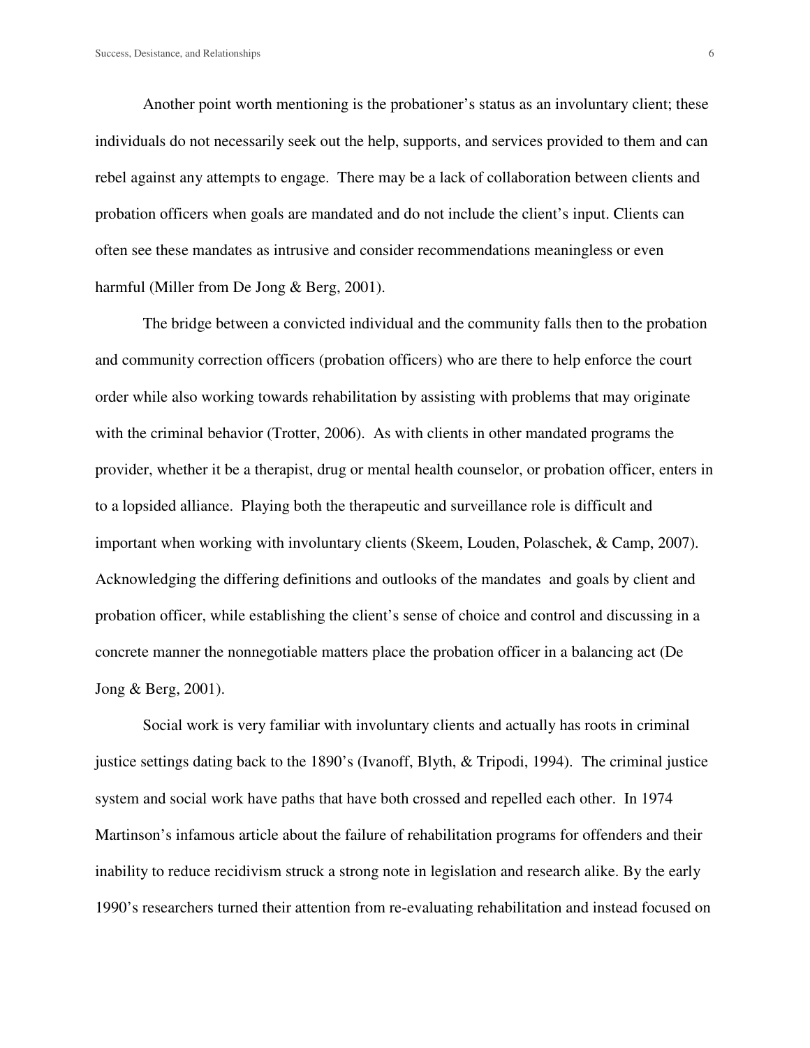Another point worth mentioning is the probationer's status as an involuntary client; these individuals do not necessarily seek out the help, supports, and services provided to them and can rebel against any attempts to engage. There may be a lack of collaboration between clients and probation officers when goals are mandated and do not include the client's input. Clients can often see these mandates as intrusive and consider recommendations meaningless or even harmful (Miller from De Jong & Berg, 2001).

The bridge between a convicted individual and the community falls then to the probation and community correction officers (probation officers) who are there to help enforce the court order while also working towards rehabilitation by assisting with problems that may originate with the criminal behavior (Trotter, 2006). As with clients in other mandated programs the provider, whether it be a therapist, drug or mental health counselor, or probation officer, enters in to a lopsided alliance. Playing both the therapeutic and surveillance role is difficult and important when working with involuntary clients (Skeem, Louden, Polaschek, & Camp, 2007). Acknowledging the differing definitions and outlooks of the mandates and goals by client and probation officer, while establishing the client's sense of choice and control and discussing in a concrete manner the nonnegotiable matters place the probation officer in a balancing act (De Jong & Berg, 2001).

Social work is very familiar with involuntary clients and actually has roots in criminal justice settings dating back to the 1890's (Ivanoff, Blyth, & Tripodi, 1994). The criminal justice system and social work have paths that have both crossed and repelled each other. In 1974 Martinson's infamous article about the failure of rehabilitation programs for offenders and their inability to reduce recidivism struck a strong note in legislation and research alike. By the early 1990's researchers turned their attention from re-evaluating rehabilitation and instead focused on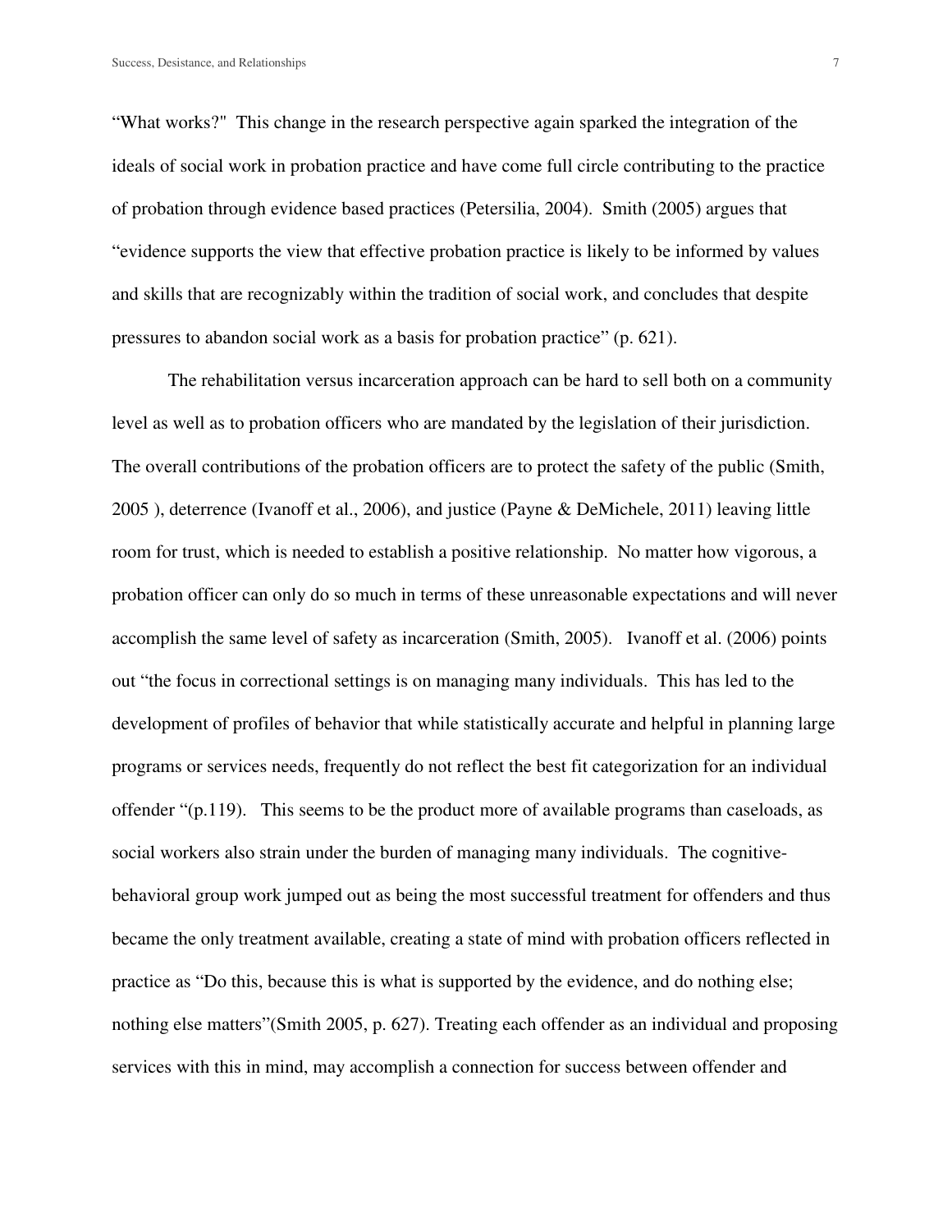"What works?"  This change in the research perspective again sparked the integration of the ideals of social work in probation practice and have come full circle contributing to the practice of probation through evidence based practices (Petersilia, 2004).  Smith (2005) argues that "evidence supports the view that effective probation practice is likely to be informed by values and skills that are recognizably within the tradition of social work, and concludes that despite pressures to abandon social work as a basis for probation practice" (p. 621).

The rehabilitation versus incarceration approach can be hard to sell both on a community level as well as to probation officers who are mandated by the legislation of their jurisdiction. The overall contributions of the probation officers are to protect the safety of the public (Smith, 2005 ), deterrence (Ivanoff et al., 2006), and justice (Payne & DeMichele, 2011) leaving little room for trust, which is needed to establish a positive relationship.  No matter how vigorous, a probation officer can only do so much in terms of these unreasonable expectations and will never accomplish the same level of safety as incarceration (Smith, 2005).   Ivanoff et al. (2006) points out "the focus in correctional settings is on managing many individuals.  This has led to the development of profiles of behavior that while statistically accurate and helpful in planning large programs or services needs, frequently do not reflect the best fit categorization for an individual offender "(p.119).   This seems to be the product more of available programs than caseloads, as social workers also strain under the burden of managing many individuals.  The cognitive-behavioral group work jumped out as being the most successful treatment for offenders and thus became the only treatment available, creating a state of mind with probation officers reflected in practice as "Do this, because this is what is supported by the evidence, and do nothing else; nothing else matters"(Smith 2005, p. 627). Treating each offender as an individual and proposing services with this in mind, may accomplish a connection for success between offender and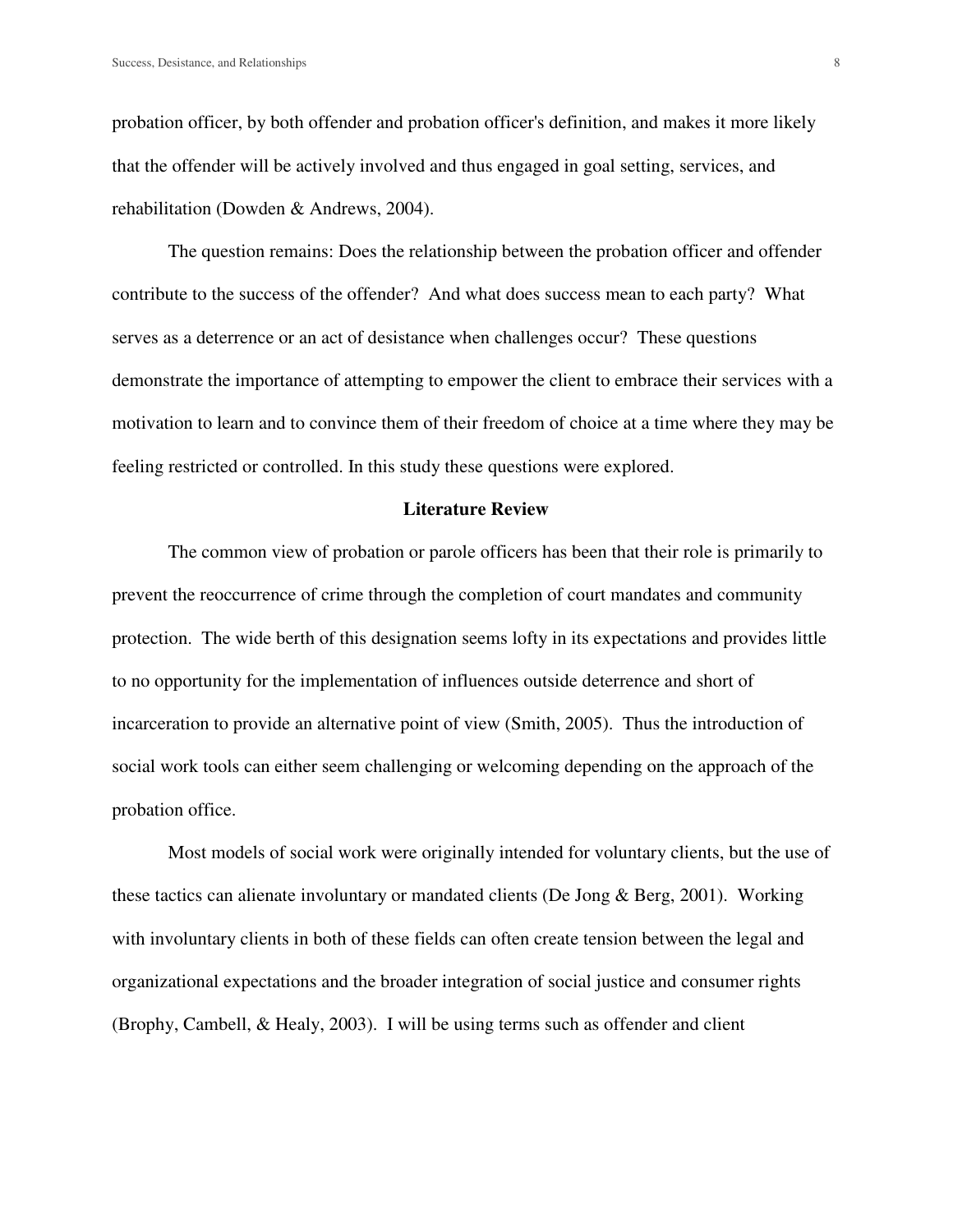probation officer, by both offender and probation officer's definition, and makes it more likely that the offender will be actively involved and thus engaged in goal setting, services, and rehabilitation (Dowden & Andrews, 2004).

The question remains: Does the relationship between the probation officer and offender contribute to the success of the offender? And what does success mean to each party? What serves as a deterrence or an act of desistance when challenges occur? These questions demonstrate the importance of attempting to empower the client to embrace their services with a motivation to learn and to convince them of their freedom of choice at a time where they may be feeling restricted or controlled. In this study these questions were explored.

## Literature Review

The common view of probation or parole officers has been that their role is primarily to prevent the reoccurrence of crime through the completion of court mandates and community protection. The wide berth of this designation seems lofty in its expectations and provides little to no opportunity for the implementation of influences outside deterrence and short of incarceration to provide an alternative point of view (Smith, 2005). Thus the introduction of social work tools can either seem challenging or welcoming depending on the approach of the probation office.

Most models of social work were originally intended for voluntary clients, but the use of these tactics can alienate involuntary or mandated clients (De Jong & Berg, 2001). Working with involuntary clients in both of these fields can often create tension between the legal and organizational expectations and the broader integration of social justice and consumer rights (Brophy, Cambell, & Healy, 2003). I will be using terms such as offender and client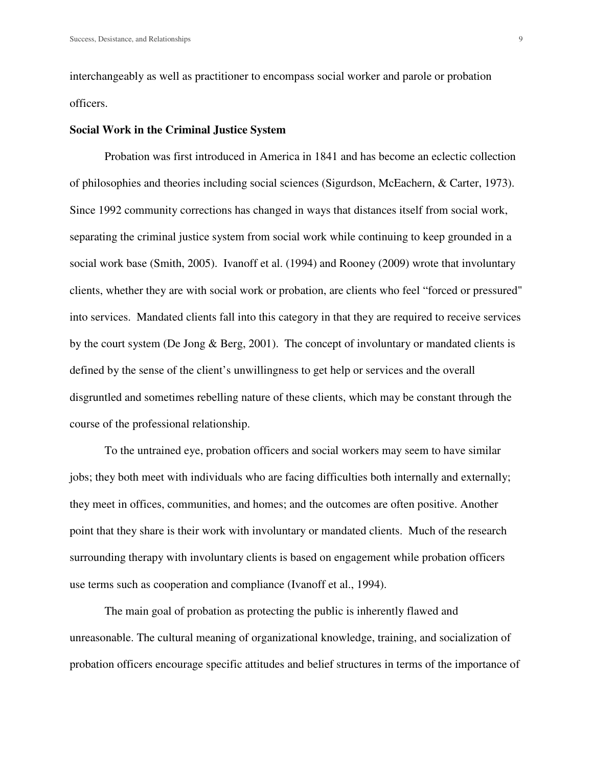interchangeably as well as practitioner to encompass social worker and parole or probation officers.

**Social Work in the Criminal Justice System**

Probation was first introduced in America in 1841 and has become an eclectic collection of philosophies and theories including social sciences (Sigurdson, McEachern, & Carter, 1973). Since 1992 community corrections has changed in ways that distances itself from social work, separating the criminal justice system from social work while continuing to keep grounded in a social work base (Smith, 2005). Ivanoff et al. (1994) and Rooney (2009) wrote that involuntary clients, whether they are with social work or probation, are clients who feel "forced or pressured" into services. Mandated clients fall into this category in that they are required to receive services by the court system (De Jong & Berg, 2001). The concept of involuntary or mandated clients is defined by the sense of the client's unwillingness to get help or services and the overall disgruntled and sometimes rebelling nature of these clients, which may be constant through the course of the professional relationship.

To the untrained eye, probation officers and social workers may seem to have similar jobs; they both meet with individuals who are facing difficulties both internally and externally; they meet in offices, communities, and homes; and the outcomes are often positive. Another point that they share is their work with involuntary or mandated clients. Much of the research surrounding therapy with involuntary clients is based on engagement while probation officers use terms such as cooperation and compliance (Ivanoff et al., 1994).

The main goal of probation as protecting the public is inherently flawed and unreasonable. The cultural meaning of organizational knowledge, training, and socialization of probation officers encourage specific attitudes and belief structures in terms of the importance of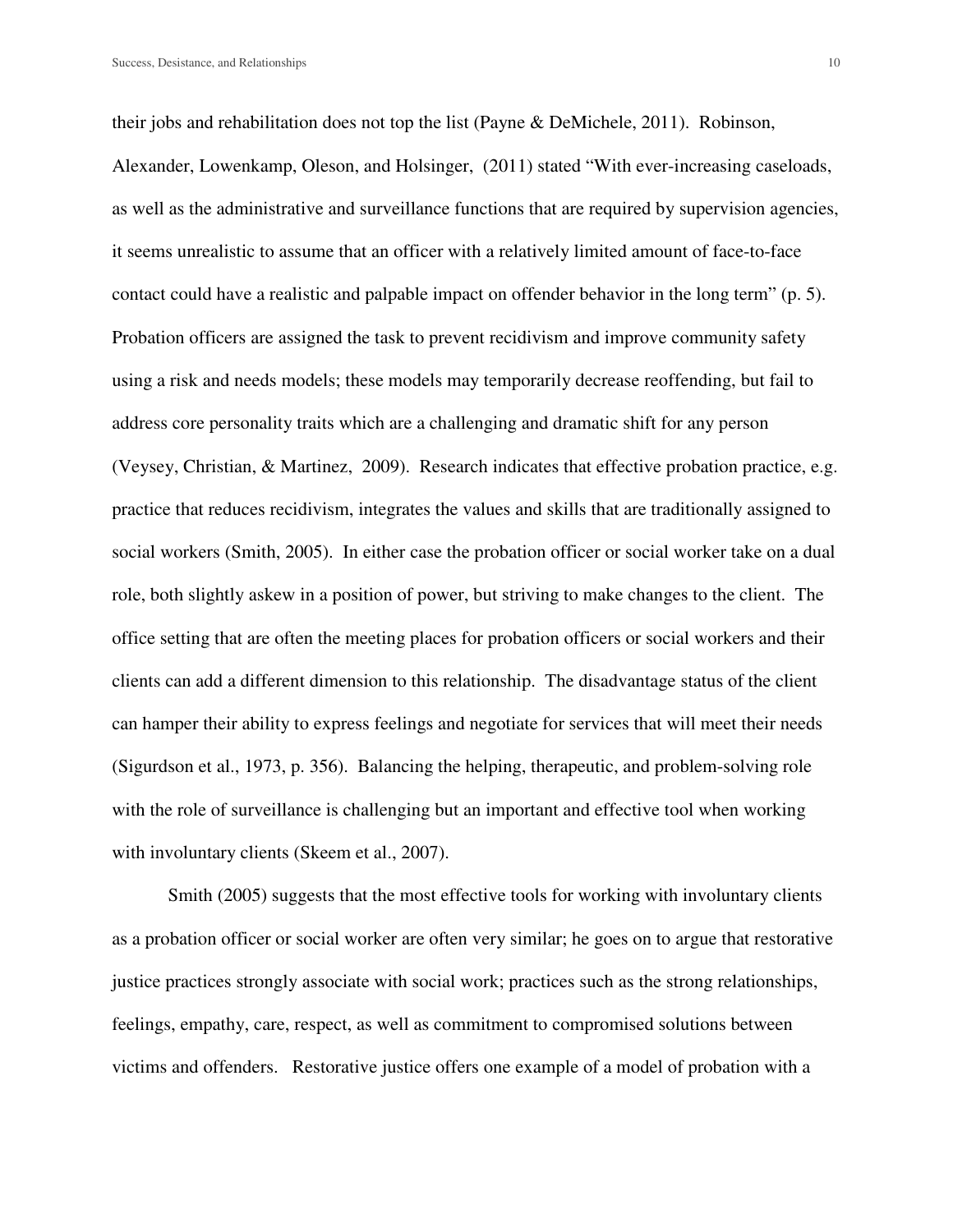their jobs and rehabilitation does not top the list (Payne & DeMichele, 2011). Robinson, Alexander, Lowenkamp, Oleson, and Holsinger, (2011) stated "With ever-increasing caseloads, as well as the administrative and surveillance functions that are required by supervision agencies, it seems unrealistic to assume that an officer with a relatively limited amount of face-to-face contact could have a realistic and palpable impact on offender behavior in the long term" (p. 5). Probation officers are assigned the task to prevent recidivism and improve community safety using a risk and needs models; these models may temporarily decrease reoffending, but fail to address core personality traits which are a challenging and dramatic shift for any person (Veysey, Christian, & Martinez, 2009). Research indicates that effective probation practice, e.g. practice that reduces recidivism, integrates the values and skills that are traditionally assigned to social workers (Smith, 2005). In either case the probation officer or social worker take on a dual role, both slightly askew in a position of power, but striving to make changes to the client. The office setting that are often the meeting places for probation officers or social workers and their clients can add a different dimension to this relationship. The disadvantage status of the client can hamper their ability to express feelings and negotiate for services that will meet their needs (Sigurdson et al., 1973, p. 356). Balancing the helping, therapeutic, and problem-solving role with the role of surveillance is challenging but an important and effective tool when working with involuntary clients (Skeem et al., 2007).

Smith (2005) suggests that the most effective tools for working with involuntary clients as a probation officer or social worker are often very similar; he goes on to argue that restorative justice practices strongly associate with social work; practices such as the strong relationships, feelings, empathy, care, respect, as well as commitment to compromised solutions between victims and offenders. Restorative justice offers one example of a model of probation with a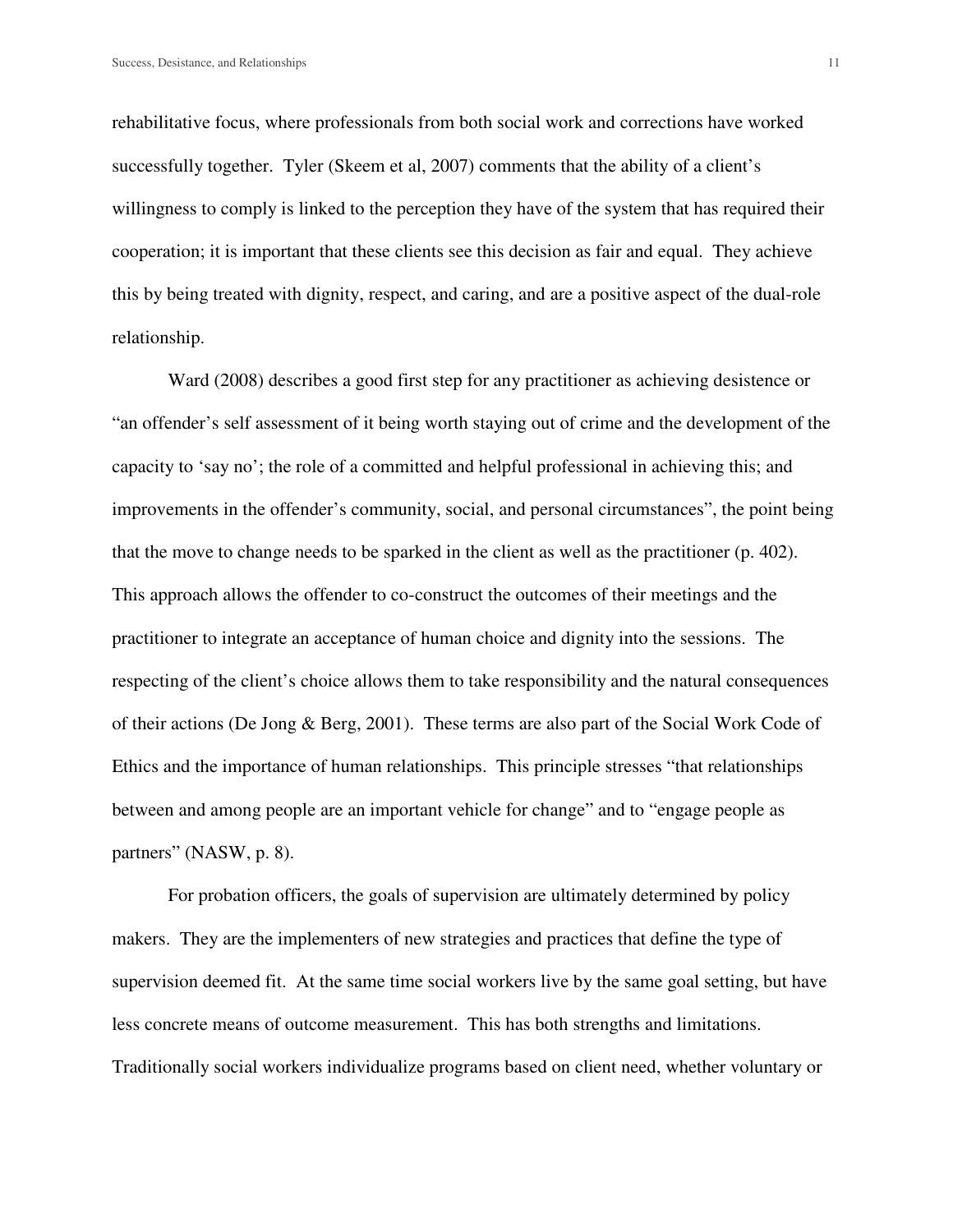rehabilitative focus, where professionals from both social work and corrections have worked successfully together. Tyler (Skeem et al, 2007) comments that the ability of a client's willingness to comply is linked to the perception they have of the system that has required their cooperation; it is important that these clients see this decision as fair and equal. They achieve this by being treated with dignity, respect, and caring, and are a positive aspect of the dual-role relationship.

Ward (2008) describes a good first step for any practitioner as achieving desistence or "an offender's self assessment of it being worth staying out of crime and the development of the capacity to 'say no'; the role of a committed and helpful professional in achieving this; and improvements in the offender's community, social, and personal circumstances", the point being that the move to change needs to be sparked in the client as well as the practitioner (p. 402). This approach allows the offender to co-construct the outcomes of their meetings and the practitioner to integrate an acceptance of human choice and dignity into the sessions. The respecting of the client's choice allows them to take responsibility and the natural consequences of their actions (De Jong & Berg, 2001). These terms are also part of the Social Work Code of Ethics and the importance of human relationships. This principle stresses "that relationships between and among people are an important vehicle for change" and to "engage people as partners" (NASW, p. 8).

For probation officers, the goals of supervision are ultimately determined by policy makers. They are the implementers of new strategies and practices that define the type of supervision deemed fit. At the same time social workers live by the same goal setting, but have less concrete means of outcome measurement. This has both strengths and limitations. Traditionally social workers individualize programs based on client need, whether voluntary or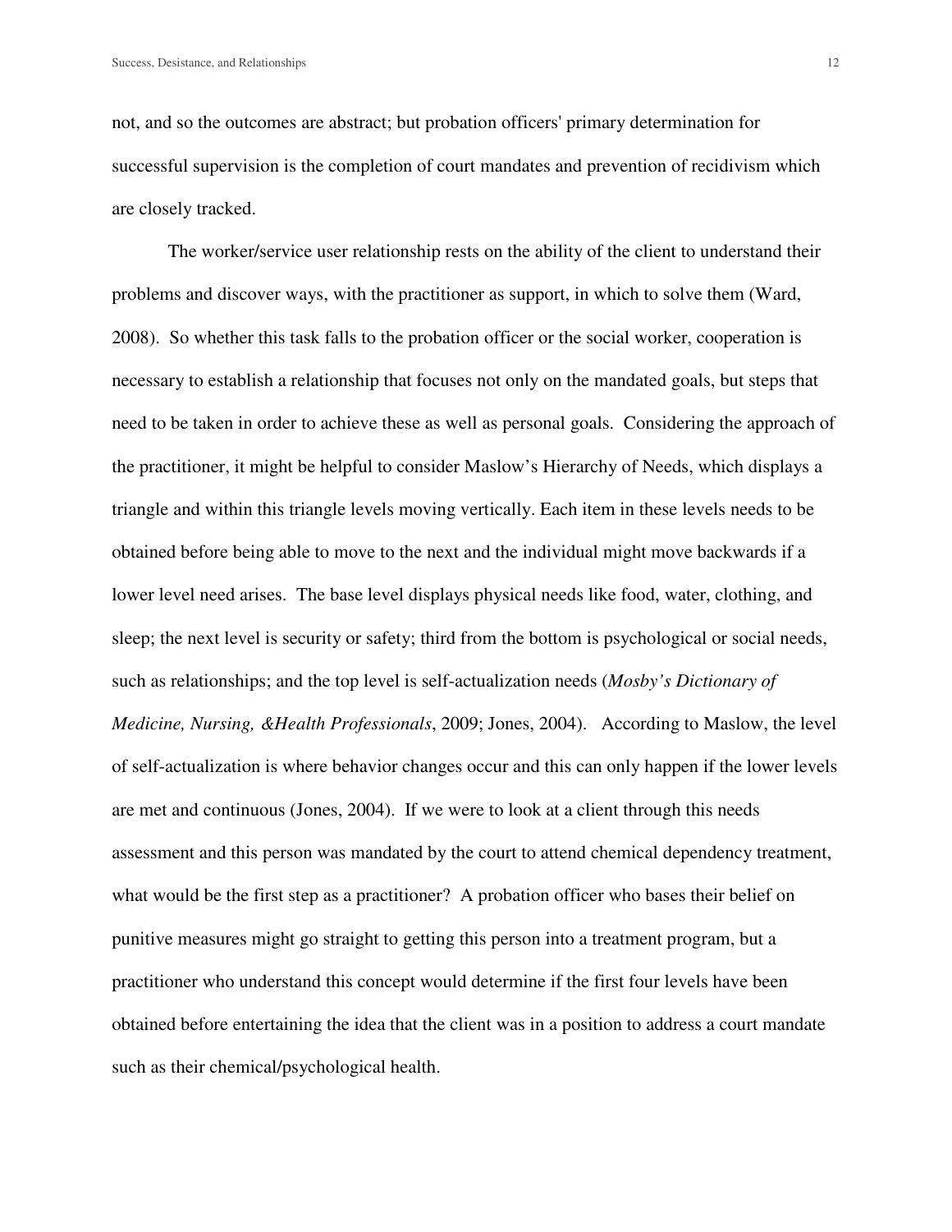not, and so the outcomes are abstract; but probation officers' primary determination for successful supervision is the completion of court mandates and prevention of recidivism which are closely tracked.

The worker/service user relationship rests on the ability of the client to understand their problems and discover ways, with the practitioner as support, in which to solve them (Ward, 2008). So whether this task falls to the probation officer or the social worker, cooperation is necessary to establish a relationship that focuses not only on the mandated goals, but steps that need to be taken in order to achieve these as well as personal goals. Considering the approach of the practitioner, it might be helpful to consider Maslow's Hierarchy of Needs, which displays a triangle and within this triangle levels moving vertically. Each item in these levels needs to be obtained before being able to move to the next and the individual might move backwards if a lower level need arises. The base level displays physical needs like food, water, clothing, and sleep; the next level is security or safety; third from the bottom is psychological or social needs, such as relationships; and the top level is self-actualization needs (*Mosby's Dictionary of Medicine, Nursing, &Health Professionals*, 2009; Jones, 2004). According to Maslow, the level of self-actualization is where behavior changes occur and this can only happen if the lower levels are met and continuous (Jones, 2004). If we were to look at a client through this needs assessment and this person was mandated by the court to attend chemical dependency treatment, what would be the first step as a practitioner? A probation officer who bases their belief on punitive measures might go straight to getting this person into a treatment program, but a practitioner who understand this concept would determine if the first four levels have been obtained before entertaining the idea that the client was in a position to address a court mandate such as their chemical/psychological health.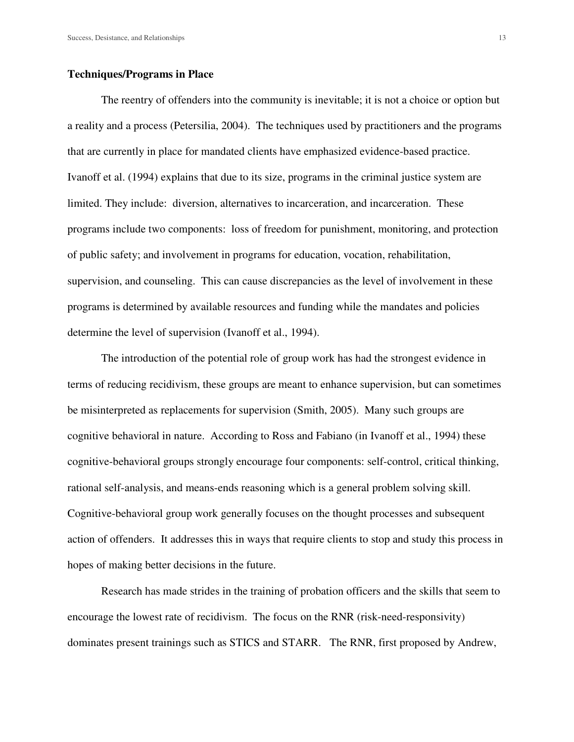## Techniques/Programs in Place

The reentry of offenders into the community is inevitable; it is not a choice or option but a reality and a process (Petersilia, 2004). The techniques used by practitioners and the programs that are currently in place for mandated clients have emphasized evidence-based practice. Ivanoff et al. (1994) explains that due to its size, programs in the criminal justice system are limited. They include: diversion, alternatives to incarceration, and incarceration. These programs include two components: loss of freedom for punishment, monitoring, and protection of public safety; and involvement in programs for education, vocation, rehabilitation, supervision, and counseling. This can cause discrepancies as the level of involvement in these programs is determined by available resources and funding while the mandates and policies determine the level of supervision (Ivanoff et al., 1994).

The introduction of the potential role of group work has had the strongest evidence in terms of reducing recidivism, these groups are meant to enhance supervision, but can sometimes be misinterpreted as replacements for supervision (Smith, 2005). Many such groups are cognitive behavioral in nature. According to Ross and Fabiano (in Ivanoff et al., 1994) these cognitive-behavioral groups strongly encourage four components: self-control, critical thinking, rational self-analysis, and means-ends reasoning which is a general problem solving skill. Cognitive-behavioral group work generally focuses on the thought processes and subsequent action of offenders. It addresses this in ways that require clients to stop and study this process in hopes of making better decisions in the future.

Research has made strides in the training of probation officers and the skills that seem to encourage the lowest rate of recidivism. The focus on the RNR (risk-need-responsivity) dominates present trainings such as STICS and STARR. The RNR, first proposed by Andrew,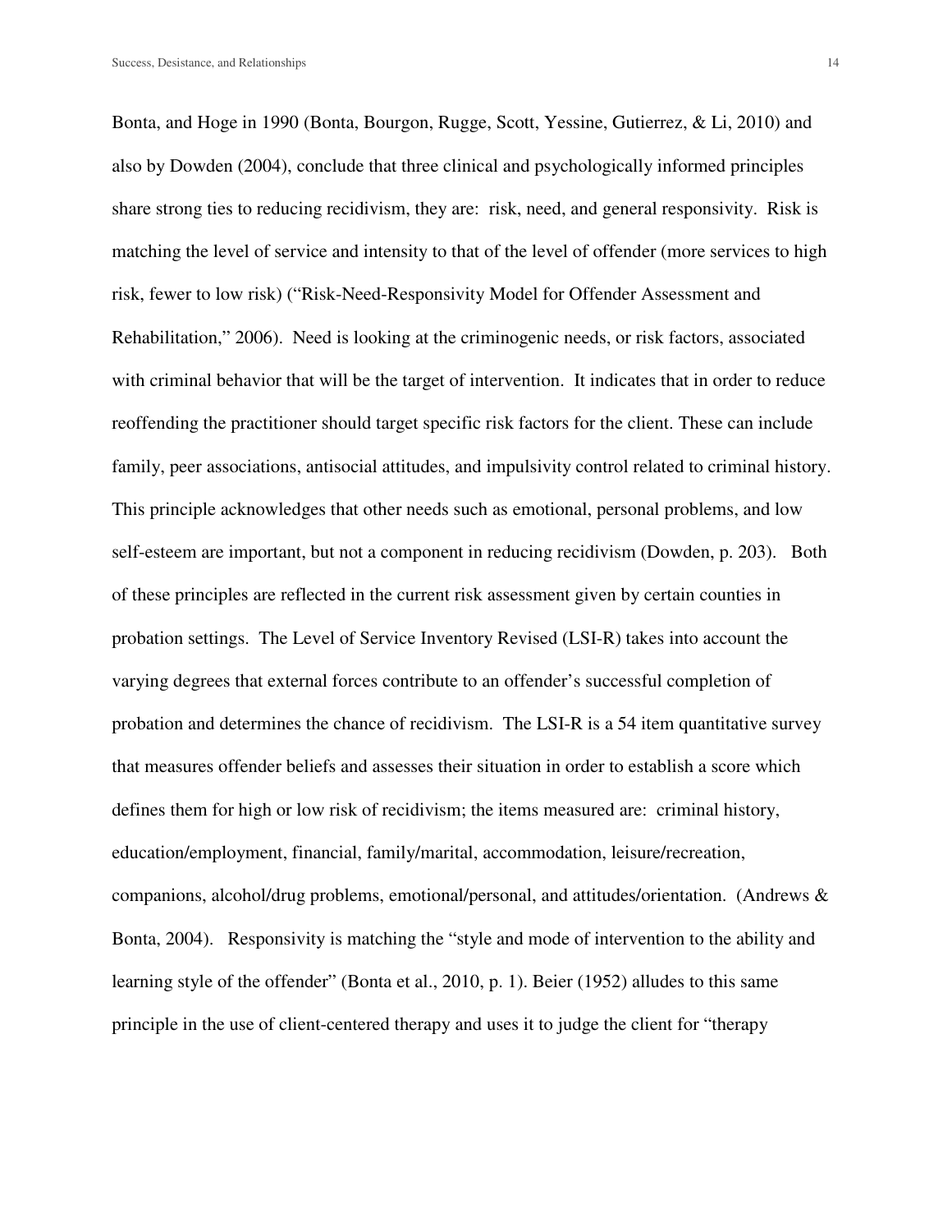Bonta, and Hoge in 1990 (Bonta, Bourgon, Rugge, Scott, Yessine, Gutierrez, & Li, 2010) and also by Dowden (2004), conclude that three clinical and psychologically informed principles share strong ties to reducing recidivism, they are: risk, need, and general responsivity. Risk is matching the level of service and intensity to that of the level of offender (more services to high risk, fewer to low risk) ("Risk-Need-Responsivity Model for Offender Assessment and Rehabilitation," 2006). Need is looking at the criminogenic needs, or risk factors, associated with criminal behavior that will be the target of intervention. It indicates that in order to reduce reoffending the practitioner should target specific risk factors for the client. These can include family, peer associations, antisocial attitudes, and impulsivity control related to criminal history. This principle acknowledges that other needs such as emotional, personal problems, and low self-esteem are important, but not a component in reducing recidivism (Dowden, p. 203). Both of these principles are reflected in the current risk assessment given by certain counties in probation settings. The Level of Service Inventory Revised (LSI-R) takes into account the varying degrees that external forces contribute to an offender's successful completion of probation and determines the chance of recidivism. The LSI-R is a 54 item quantitative survey that measures offender beliefs and assesses their situation in order to establish a score which defines them for high or low risk of recidivism; the items measured are: criminal history, education/employment, financial, family/marital, accommodation, leisure/recreation, companions, alcohol/drug problems, emotional/personal, and attitudes/orientation. (Andrews & Bonta, 2004). Responsivity is matching the "style and mode of intervention to the ability and learning style of the offender" (Bonta et al., 2010, p. 1). Beier (1952) alludes to this same principle in the use of client-centered therapy and uses it to judge the client for "therapy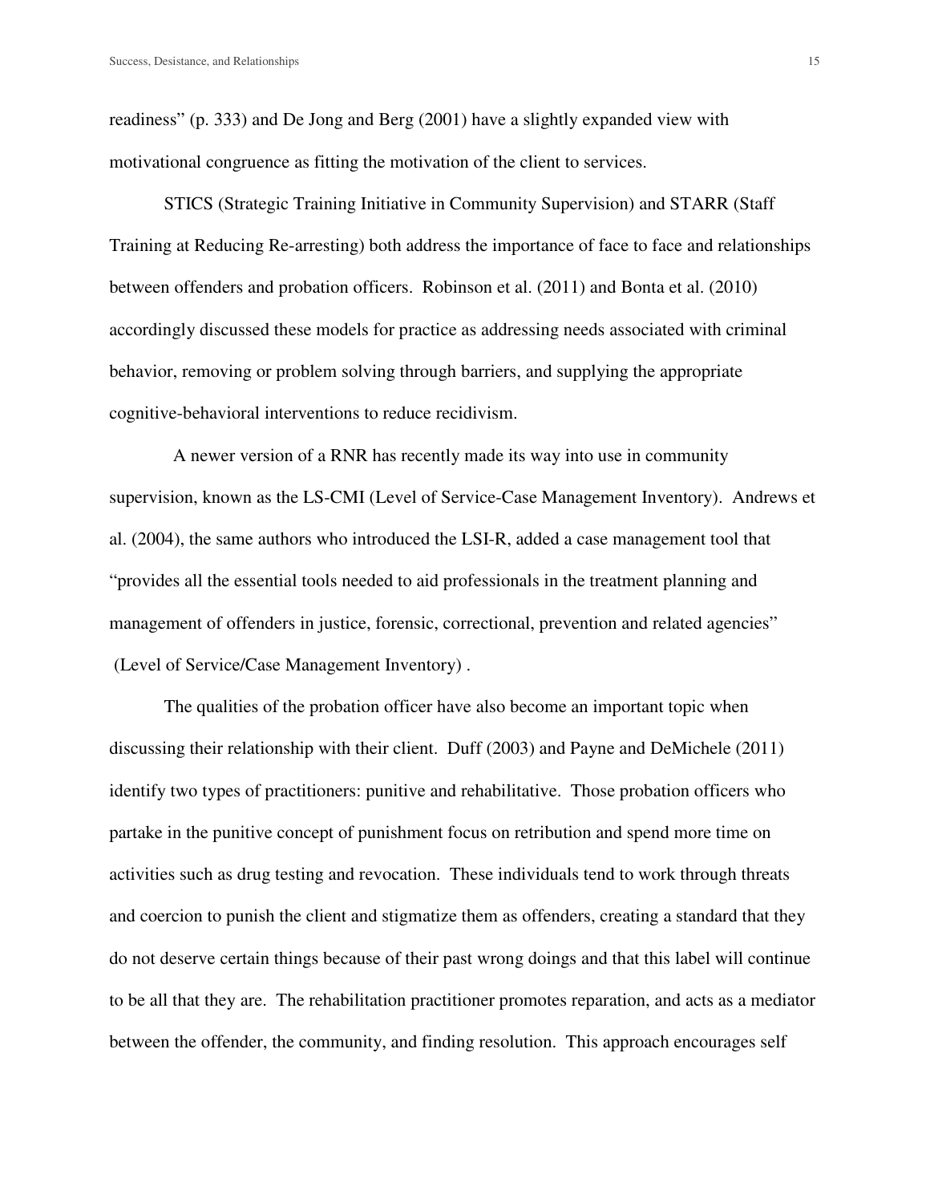readiness" (p. 333) and De Jong and Berg (2001) have a slightly expanded view with motivational congruence as fitting the motivation of the client to services.

STICS (Strategic Training Initiative in Community Supervision) and STARR (Staff Training at Reducing Re-arresting) both address the importance of face to face and relationships between offenders and probation officers. Robinson et al. (2011) and Bonta et al. (2010) accordingly discussed these models for practice as addressing needs associated with criminal behavior, removing or problem solving through barriers, and supplying the appropriate cognitive-behavioral interventions to reduce recidivism.

A newer version of a RNR has recently made its way into use in community supervision, known as the LS-CMI (Level of Service-Case Management Inventory). Andrews et al. (2004), the same authors who introduced the LSI-R, added a case management tool that "provides all the essential tools needed to aid professionals in the treatment planning and management of offenders in justice, forensic, correctional, prevention and related agencies" (Level of Service/Case Management Inventory) .

The qualities of the probation officer have also become an important topic when discussing their relationship with their client. Duff (2003) and Payne and DeMichele (2011) identify two types of practitioners: punitive and rehabilitative. Those probation officers who partake in the punitive concept of punishment focus on retribution and spend more time on activities such as drug testing and revocation. These individuals tend to work through threats and coercion to punish the client and stigmatize them as offenders, creating a standard that they do not deserve certain things because of their past wrong doings and that this label will continue to be all that they are. The rehabilitation practitioner promotes reparation, and acts as a mediator between the offender, the community, and finding resolution. This approach encourages self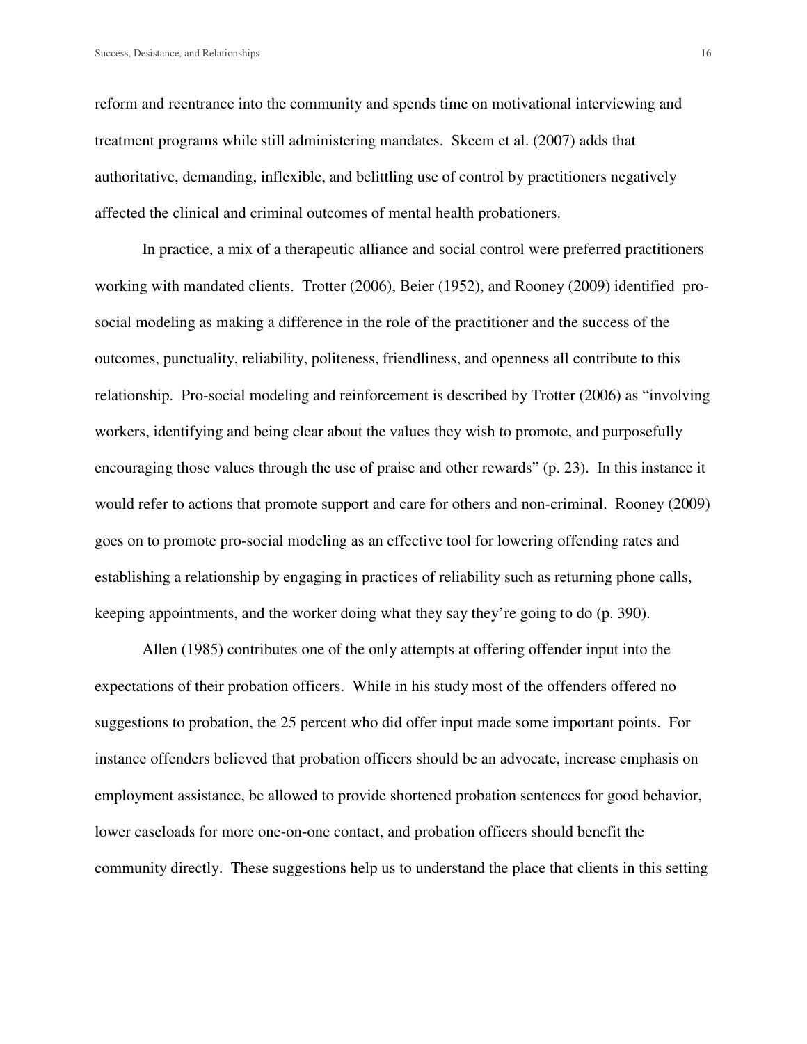reform and reentrance into the community and spends time on motivational interviewing and treatment programs while still administering mandates. Skeem et al. (2007) adds that authoritative, demanding, inflexible, and belittling use of control by practitioners negatively affected the clinical and criminal outcomes of mental health probationers.

In practice, a mix of a therapeutic alliance and social control were preferred practitioners working with mandated clients. Trotter (2006), Beier (1952), and Rooney (2009) identified pro-social modeling as making a difference in the role of the practitioner and the success of the outcomes, punctuality, reliability, politeness, friendliness, and openness all contribute to this relationship. Pro-social modeling and reinforcement is described by Trotter (2006) as "involving workers, identifying and being clear about the values they wish to promote, and purposefully encouraging those values through the use of praise and other rewards" (p. 23). In this instance it would refer to actions that promote support and care for others and non-criminal. Rooney (2009) goes on to promote pro-social modeling as an effective tool for lowering offending rates and establishing a relationship by engaging in practices of reliability such as returning phone calls, keeping appointments, and the worker doing what they say they're going to do (p. 390).

Allen (1985) contributes one of the only attempts at offering offender input into the expectations of their probation officers. While in his study most of the offenders offered no suggestions to probation, the 25 percent who did offer input made some important points. For instance offenders believed that probation officers should be an advocate, increase emphasis on employment assistance, be allowed to provide shortened probation sentences for good behavior, lower caseloads for more one-on-one contact, and probation officers should benefit the community directly. These suggestions help us to understand the place that clients in this setting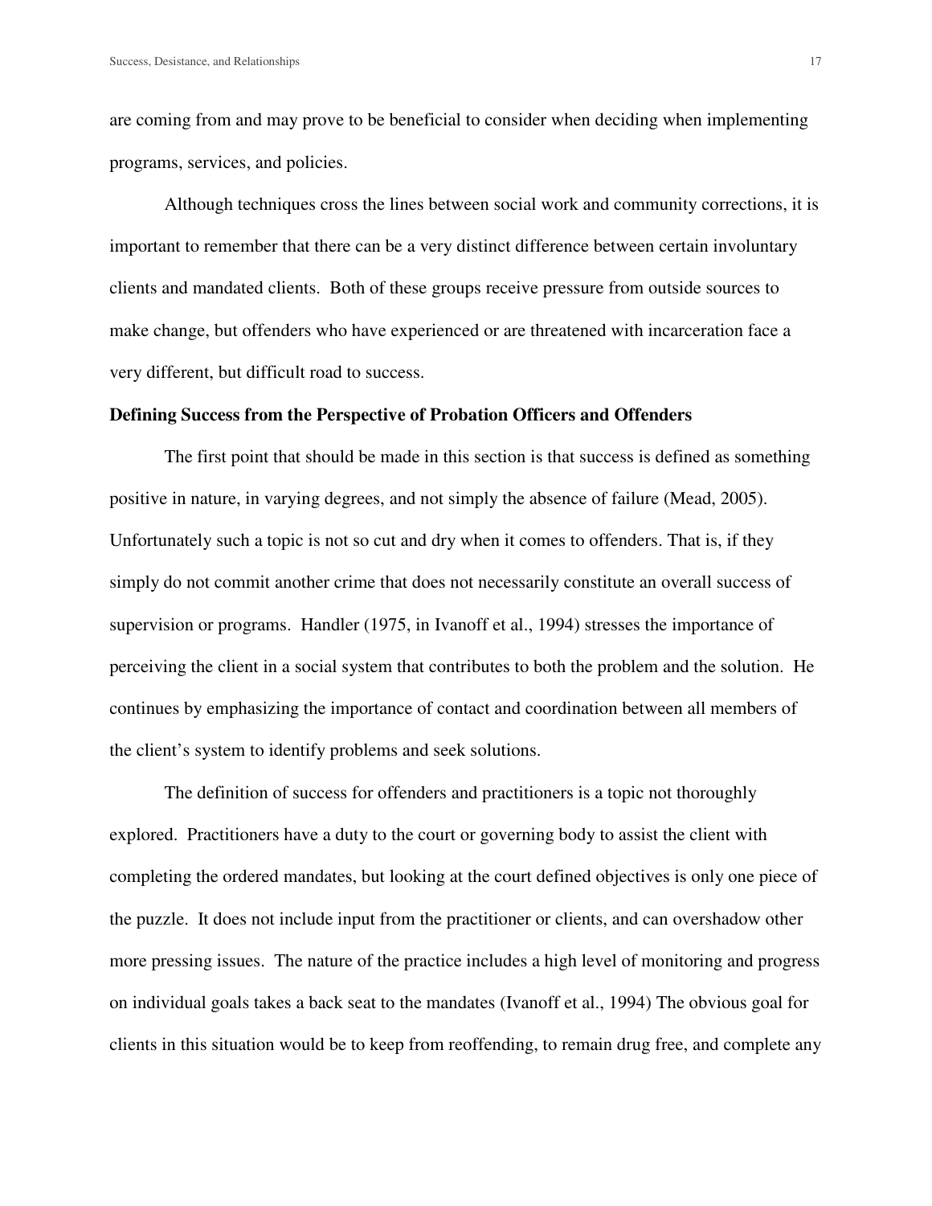are coming from and may prove to be beneficial to consider when deciding when implementing programs, services, and policies.

Although techniques cross the lines between social work and community corrections, it is important to remember that there can be a very distinct difference between certain involuntary clients and mandated clients. Both of these groups receive pressure from outside sources to make change, but offenders who have experienced or are threatened with incarceration face a very different, but difficult road to success.

**Defining Success from the Perspective of Probation Officers and Offenders**

The first point that should be made in this section is that success is defined as something positive in nature, in varying degrees, and not simply the absence of failure (Mead, 2005). Unfortunately such a topic is not so cut and dry when it comes to offenders. That is, if they simply do not commit another crime that does not necessarily constitute an overall success of supervision or programs. Handler (1975, in Ivanoff et al., 1994) stresses the importance of perceiving the client in a social system that contributes to both the problem and the solution. He continues by emphasizing the importance of contact and coordination between all members of the client's system to identify problems and seek solutions.

The definition of success for offenders and practitioners is a topic not thoroughly explored. Practitioners have a duty to the court or governing body to assist the client with completing the ordered mandates, but looking at the court defined objectives is only one piece of the puzzle. It does not include input from the practitioner or clients, and can overshadow other more pressing issues. The nature of the practice includes a high level of monitoring and progress on individual goals takes a back seat to the mandates (Ivanoff et al., 1994) The obvious goal for clients in this situation would be to keep from reoffending, to remain drug free, and complete any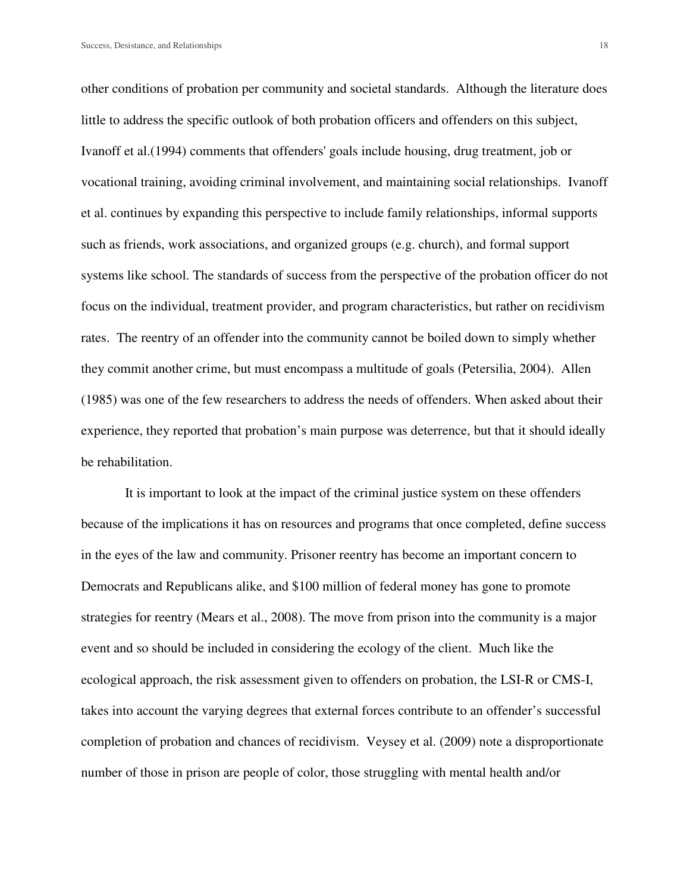other conditions of probation per community and societal standards. Although the literature does little to address the specific outlook of both probation officers and offenders on this subject, Ivanoff et al.(1994) comments that offenders' goals include housing, drug treatment, job or vocational training, avoiding criminal involvement, and maintaining social relationships. Ivanoff et al. continues by expanding this perspective to include family relationships, informal supports such as friends, work associations, and organized groups (e.g. church), and formal support systems like school. The standards of success from the perspective of the probation officer do not focus on the individual, treatment provider, and program characteristics, but rather on recidivism rates. The reentry of an offender into the community cannot be boiled down to simply whether they commit another crime, but must encompass a multitude of goals (Petersilia, 2004). Allen (1985) was one of the few researchers to address the needs of offenders. When asked about their experience, they reported that probation's main purpose was deterrence, but that it should ideally be rehabilitation.

It is important to look at the impact of the criminal justice system on these offenders because of the implications it has on resources and programs that once completed, define success in the eyes of the law and community. Prisoner reentry has become an important concern to Democrats and Republicans alike, and $100 million of federal money has gone to promote strategies for reentry (Mears et al., 2008). The move from prison into the community is a major event and so should be included in considering the ecology of the client. Much like the ecological approach, the risk assessment given to offenders on probation, the LSI-R or CMS-I, takes into account the varying degrees that external forces contribute to an offender's successful completion of probation and chances of recidivism. Veysey et al. (2009) note a disproportionate number of those in prison are people of color, those struggling with mental health and/or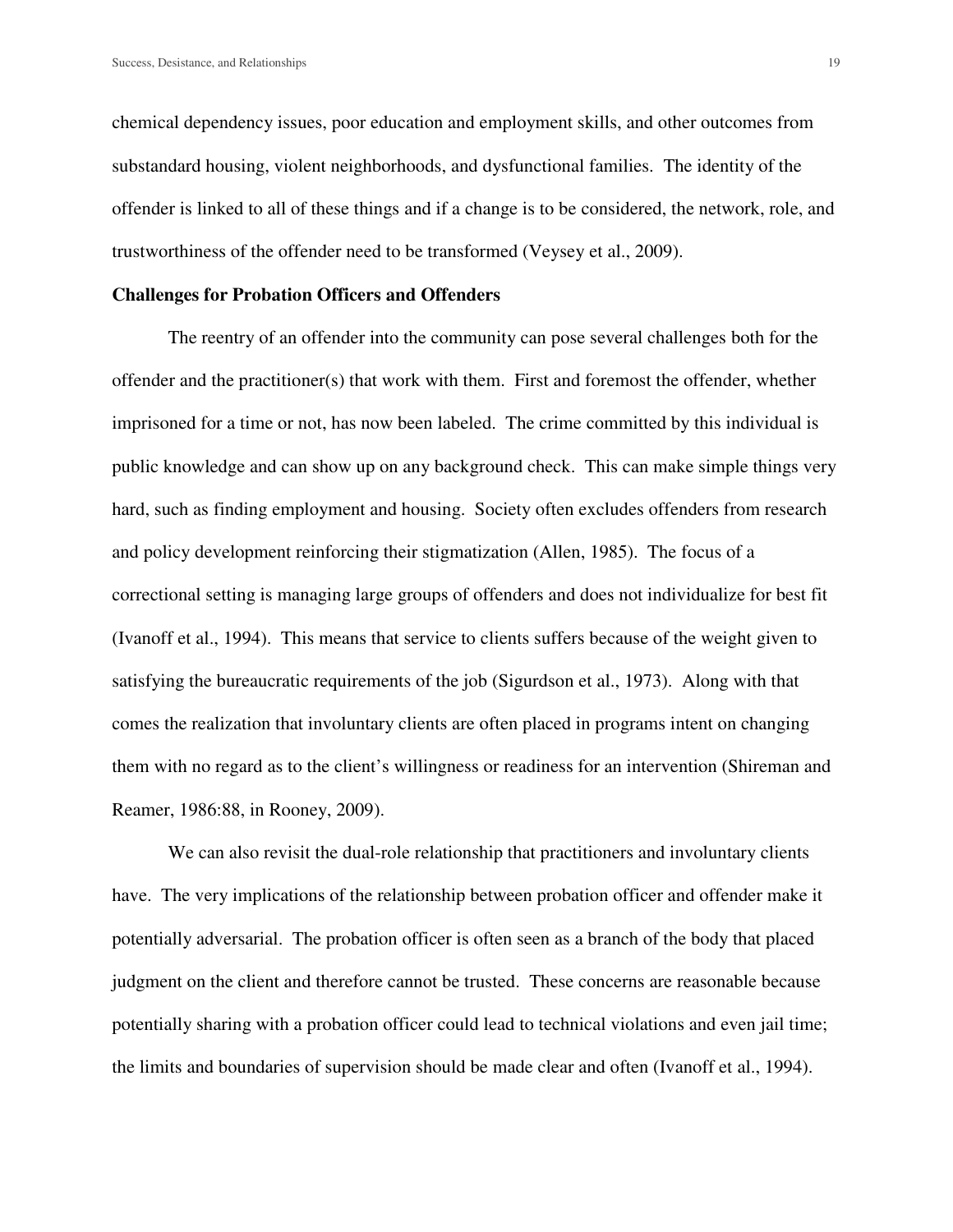chemical dependency issues, poor education and employment skills, and other outcomes from substandard housing, violent neighborhoods, and dysfunctional families. The identity of the offender is linked to all of these things and if a change is to be considered, the network, role, and trustworthiness of the offender need to be transformed (Veysey et al., 2009).

**Challenges for Probation Officers and Offenders**

The reentry of an offender into the community can pose several challenges both for the offender and the practitioner(s) that work with them. First and foremost the offender, whether imprisoned for a time or not, has now been labeled. The crime committed by this individual is public knowledge and can show up on any background check. This can make simple things very hard, such as finding employment and housing. Society often excludes offenders from research and policy development reinforcing their stigmatization (Allen, 1985). The focus of a correctional setting is managing large groups of offenders and does not individualize for best fit (Ivanoff et al., 1994). This means that service to clients suffers because of the weight given to satisfying the bureaucratic requirements of the job (Sigurdson et al., 1973). Along with that comes the realization that involuntary clients are often placed in programs intent on changing them with no regard as to the client's willingness or readiness for an intervention (Shireman and Reamer, 1986:88, in Rooney, 2009).

We can also revisit the dual-role relationship that practitioners and involuntary clients have. The very implications of the relationship between probation officer and offender make it potentially adversarial. The probation officer is often seen as a branch of the body that placed judgment on the client and therefore cannot be trusted. These concerns are reasonable because potentially sharing with a probation officer could lead to technical violations and even jail time; the limits and boundaries of supervision should be made clear and often (Ivanoff et al., 1994).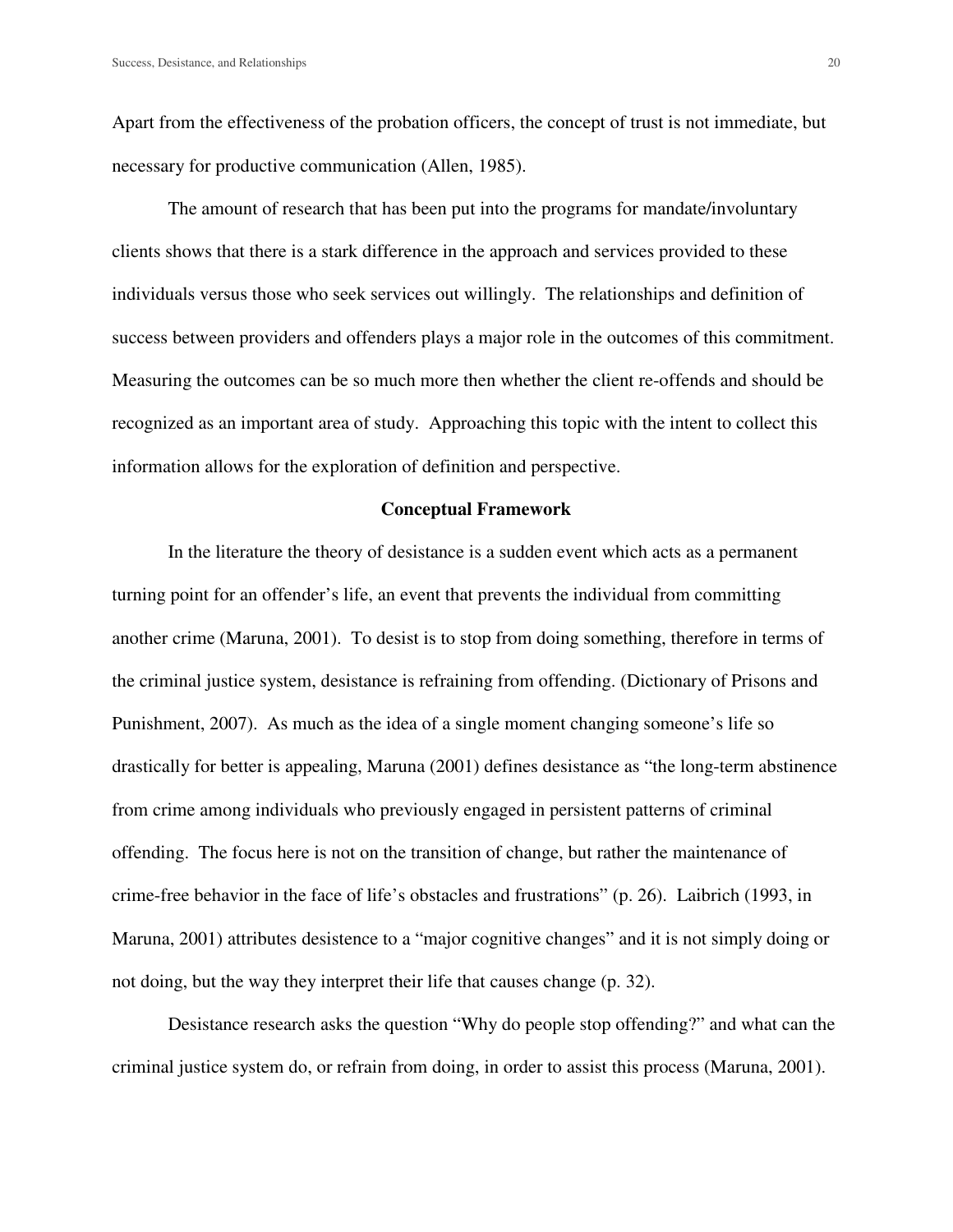Apart from the effectiveness of the probation officers, the concept of trust is not immediate, but necessary for productive communication (Allen, 1985).

The amount of research that has been put into the programs for mandate/involuntary clients shows that there is a stark difference in the approach and services provided to these individuals versus those who seek services out willingly. The relationships and definition of success between providers and offenders plays a major role in the outcomes of this commitment. Measuring the outcomes can be so much more then whether the client re-offends and should be recognized as an important area of study. Approaching this topic with the intent to collect this information allows for the exploration of definition and perspective.

## Conceptual Framework

In the literature the theory of desistance is a sudden event which acts as a permanent turning point for an offender's life, an event that prevents the individual from committing another crime (Maruna, 2001). To desist is to stop from doing something, therefore in terms of the criminal justice system, desistance is refraining from offending. (Dictionary of Prisons and Punishment, 2007). As much as the idea of a single moment changing someone's life so drastically for better is appealing, Maruna (2001) defines desistance as "the long-term abstinence from crime among individuals who previously engaged in persistent patterns of criminal offending. The focus here is not on the transition of change, but rather the maintenance of crime-free behavior in the face of life's obstacles and frustrations" (p. 26). Laibrich (1993, in Maruna, 2001) attributes desistence to a "major cognitive changes" and it is not simply doing or not doing, but the way they interpret their life that causes change (p. 32).

Desistance research asks the question "Why do people stop offending?" and what can the criminal justice system do, or refrain from doing, in order to assist this process (Maruna, 2001).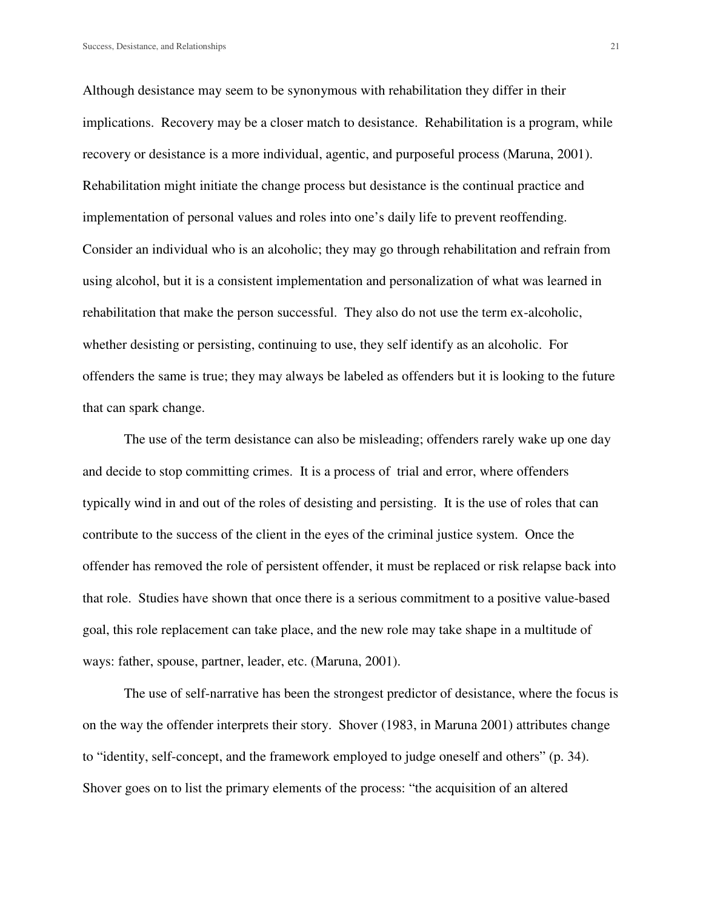Although desistance may seem to be synonymous with rehabilitation they differ in their implications. Recovery may be a closer match to desistance. Rehabilitation is a program, while recovery or desistance is a more individual, agentic, and purposeful process (Maruna, 2001). Rehabilitation might initiate the change process but desistance is the continual practice and implementation of personal values and roles into one's daily life to prevent reoffending. Consider an individual who is an alcoholic; they may go through rehabilitation and refrain from using alcohol, but it is a consistent implementation and personalization of what was learned in rehabilitation that make the person successful. They also do not use the term ex-alcoholic, whether desisting or persisting, continuing to use, they self identify as an alcoholic. For offenders the same is true; they may always be labeled as offenders but it is looking to the future that can spark change.

The use of the term desistance can also be misleading; offenders rarely wake up one day and decide to stop committing crimes. It is a process of trial and error, where offenders typically wind in and out of the roles of desisting and persisting. It is the use of roles that can contribute to the success of the client in the eyes of the criminal justice system. Once the offender has removed the role of persistent offender, it must be replaced or risk relapse back into that role. Studies have shown that once there is a serious commitment to a positive value-based goal, this role replacement can take place, and the new role may take shape in a multitude of ways: father, spouse, partner, leader, etc. (Maruna, 2001).

The use of self-narrative has been the strongest predictor of desistance, where the focus is on the way the offender interprets their story. Shover (1983, in Maruna 2001) attributes change to "identity, self-concept, and the framework employed to judge oneself and others" (p. 34). Shover goes on to list the primary elements of the process: "the acquisition of an altered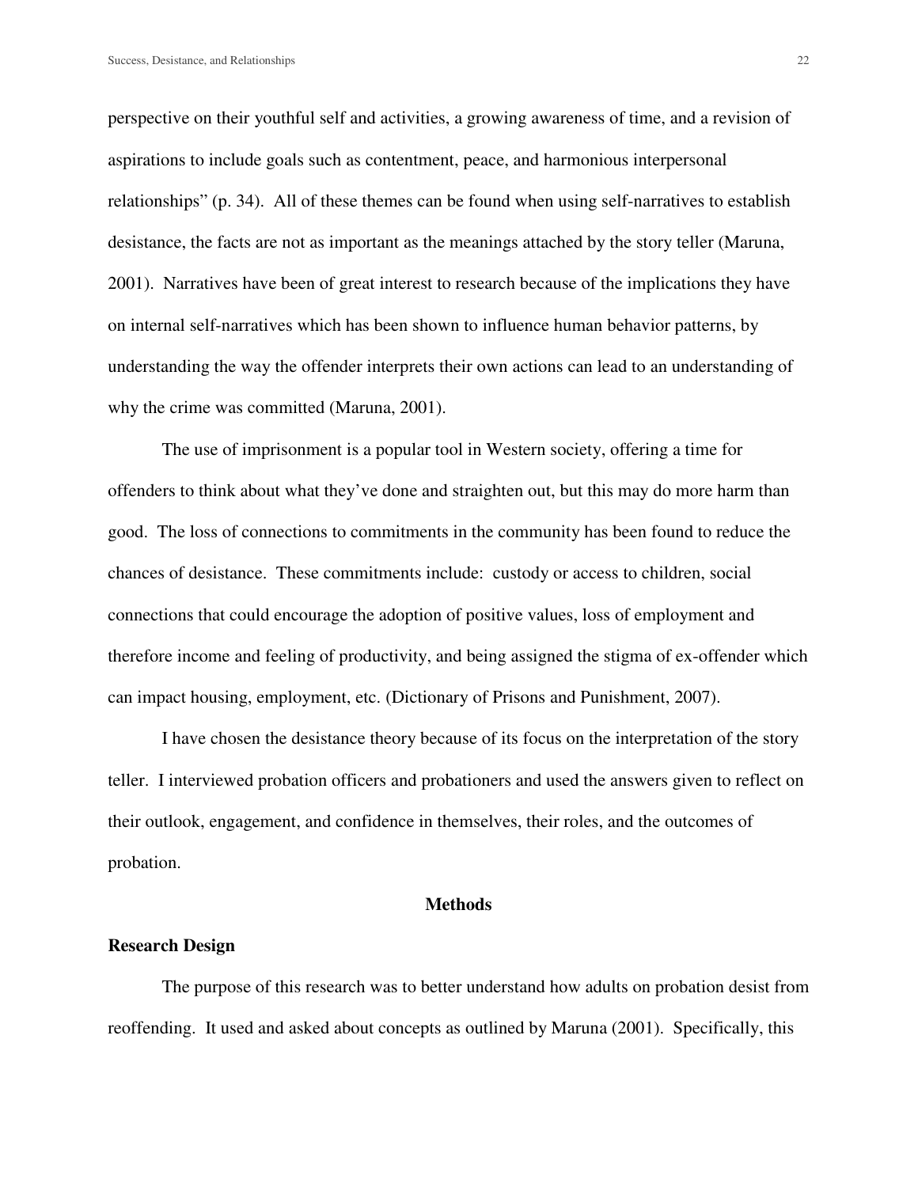perspective on their youthful self and activities, a growing awareness of time, and a revision of aspirations to include goals such as contentment, peace, and harmonious interpersonal relationships" (p. 34). All of these themes can be found when using self-narratives to establish desistance, the facts are not as important as the meanings attached by the story teller (Maruna, 2001). Narratives have been of great interest to research because of the implications they have on internal self-narratives which has been shown to influence human behavior patterns, by understanding the way the offender interprets their own actions can lead to an understanding of why the crime was committed (Maruna, 2001).

The use of imprisonment is a popular tool in Western society, offering a time for offenders to think about what they've done and straighten out, but this may do more harm than good. The loss of connections to commitments in the community has been found to reduce the chances of desistance. These commitments include: custody or access to children, social connections that could encourage the adoption of positive values, loss of employment and therefore income and feeling of productivity, and being assigned the stigma of ex-offender which can impact housing, employment, etc. (Dictionary of Prisons and Punishment, 2007).

I have chosen the desistance theory because of its focus on the interpretation of the story teller. I interviewed probation officers and probationers and used the answers given to reflect on their outlook, engagement, and confidence in themselves, their roles, and the outcomes of probation.

## Methods

### Research Design

The purpose of this research was to better understand how adults on probation desist from reoffending. It used and asked about concepts as outlined by Maruna (2001). Specifically, this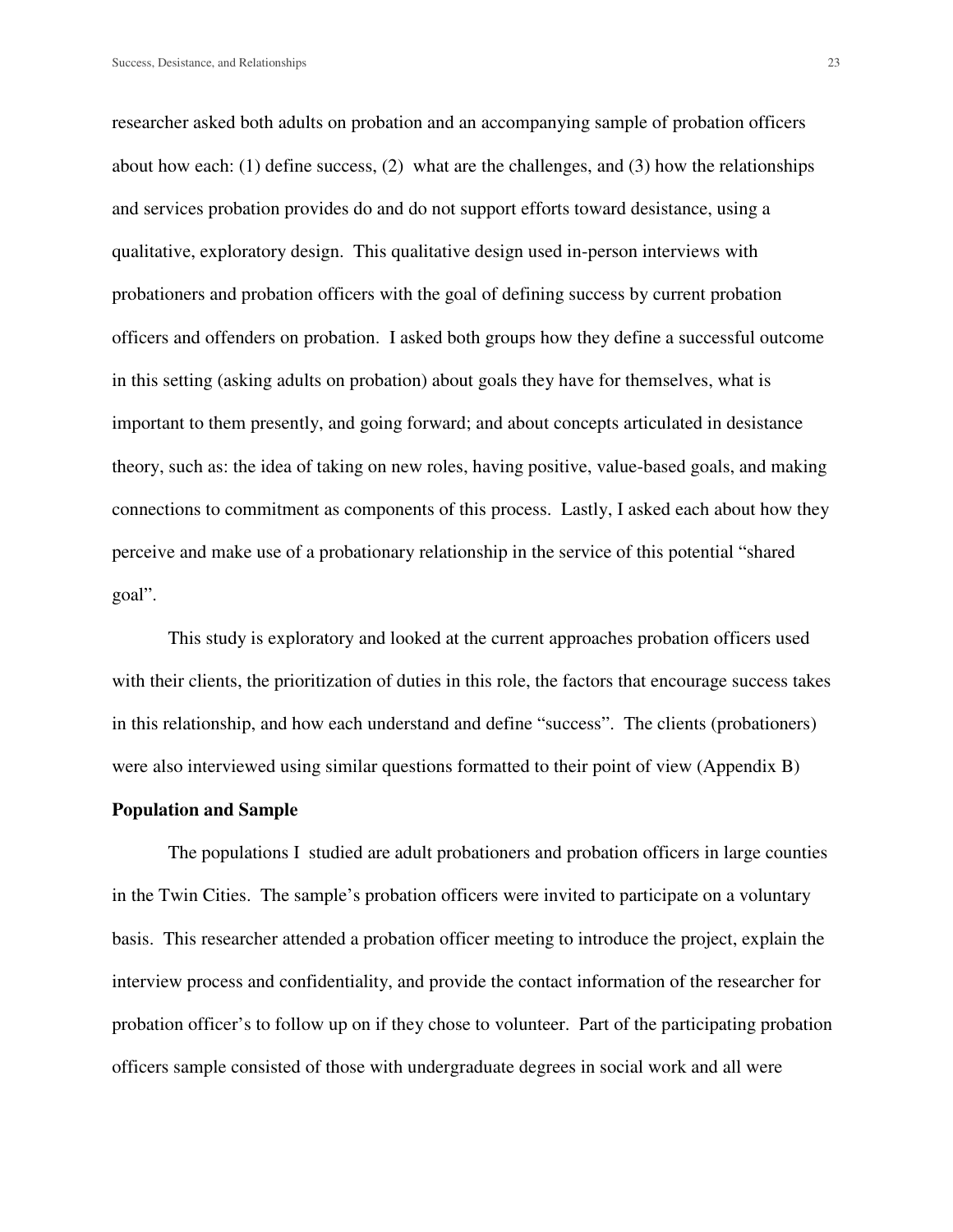researcher asked both adults on probation and an accompanying sample of probation officers about how each: (1) define success, (2) what are the challenges, and (3) how the relationships and services probation provides do and do not support efforts toward desistance, using a qualitative, exploratory design. This qualitative design used in-person interviews with probationers and probation officers with the goal of defining success by current probation officers and offenders on probation. I asked both groups how they define a successful outcome in this setting (asking adults on probation) about goals they have for themselves, what is important to them presently, and going forward; and about concepts articulated in desistance theory, such as: the idea of taking on new roles, having positive, value-based goals, and making connections to commitment as components of this process. Lastly, I asked each about how they perceive and make use of a probationary relationship in the service of this potential "shared goal".

This study is exploratory and looked at the current approaches probation officers used with their clients, the prioritization of duties in this role, the factors that encourage success takes in this relationship, and how each understand and define "success". The clients (probationers) were also interviewed using similar questions formatted to their point of view (Appendix B)

**Population and Sample**

The populations I studied are adult probationers and probation officers in large counties in the Twin Cities. The sample's probation officers were invited to participate on a voluntary basis. This researcher attended a probation officer meeting to introduce the project, explain the interview process and confidentiality, and provide the contact information of the researcher for probation officer's to follow up on if they chose to volunteer. Part of the participating probation officers sample consisted of those with undergraduate degrees in social work and all were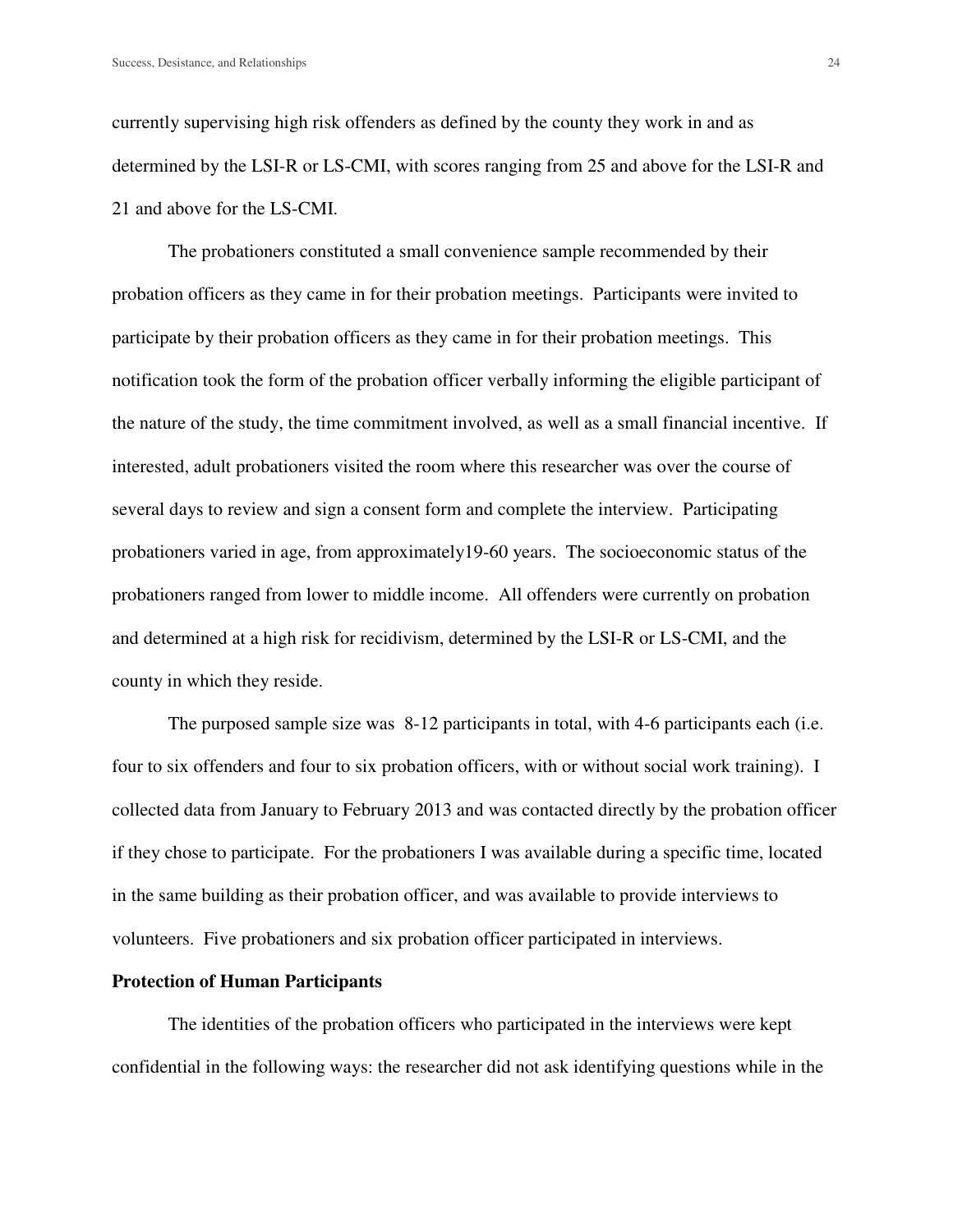currently supervising high risk offenders as defined by the county they work in and as determined by the LSI-R or LS-CMI, with scores ranging from 25 and above for the LSI-R and 21 and above for the LS-CMI.

The probationers constituted a small convenience sample recommended by their probation officers as they came in for their probation meetings. Participants were invited to participate by their probation officers as they came in for their probation meetings. This notification took the form of the probation officer verbally informing the eligible participant of the nature of the study, the time commitment involved, as well as a small financial incentive. If interested, adult probationers visited the room where this researcher was over the course of several days to review and sign a consent form and complete the interview. Participating probationers varied in age, from approximately19-60 years. The socioeconomic status of the probationers ranged from lower to middle income. All offenders were currently on probation and determined at a high risk for recidivism, determined by the LSI-R or LS-CMI, and the county in which they reside.

The purposed sample size was 8-12 participants in total, with 4-6 participants each (i.e. four to six offenders and four to six probation officers, with or without social work training). I collected data from January to February 2013 and was contacted directly by the probation officer if they chose to participate. For the probationers I was available during a specific time, located in the same building as their probation officer, and was available to provide interviews to volunteers. Five probationers and six probation officer participated in interviews.

**Protection of Human Participants**

The identities of the probation officers who participated in the interviews were kept confidential in the following ways: the researcher did not ask identifying questions while in the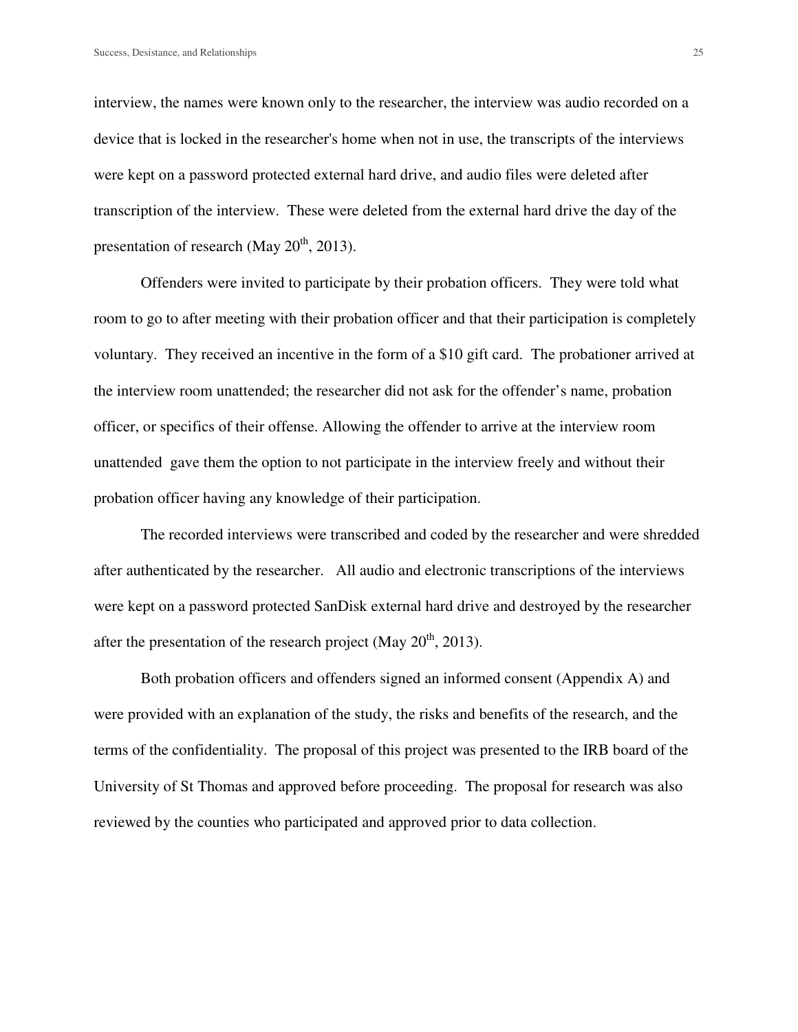interview, the names were known only to the researcher, the interview was audio recorded on a device that is locked in the researcher's home when not in use, the transcripts of the interviews were kept on a password protected external hard drive, and audio files were deleted after transcription of the interview. These were deleted from the external hard drive the day of the presentation of research (May 20th, 2013).

Offenders were invited to participate by their probation officers. They were told what room to go to after meeting with their probation officer and that their participation is completely voluntary. They received an incentive in the form of a $10 gift card. The probationer arrived at the interview room unattended; the researcher did not ask for the offender's name, probation officer, or specifics of their offense. Allowing the offender to arrive at the interview room unattended gave them the option to not participate in the interview freely and without their probation officer having any knowledge of their participation.

The recorded interviews were transcribed and coded by the researcher and were shredded after authenticated by the researcher. All audio and electronic transcriptions of the interviews were kept on a password protected SanDisk external hard drive and destroyed by the researcher after the presentation of the research project (May 20th, 2013).

Both probation officers and offenders signed an informed consent (Appendix A) and were provided with an explanation of the study, the risks and benefits of the research, and the terms of the confidentiality. The proposal of this project was presented to the IRB board of the University of St Thomas and approved before proceeding. The proposal for research was also reviewed by the counties who participated and approved prior to data collection.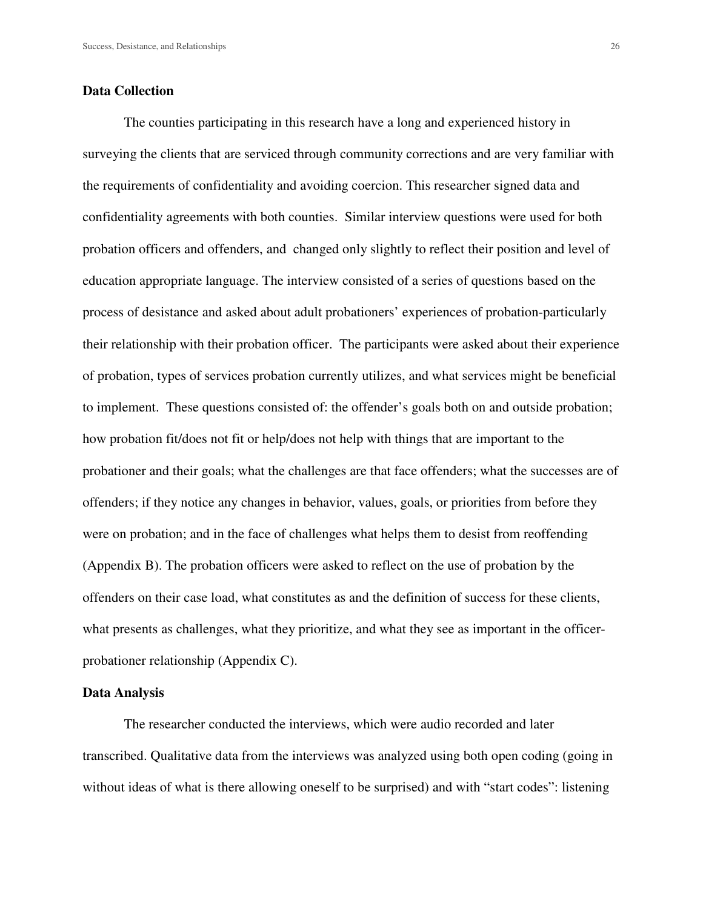**Data Collection**

The counties participating in this research have a long and experienced history in surveying the clients that are serviced through community corrections and are very familiar with the requirements of confidentiality and avoiding coercion. This researcher signed data and confidentiality agreements with both counties. Similar interview questions were used for both probation officers and offenders, and changed only slightly to reflect their position and level of education appropriate language. The interview consisted of a series of questions based on the process of desistance and asked about adult probationers' experiences of probation-particularly their relationship with their probation officer. The participants were asked about their experience of probation, types of services probation currently utilizes, and what services might be beneficial to implement. These questions consisted of: the offender's goals both on and outside probation; how probation fit/does not fit or help/does not help with things that are important to the probationer and their goals; what the challenges are that face offenders; what the successes are of offenders; if they notice any changes in behavior, values, goals, or priorities from before they were on probation; and in the face of challenges what helps them to desist from reoffending (Appendix B). The probation officers were asked to reflect on the use of probation by the offenders on their case load, what constitutes as and the definition of success for these clients, what presents as challenges, what they prioritize, and what they see as important in the officer-probationer relationship (Appendix C).

**Data Analysis**

The researcher conducted the interviews, which were audio recorded and later transcribed. Qualitative data from the interviews was analyzed using both open coding (going in without ideas of what is there allowing oneself to be surprised) and with "start codes": listening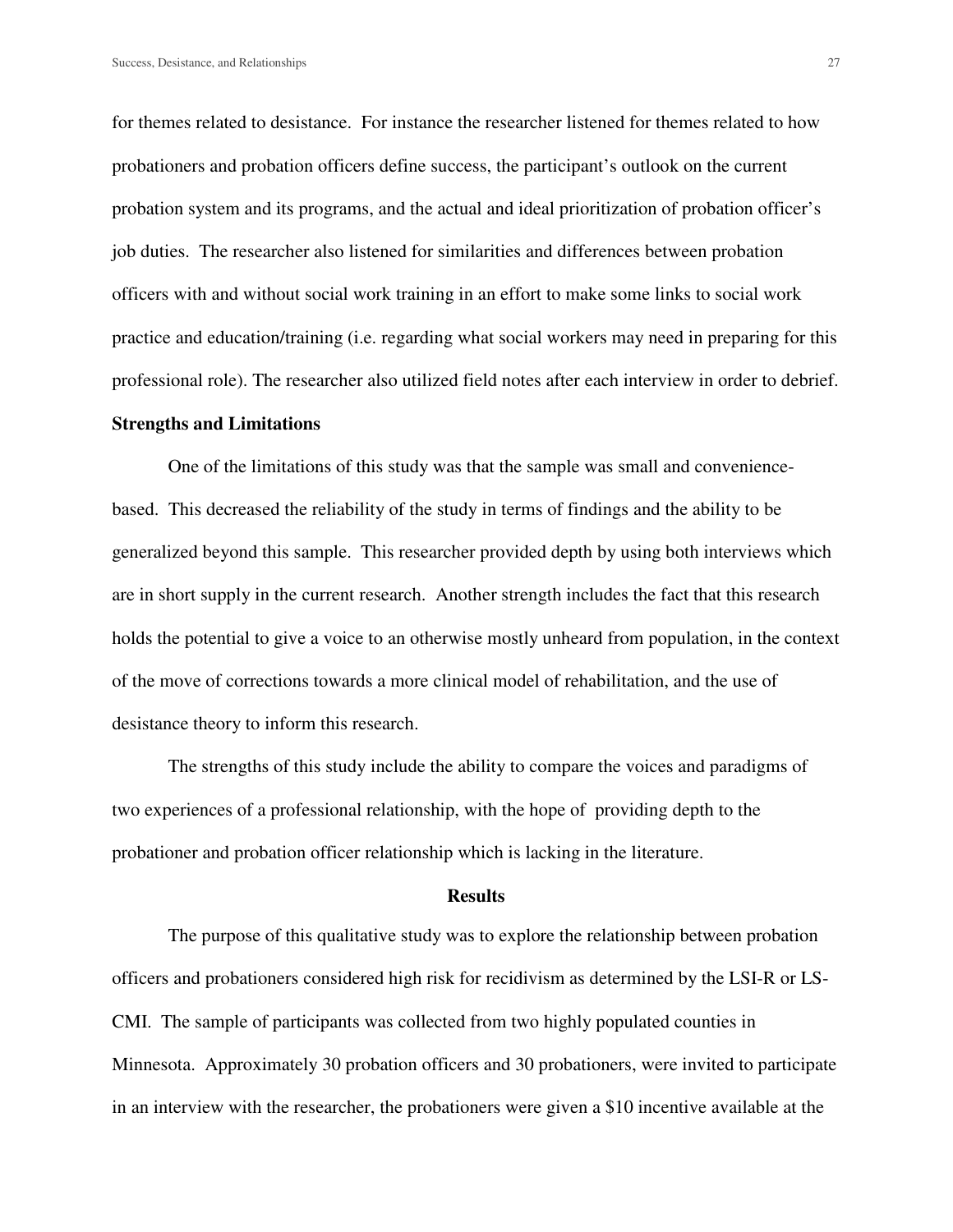for themes related to desistance. For instance the researcher listened for themes related to how probationers and probation officers define success, the participant's outlook on the current probation system and its programs, and the actual and ideal prioritization of probation officer's job duties. The researcher also listened for similarities and differences between probation officers with and without social work training in an effort to make some links to social work practice and education/training (i.e. regarding what social workers may need in preparing for this professional role). The researcher also utilized field notes after each interview in order to debrief.

**Strengths and Limitations**

One of the limitations of this study was that the sample was small and convenience-based. This decreased the reliability of the study in terms of findings and the ability to be generalized beyond this sample. This researcher provided depth by using both interviews which are in short supply in the current research. Another strength includes the fact that this research holds the potential to give a voice to an otherwise mostly unheard from population, in the context of the move of corrections towards a more clinical model of rehabilitation, and the use of desistance theory to inform this research.

The strengths of this study include the ability to compare the voices and paradigms of two experiences of a professional relationship, with the hope of providing depth to the probationer and probation officer relationship which is lacking in the literature.

## Results

The purpose of this qualitative study was to explore the relationship between probation officers and probationers considered high risk for recidivism as determined by the LSI-R or LS-CMI. The sample of participants was collected from two highly populated counties in Minnesota. Approximately 30 probation officers and 30 probationers, were invited to participate in an interview with the researcher, the probationers were given a $10 incentive available at the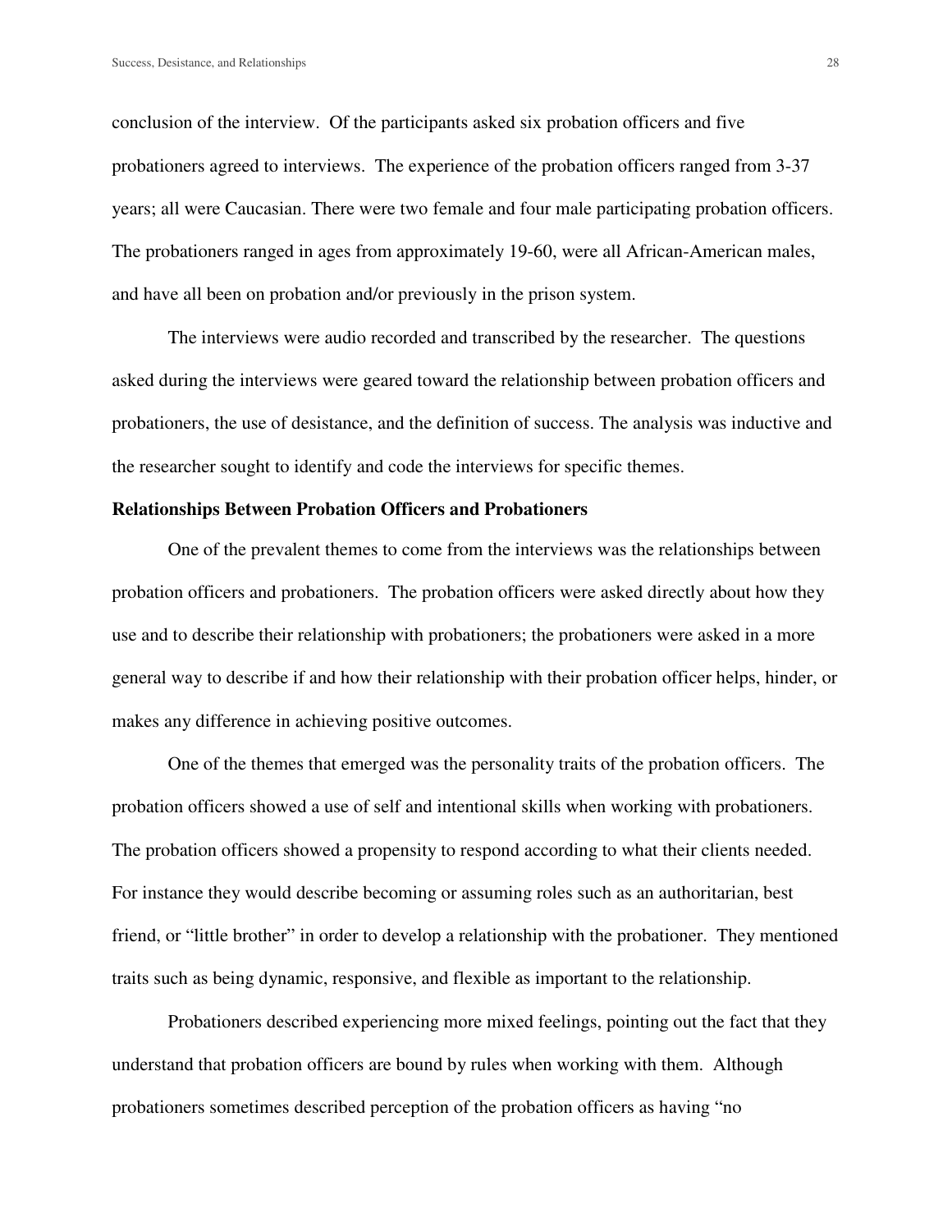conclusion of the interview. Of the participants asked six probation officers and five probationers agreed to interviews. The experience of the probation officers ranged from 3-37 years; all were Caucasian. There were two female and four male participating probation officers. The probationers ranged in ages from approximately 19-60, were all African-American males, and have all been on probation and/or previously in the prison system.

The interviews were audio recorded and transcribed by the researcher. The questions asked during the interviews were geared toward the relationship between probation officers and probationers, the use of desistance, and the definition of success. The analysis was inductive and the researcher sought to identify and code the interviews for specific themes.

**Relationships Between Probation Officers and Probationers**

One of the prevalent themes to come from the interviews was the relationships between probation officers and probationers. The probation officers were asked directly about how they use and to describe their relationship with probationers; the probationers were asked in a more general way to describe if and how their relationship with their probation officer helps, hinder, or makes any difference in achieving positive outcomes.

One of the themes that emerged was the personality traits of the probation officers. The probation officers showed a use of self and intentional skills when working with probationers. The probation officers showed a propensity to respond according to what their clients needed. For instance they would describe becoming or assuming roles such as an authoritarian, best friend, or "little brother" in order to develop a relationship with the probationer. They mentioned traits such as being dynamic, responsive, and flexible as important to the relationship.

Probationers described experiencing more mixed feelings, pointing out the fact that they understand that probation officers are bound by rules when working with them. Although probationers sometimes described perception of the probation officers as having "no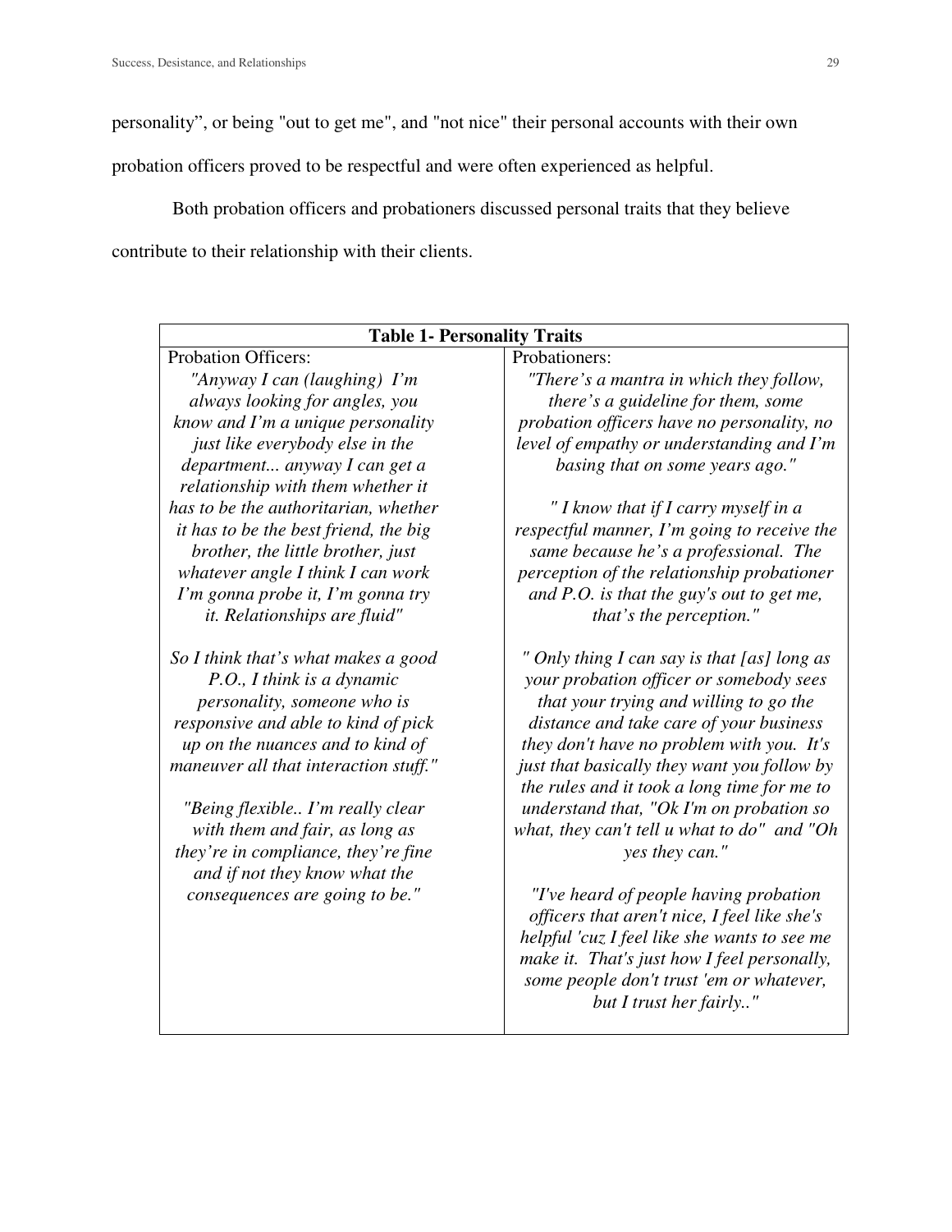personality", or being "out to get me", and "not nice" their personal accounts with their own probation officers proved to be respectful and were often experienced as helpful.

Both probation officers and probationers discussed personal traits that they believe contribute to their relationship with their clients.

| **Table 1- Personality Traits** | |
|---|---|
| Probation Officers: | Probationers: |
| *"Anyway I can (laughing) I'm always looking for angles, you know and I'm a unique personality just like everybody else in the department... anyway I can get a relationship with them whether it has to be the authoritarian, whether it has to be the best friend, the big brother, the little brother, just whatever angle I think I can work I'm gonna probe it, I'm gonna try it. Relationships are fluid"* <br><br> *So I think that's what makes a good P.O., I think is a dynamic personality, someone who is responsive and able to kind of pick up on the nuances and to kind of maneuver all that interaction stuff."* <br><br> *"Being flexible.. I'm really clear with them and fair, as long as they're in compliance, they're fine and if not they know what the consequences are going to be."* | *"There's a mantra in which they follow, there's a guideline for them, some probation officers have no personality, no level of empathy or understanding and I'm basing that on some years ago."* <br><br> *" I know that if I carry myself in a respectful manner, I'm going to receive the same because he's a professional. The perception of the relationship probationer and P.O. is that the guy's out to get me, that's the perception."* <br><br> *" Only thing I can say is that [as] long as your probation officer or somebody sees that your trying and willing to go the distance and take care of your business they don't have no problem with you. It's just that basically they want you follow by the rules and it took a long time for me to understand that, "Ok I'm on probation so what, they can't tell u what to do" and "Oh yes they can."* <br><br> *"I've heard of people having probation officers that aren't nice, I feel like she's helpful 'cuz I feel like she wants to see me make it. That's just how I feel personally, some people don't trust 'em or whatever, but I trust her fairly.."* |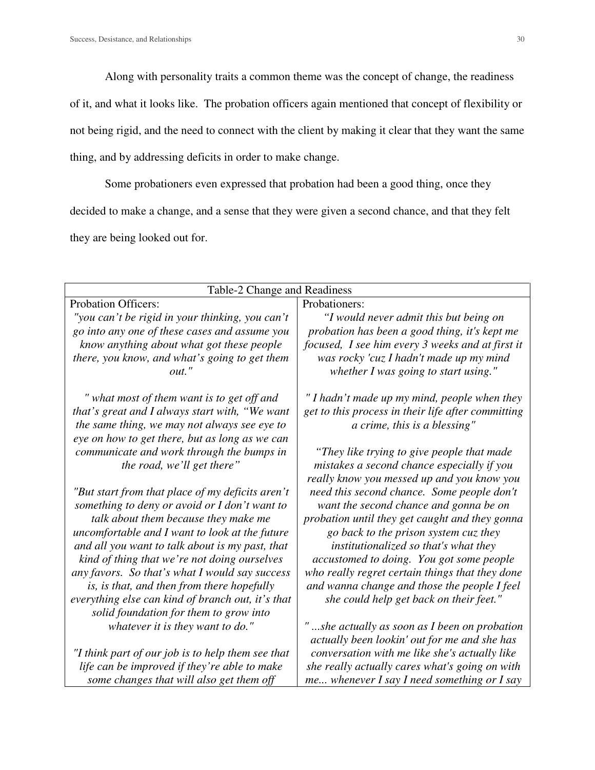Along with personality traits a common theme was the concept of change, the readiness of it, and what it looks like. The probation officers again mentioned that concept of flexibility or not being rigid, and the need to connect with the client by making it clear that they want the same thing, and by addressing deficits in order to make change.

Some probationers even expressed that probation had been a good thing, once they decided to make a change, and a sense that they were given a second chance, and that they felt they are being looked out for.

| Table-2 Change and Readiness | |
|---|---|
| Probation Officers: | Probationers: |
| *"you can't be rigid in your thinking, you can't go into any one of these cases and assume you know anything about what got these people there, you know, and what's going to get them out."*<br><br>*" what most of them want is to get off and that's great and I always start with, "We want the same thing, we may not always see eye to eye on how to get there, but as long as we can communicate and work through the bumps in the road, we'll get there"*<br><br>*"But start from that place of my deficits aren't something to deny or avoid or I don't want to talk about them because they make me uncomfortable and I want to look at the future and all you want to talk about is my past, that kind of thing that we're not doing ourselves any favors. So that's what I would say success is, is that, and then from there hopefully everything else can kind of branch out, it's that solid foundation for them to grow into whatever it is they want to do."*<br><br>*"I think part of our job is to help them see that life can be improved if they're able to make some changes that will also get them off* | *"I would never admit this but being on probation has been a good thing, it's kept me focused, I see him every 3 weeks and at first it was rocky 'cuz I hadn't made up my mind whether I was going to start using."*<br><br>*" I hadn't made up my mind, people when they get to this process in their life after committing a crime, this is a blessing"*<br><br>*"They like trying to give people that made mistakes a second chance especially if you really know you messed up and you know you need this second chance. Some people don't want the second chance and gonna be on probation until they get caught and they gonna go back to the prison system cuz they institutionalized so that's what they accustomed to doing. You got some people who really regret certain things that they done and wanna change and those the people I feel she could help get back on their feet."*<br><br>*" ...she actually as soon as I been on probation actually been lookin' out for me and she has conversation with me like she's actually like she really actually cares what's going on with me... whenever I say I need something or I say* |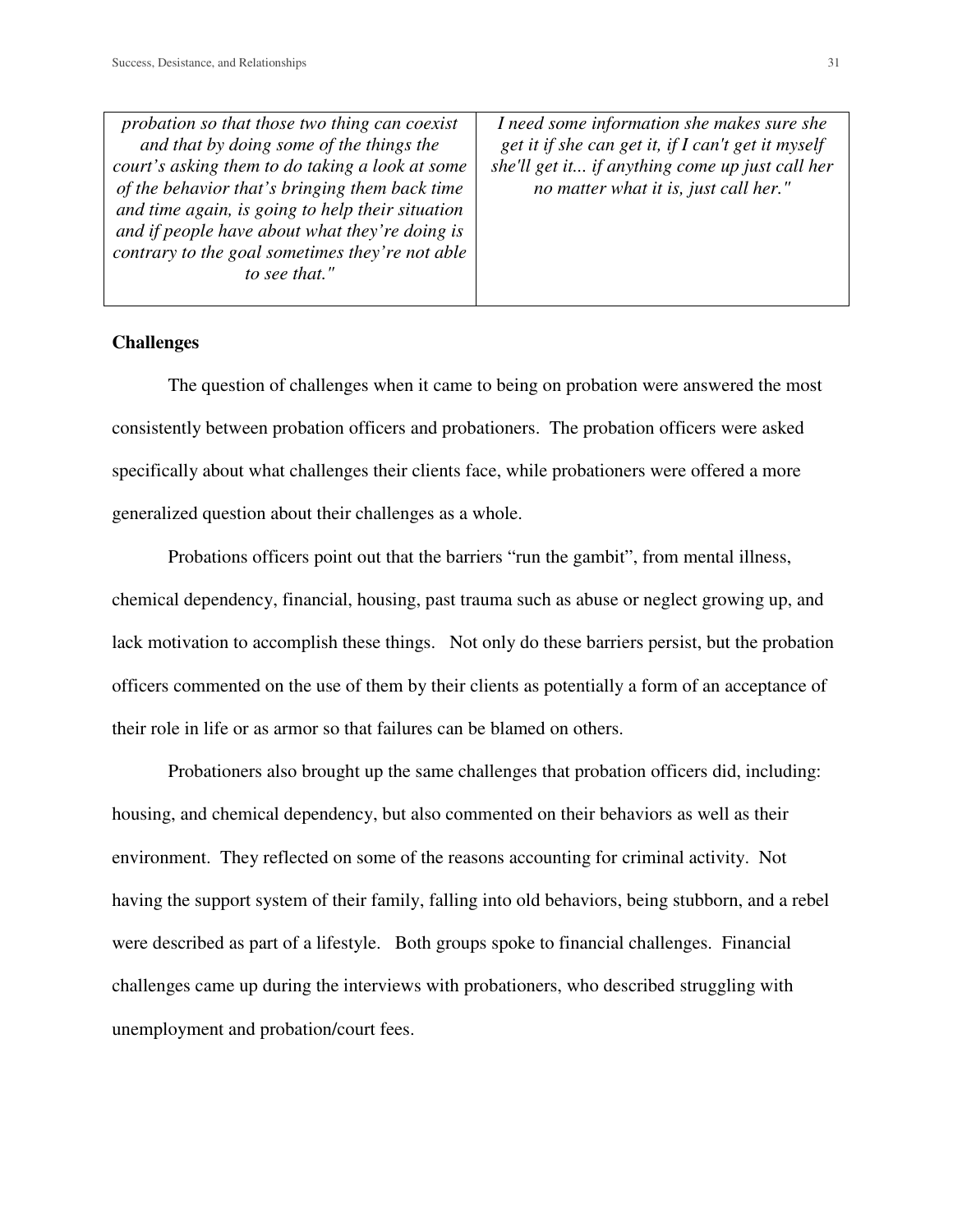| | |
|---|---|
| *probation so that those two thing can coexist and that by doing some of the things the court's asking them to do taking a look at some of the behavior that's bringing them back time and time again, is going to help their situation and if people have about what they're doing is contrary to the goal sometimes they're not able to see that."* | *I need some information she makes sure she get it if she can get it, if I can't get it myself she'll get it... if anything come up just call her no matter what it is, just call her."* |

**Challenges**

The question of challenges when it came to being on probation were answered the most consistently between probation officers and probationers. The probation officers were asked specifically about what challenges their clients face, while probationers were offered a more generalized question about their challenges as a whole.

Probations officers point out that the barriers "run the gambit", from mental illness, chemical dependency, financial, housing, past trauma such as abuse or neglect growing up, and lack motivation to accomplish these things. Not only do these barriers persist, but the probation officers commented on the use of them by their clients as potentially a form of an acceptance of their role in life or as armor so that failures can be blamed on others.

Probationers also brought up the same challenges that probation officers did, including: housing, and chemical dependency, but also commented on their behaviors as well as their environment. They reflected on some of the reasons accounting for criminal activity. Not having the support system of their family, falling into old behaviors, being stubborn, and a rebel were described as part of a lifestyle. Both groups spoke to financial challenges. Financial challenges came up during the interviews with probationers, who described struggling with unemployment and probation/court fees.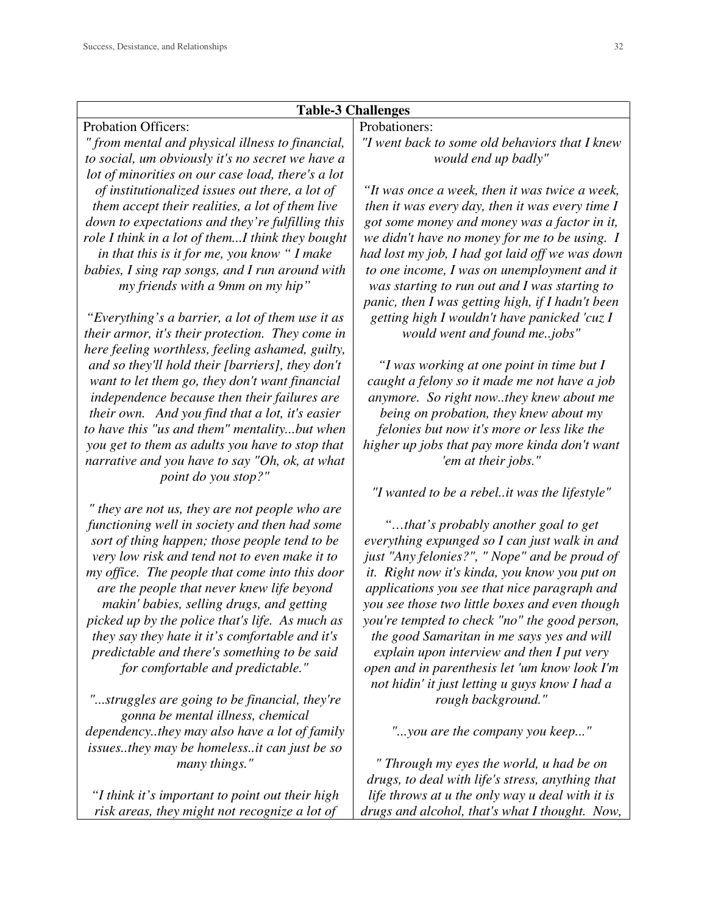| Table-3 Challenges | |
|---|---|
| Probation Officers: | Probationers: |
| *" from mental and physical illness to financial, to social, um obviously it's no secret we have a lot of minorities on our case load, there's a lot of institutionalized issues out there, a lot of them accept their realities, a lot of them live down to expectations and they're fulfilling this role I think in a lot of them...I think they bought in that this is it for me, you know " I make babies, I sing rap songs, and I run around with my friends with a 9mm on my hip"* | *"I went back to some old behaviors that I knew would end up badly"* |
| *"Everything's a barrier, a lot of them use it as their armor, it's their protection. They come in here feeling worthless, feeling ashamed, guilty, and so they'll hold their [barriers], they don't want to let them go, they don't want financial independence because then their failures are their own. And you find that a lot, it's easier to have this "us and them" mentality...but when you get to them as adults you have to stop that narrative and you have to say "Oh, ok, at what point do you stop?"* | *"It was once a week, then it was twice a week, then it was every day, then it was every time I got some money and money was a factor in it, we didn't have no money for me to be using. I had lost my job, I had got laid off we was down to one income, I was on unemployment and it was starting to run out and I was starting to panic, then I was getting high, if I hadn't been getting high I wouldn't have panicked 'cuz I would went and found me..jobs"* |
| *" they are not us, they are not people who are functioning well in society and then had some sort of thing happen; those people tend to be very low risk and tend not to even make it to my office. The people that come into this door are the people that never knew life beyond makin' babies, selling drugs, and getting picked up by the police that's life. As much as they say they hate it it's comfortable and it's predictable and there's something to be said for comfortable and predictable."* | *"I was working at one point in time but I caught a felony so it made me not have a job anymore. So right now..they knew about me being on probation, they knew about my felonies but now it's more or less like the higher up jobs that pay more kinda don't want 'em at their jobs."* |
| *"...struggles are going to be financial, they're gonna be mental illness, chemical dependency..they may also have a lot of family issues..they may be homeless..it can just be so many things."* | *"I wanted to be a rebel..it was the lifestyle"* |
| *"I think it's important to point out their high risk areas, they might not recognize a lot of* | *"...that's probably another goal to get everything expunged so I can just walk in and just "Any felonies?", " Nope" and be proud of it. Right now it's kinda, you know you put on applications you see that nice paragraph and you see those two little boxes and even though you're tempted to check "no" the good person, the good Samaritan in me says yes and will explain upon interview and then I put very open and in parenthesis let 'um know look I'm not hidin' it just letting u guys know I had a rough background."* |
| | *"...you are the company you keep..."* |
| | *" Through my eyes the world, u had be on drugs, to deal with life's stress, anything that life throws at u the only way u deal with it is drugs and alcohol, that's what I thought. Now,* |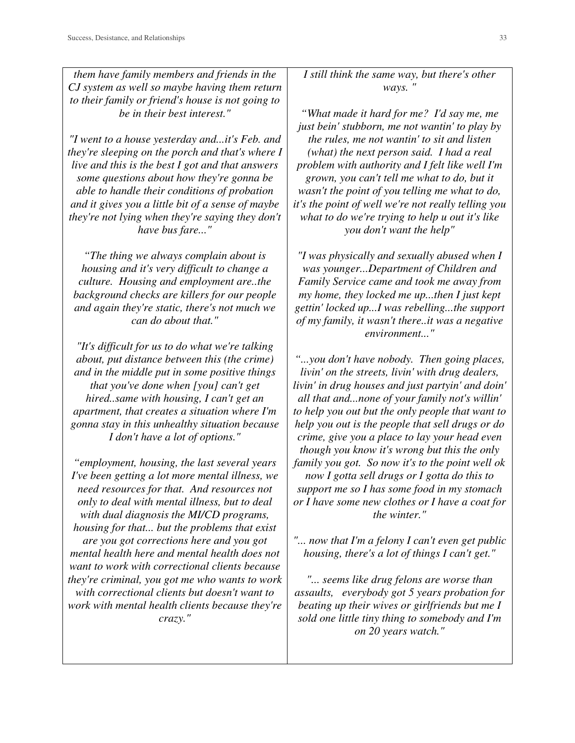| | |
|---|---|
| *them have family members and friends in the CJ system as well so maybe having them return to their family or friend's house is not going to be in their best interest."*<br><br>*"I went to a house yesterday and...it's Feb. and they're sleeping on the porch and that's where I live and this is the best I got and that answers some questions about how they're gonna be able to handle their conditions of probation and it gives you a little bit of a sense of maybe they're not lying when they're saying they don't have bus fare..."*<br><br>*"The thing we always complain about is housing and it's very difficult to change a culture. Housing and employment are..the background checks are killers for our people and again they're static, there's not much we can do about that."*<br><br>*"It's difficult for us to do what we're talking about, put distance between this (the crime) and in the middle put in some positive things that you've done when [you] can't get hired..same with housing, I can't get an apartment, that creates a situation where I'm gonna stay in this unhealthy situation because I don't have a lot of options."*<br><br>*"employment, housing, the last several years I've been getting a lot more mental illness, we need resources for that. And resources not only to deal with mental illness, but to deal with dual diagnosis the MI/CD programs, housing for that... but the problems that exist are you got corrections here and you got mental health here and mental health does not want to work with correctional clients because they're criminal, you got me who wants to work with correctional clients but doesn't want to work with mental health clients because they're crazy."* | *I still think the same way, but there's other ways. "*<br><br>*"What made it hard for me? I'd say me, me just bein' stubborn, me not wantin' to play by the rules, me not wantin' to sit and listen (what) the next person said. I had a real problem with authority and I felt like well I'm grown, you can't tell me what to do, but it wasn't the point of you telling me what to do, it's the point of well we're not really telling you what to do we're trying to help u out it's like you don't want the help"*<br><br>*"I was physically and sexually abused when I was younger...Department of Children and Family Service came and took me away from my home, they locked me up...then I just kept gettin' locked up...I was rebelling...the support of my family, it wasn't there..it was a negative environment..."*<br><br>*"...you don't have nobody. Then going places, livin' on the streets, livin' with drug dealers, livin' in drug houses and just partyin' and doin' all that and...none of your family not's willin' to help you out but the only people that want to help you out is the people that sell drugs or do crime, give you a place to lay your head even though you know it's wrong but this the only family you got. So now it's to the point well ok now I gotta sell drugs or I gotta do this to support me so I has some food in my stomach or I have some new clothes or I have a coat for the winter."*<br><br>*"... now that I'm a felony I can't even get public housing, there's a lot of things I can't get."*<br><br>*"... seems like drug felons are worse than assaults, everybody got 5 years probation for beating up their wives or girlfriends but me I sold one little tiny thing to somebody and I'm on 20 years watch."* |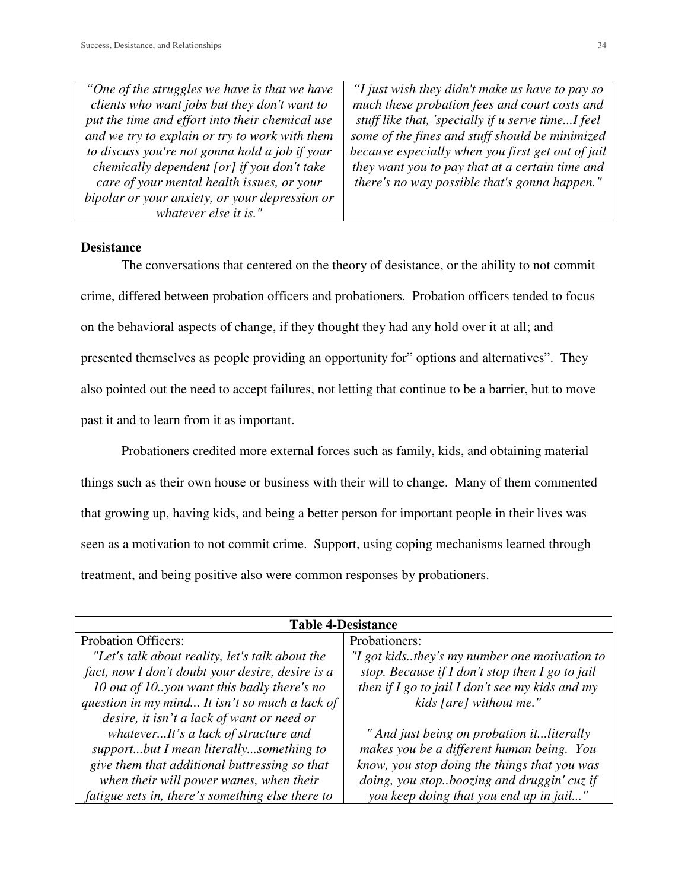| “One of the struggles we have is that we have clients who want jobs but they don't want to put the time and effort into their chemical use and we try to explain or try to work with them to discuss you're not gonna hold a job if your chemically dependent [or] if you don't take care of your mental health issues, or your bipolar or your anxiety, or your depression or whatever else it is." | “I just wish they didn't make us have to pay so much these probation fees and court costs and stuff like that, 'specially if u serve time...I feel some of the fines and stuff should be minimized because especially when you first get out of jail they want you to pay that at a certain time and there's no way possible that's gonna happen." |
|---|---|

**Desistance**

The conversations that centered on the theory of desistance, or the ability to not commit crime, differed between probation officers and probationers. Probation officers tended to focus on the behavioral aspects of change, if they thought they had any hold over it at all; and presented themselves as people providing an opportunity for” options and alternatives”. They also pointed out the need to accept failures, not letting that continue to be a barrier, but to move past it and to learn from it as important.

Probationers credited more external forces such as family, kids, and obtaining material things such as their own house or business with their will to change. Many of them commented that growing up, having kids, and being a better person for important people in their lives was seen as a motivation to not commit crime. Support, using coping mechanisms learned through treatment, and being positive also were common responses by probationers.

| **Table 4-Desistance** | |
|---|---|
| Probation Officers: | Probationers: |
| *"Let's talk about reality, let's talk about the fact, now I don't doubt your desire, desire is a 10 out of 10..you want this badly there's no question in my mind... It isn’t so much a lack of desire, it isn’t a lack of want or need or whatever...It’s a lack of structure and support...but I mean literally...something to give them that additional buttressing so that when their will power wanes, when their fatigue sets in, there’s something else there to* | *"I got kids..they's my number one motivation to stop. Because if I don't stop then I go to jail then if I go to jail I don't see my kids and my kids [are] without me."* <br><br> *" And just being on probation it...literally makes you be a different human being. You know, you stop doing the things that you was doing, you stop..boozing and druggin' cuz if you keep doing that you end up in jail..."* |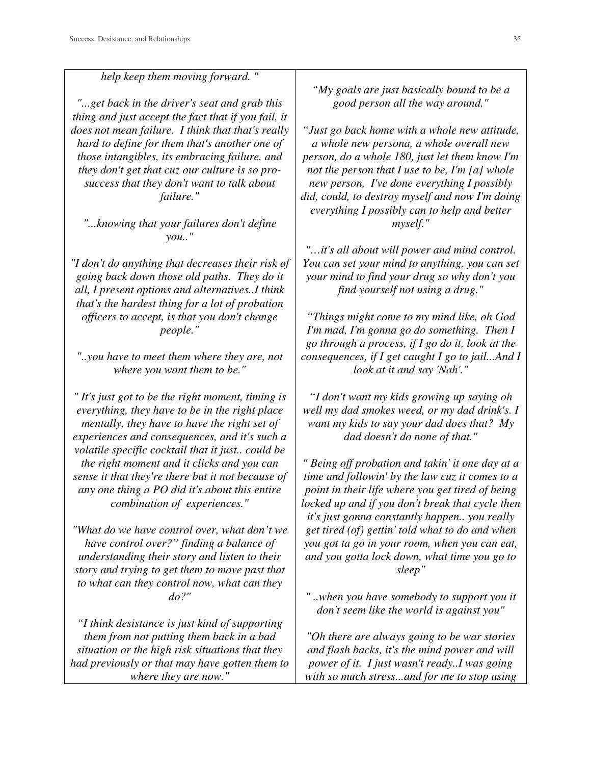| | |
|---|---|
| *help keep them moving forward. "*<br><br>*"...get back in the driver's seat and grab this thing and just accept the fact that if you fail, it does not mean failure. I think that that's really hard to define for them that's another one of those intangibles, its embracing failure, and they don't get that cuz our culture is so pro-success that they don't want to talk about failure."*<br><br>*"...knowing that your failures don't define you.."*<br><br>*"I don't do anything that decreases their risk of going back down those old paths. They do it all, I present options and alternatives..I think that's the hardest thing for a lot of probation officers to accept, is that you don't change people."*<br><br>*"..you have to meet them where they are, not where you want them to be."*<br><br>*" It's just got to be the right moment, timing is everything, they have to be in the right place mentally, they have to have the right set of experiences and consequences, and it's such a volatile specific cocktail that it just.. could be the right moment and it clicks and you can sense it that they're there but it not because of any one thing a PO did it's about this entire combination of experiences."*<br><br>*"What do we have control over, what don't we have control over?" finding a balance of understanding their story and listen to their story and trying to get them to move past that to what can they control now, what can they do?"*<br><br>*"I think desistance is just kind of supporting them from not putting them back in a bad situation or the high risk situations that they had previously or that may have gotten them to where they are now."* | *"My goals are just basically bound to be a good person all the way around."*<br><br>*"Just go back home with a whole new attitude, a whole new persona, a whole overall new person, do a whole 180, just let them know I'm not the person that I use to be, I'm [a] whole new person, I've done everything I possibly did, could, to destroy myself and now I'm doing everything I possibly can to help and better myself."*<br><br>*"…it's all about will power and mind control. You can set your mind to anything, you can set your mind to find your drug so why don't you find yourself not using a drug."*<br><br>*"Things might come to my mind like, oh God I'm mad, I'm gonna go do something. Then I go through a process, if I go do it, look at the consequences, if I get caught I go to jail...And I look at it and say 'Nah'."*<br><br>*"I don't want my kids growing up saying oh well my dad smokes weed, or my dad drink's. I want my kids to say your dad does that? My dad doesn't do none of that."*<br><br>*" Being off probation and takin' it one day at a time and followin' by the law cuz it comes to a point in their life where you get tired of being locked up and if you don't break that cycle then it's just gonna constantly happen.. you really get tired (of) gettin' told what to do and when you got ta go in your room, when you can eat, and you gotta lock down, what time you go to sleep"*<br><br>*" ..when you have somebody to support you it don't seem like the world is against you"*<br><br>*"Oh there are always going to be war stories and flash backs, it's the mind power and will power of it. I just wasn't ready..I was going with so much stress...and for me to stop using* |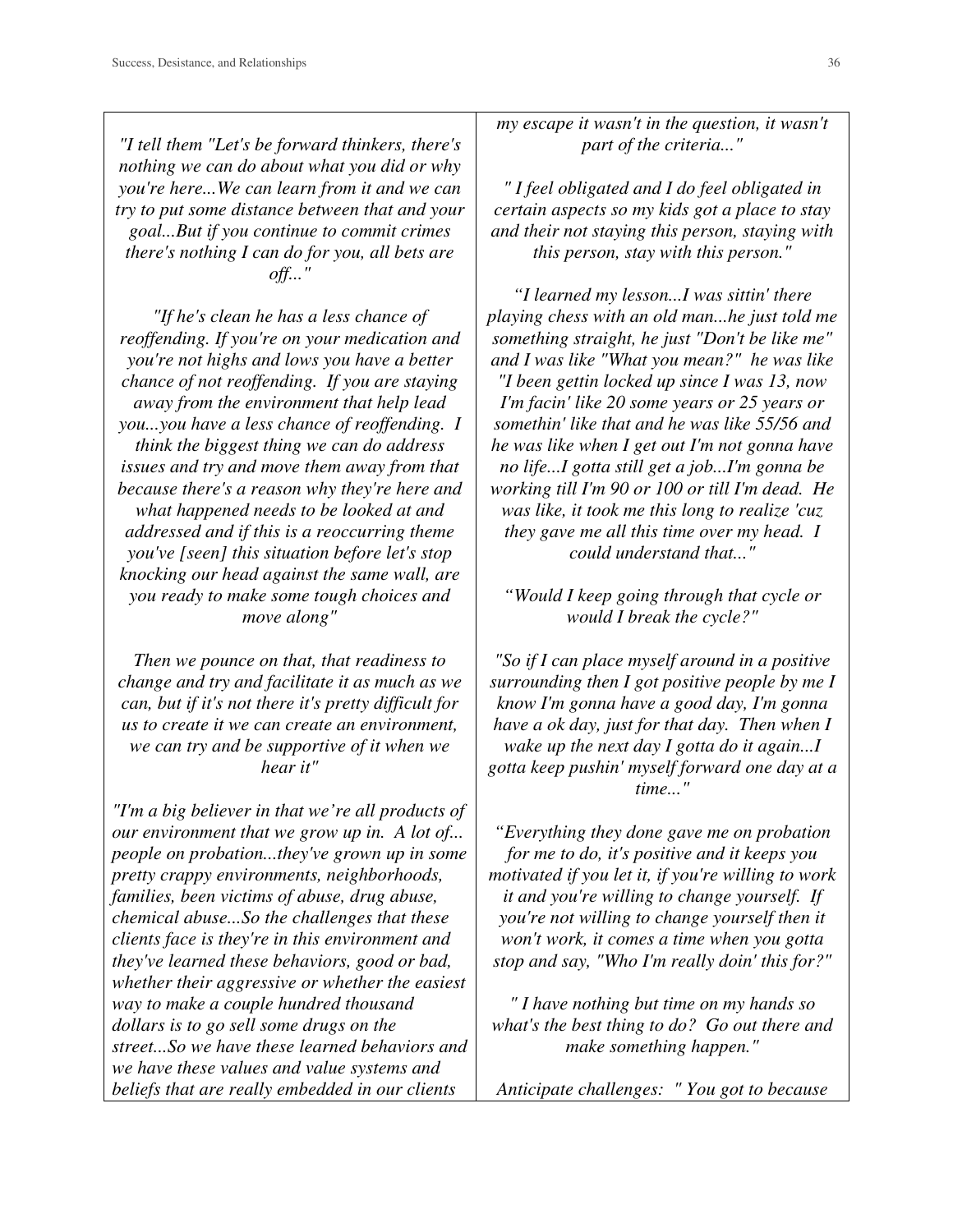*"I tell them "Let's be forward thinkers, there's nothing we can do about what you did or why you're here...We can learn from it and we can try to put some distance between that and your goal...But if you continue to commit crimes there's nothing I can do for you, all bets are off..."*

*"If he's clean he has a less chance of reoffending. If you're on your medication and you're not highs and lows you have a better chance of not reoffending. If you are staying away from the environment that help lead you...you have a less chance of reoffending. I think the biggest thing we can do address issues and try and move them away from that because there's a reason why they're here and what happened needs to be looked at and addressed and if this is a reoccurring theme you've [seen] this situation before let's stop knocking our head against the same wall, are you ready to make some tough choices and move along"*

*Then we pounce on that, that readiness to change and try and facilitate it as much as we can, but if it's not there it's pretty difficult for us to create it we can create an environment, we can try and be supportive of it when we hear it"*

*"I'm a big believer in that we're all products of our environment that we grow up in. A lot of... people on probation...they've grown up in some pretty crappy environments, neighborhoods, families, been victims of abuse, drug abuse, chemical abuse...So the challenges that these clients face is they're in this environment and they've learned these behaviors, good or bad, whether their aggressive or whether the easiest way to make a couple hundred thousand dollars is to go sell some drugs on the street...So we have these learned behaviors and we have these values and value systems and beliefs that are really embedded in our clients*

*my escape it wasn't in the question, it wasn't part of the criteria..."*

*" I feel obligated and I do feel obligated in certain aspects so my kids got a place to stay and their not staying this person, staying with this person, stay with this person."*

*"I learned my lesson...I was sittin' there playing chess with an old man...he just told me something straight, he just "Don't be like me" and I was like "What you mean?" he was like "I been gettin locked up since I was 13, now I'm facin' like 20 some years or 25 years or somethin' like that and he was like 55/56 and he was like when I get out I'm not gonna have no life...I gotta still get a job...I'm gonna be working till I'm 90 or 100 or till I'm dead. He was like, it took me this long to realize 'cuz they gave me all this time over my head. I could understand that..."*

*"Would I keep going through that cycle or would I break the cycle?"*

*"So if I can place myself around in a positive surrounding then I got positive people by me I know I'm gonna have a good day, I'm gonna have a ok day, just for that day. Then when I wake up the next day I gotta do it again...I gotta keep pushin' myself forward one day at a time..."*

*"Everything they done gave me on probation for me to do, it's positive and it keeps you motivated if you let it, if you're willing to work it and you're willing to change yourself. If you're not willing to change yourself then it won't work, it comes a time when you gotta stop and say, "Who I'm really doin' this for?"*

*" I have nothing but time on my hands so what's the best thing to do? Go out there and make something happen."*

*Anticipate challenges: " You got to because*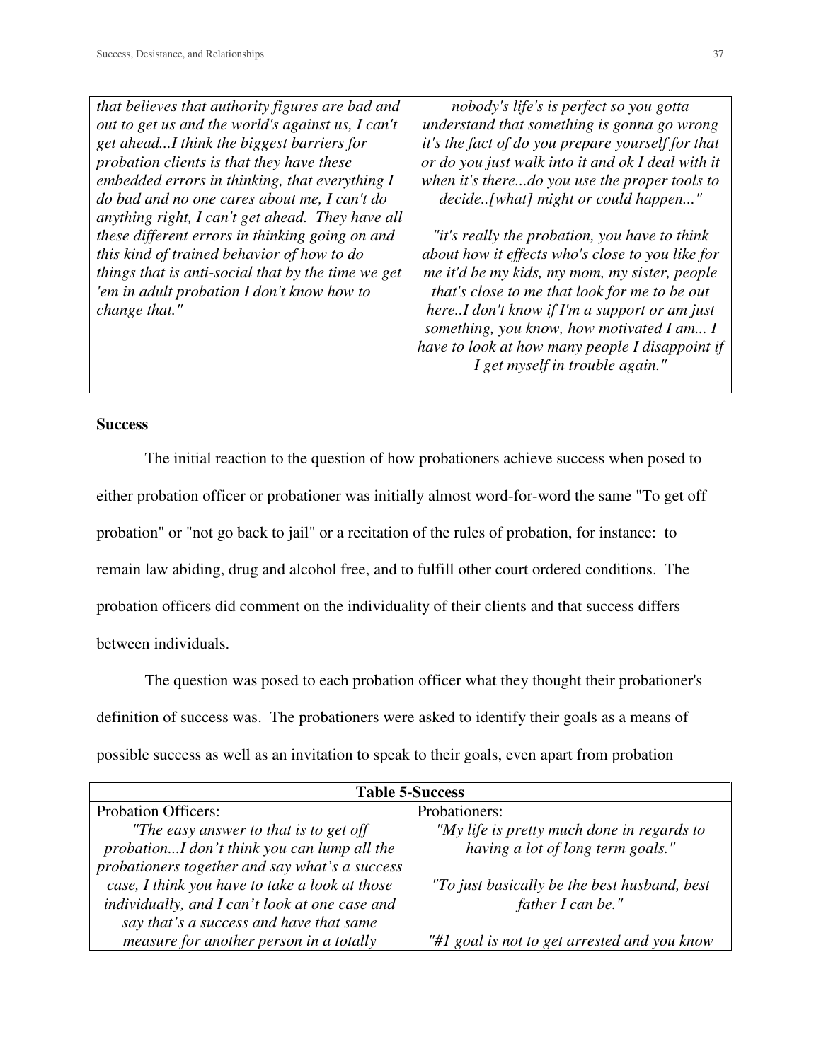| | |
|---|---|
| *that believes that authority figures are bad and out to get us and the world's against us, I can't get ahead...I think the biggest barriers for probation clients is that they have these embedded errors in thinking, that everything I do bad and no one cares about me, I can't do anything right, I can't get ahead. They have all these different errors in thinking going on and this kind of trained behavior of how to do things that is anti-social that by the time we get 'em in adult probation I don't know how to change that."* | *nobody's life's is perfect so you gotta understand that something is gonna go wrong it's the fact of do you prepare yourself for that or do you just walk into it and ok I deal with it when it's there...do you use the proper tools to decide..[what] might or could happen..."* <br><br> *"it's really the probation, you have to think about how it effects who's close to you like for me it'd be my kids, my mom, my sister, people that's close to me that look for me to be out here..I don't know if I'm a support or am just something, you know, how motivated I am... I have to look at how many people I disappoint if I get myself in trouble again."* |

**Success**

The initial reaction to the question of how probationers achieve success when posed to either probation officer or probationer was initially almost word-for-word the same "To get off probation" or "not go back to jail" or a recitation of the rules of probation, for instance: to remain law abiding, drug and alcohol free, and to fulfill other court ordered conditions. The probation officers did comment on the individuality of their clients and that success differs between individuals.

The question was posed to each probation officer what they thought their probationer's definition of success was. The probationers were asked to identify their goals as a means of possible success as well as an invitation to speak to their goals, even apart from probation

| **Table 5-Success** | |
|---|---|
| Probation Officers: | Probationers: |
| *"The easy answer to that is to get off probation...I don't think you can lump all the probationers together and say what's a success case, I think you have to take a look at those individually, and I can't look at one case and say that's a success and have that same measure for another person in a totally* | *"My life is pretty much done in regards to having a lot of long term goals."* <br><br> *"To just basically be the best husband, best father I can be."* <br><br> *"#1 goal is not to get arrested and you know* |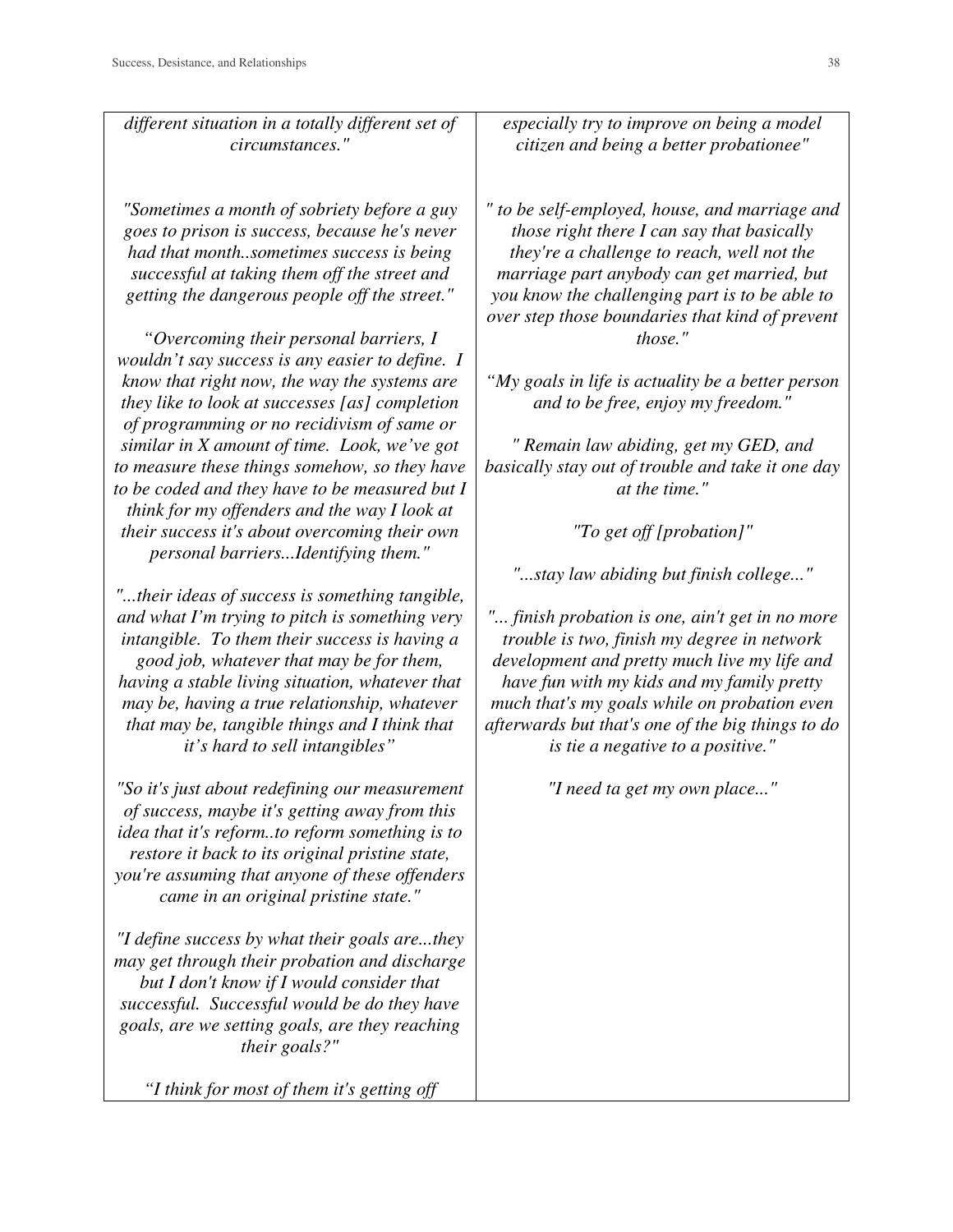| | |
|---|---|
| *different situation in a totally different set of circumstances."*<br><br>*"Sometimes a month of sobriety before a guy goes to prison is success, because he's never had that month..sometimes success is being successful at taking them off the street and getting the dangerous people off the street."*<br><br>*"Overcoming their personal barriers, I wouldn't say success is any easier to define. I know that right now, the way the systems are they like to look at successes [as] completion of programming or no recidivism of same or similar in X amount of time. Look, we've got to measure these things somehow, so they have to be coded and they have to be measured but I think for my offenders and the way I look at their success it's about overcoming their own personal barriers...Identifying them."*<br><br>*"...their ideas of success is something tangible, and what I'm trying to pitch is something very intangible. To them their success is having a good job, whatever that may be for them, having a stable living situation, whatever that may be, having a true relationship, whatever that may be, tangible things and I think that it's hard to sell intangibles"*<br><br>*"So it's just about redefining our measurement of success, maybe it's getting away from this idea that it's reform..to reform something is to restore it back to its original pristine state, you're assuming that anyone of these offenders came in an original pristine state."*<br><br>*"I define success by what their goals are...they may get through their probation and discharge but I don't know if I would consider that successful. Successful would be do they have goals, are we setting goals, are they reaching their goals?"*<br><br>*"I think for most of them it's getting off* | *especially try to improve on being a model citizen and being a better probationee"*<br><br>*" to be self-employed, house, and marriage and those right there I can say that basically they're a challenge to reach, well not the marriage part anybody can get married, but you know the challenging part is to be able to over step those boundaries that kind of prevent those."*<br><br>*"My goals in life is actuality be a better person and to be free, enjoy my freedom."*<br><br>*" Remain law abiding, get my GED, and basically stay out of trouble and take it one day at the time."*<br><br>*"To get off [probation]"*<br><br>*"...stay law abiding but finish college..."*<br><br>*"... finish probation is one, ain't get in no more trouble is two, finish my degree in network development and pretty much live my life and have fun with my kids and my family pretty much that's my goals while on probation even afterwards but that's one of the big things to do is tie a negative to a positive."*<br><br>*"I need ta get my own place..."* |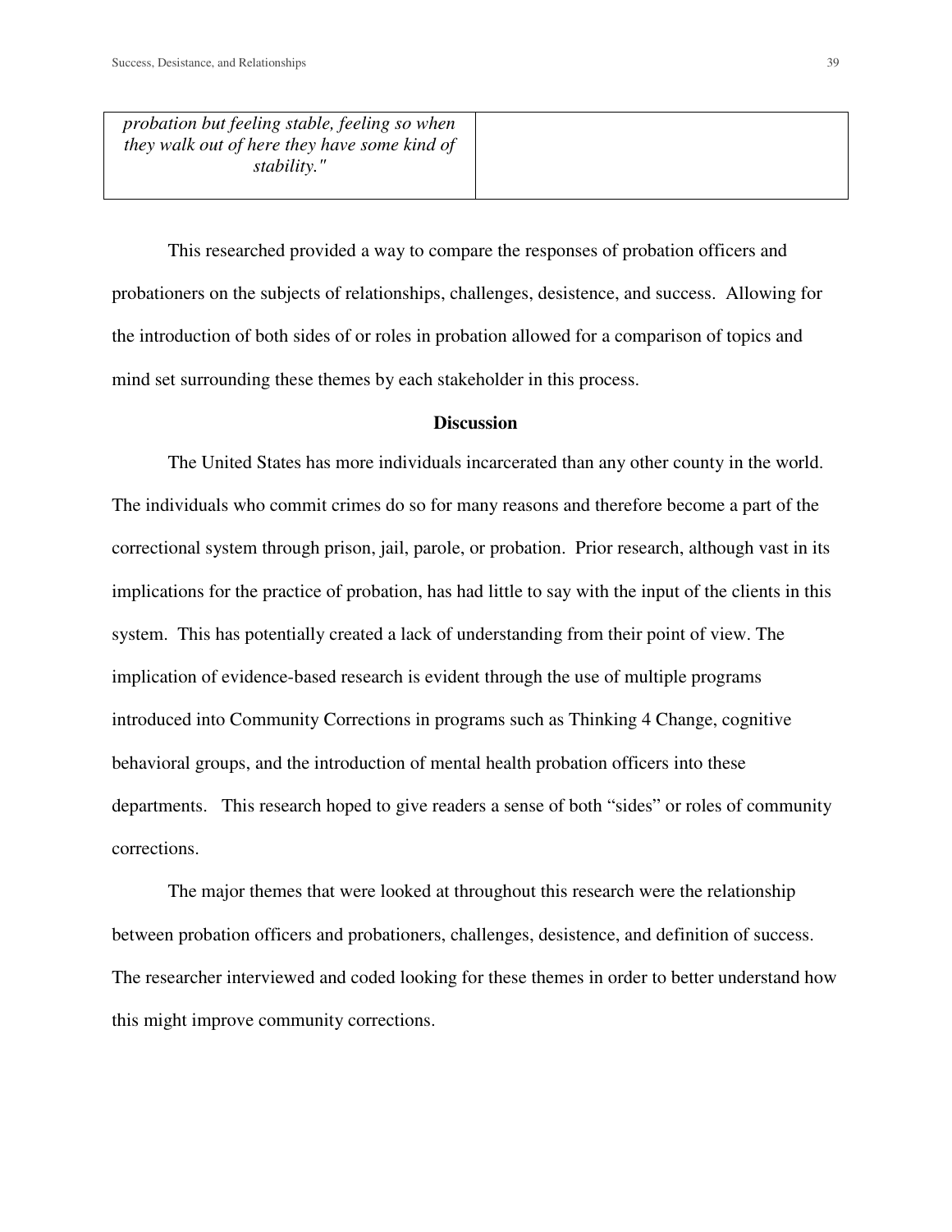| *probation but feeling stable, feeling so when they walk out of here they have some kind of stability."* | |
|---|---|

This researched provided a way to compare the responses of probation officers and probationers on the subjects of relationships, challenges, desistence, and success. Allowing for the introduction of both sides of or roles in probation allowed for a comparison of topics and mind set surrounding these themes by each stakeholder in this process.

## Discussion

The United States has more individuals incarcerated than any other county in the world. The individuals who commit crimes do so for many reasons and therefore become a part of the correctional system through prison, jail, parole, or probation. Prior research, although vast in its implications for the practice of probation, has had little to say with the input of the clients in this system. This has potentially created a lack of understanding from their point of view. The implication of evidence-based research is evident through the use of multiple programs introduced into Community Corrections in programs such as Thinking 4 Change, cognitive behavioral groups, and the introduction of mental health probation officers into these departments. This research hoped to give readers a sense of both "sides" or roles of community corrections.

The major themes that were looked at throughout this research were the relationship between probation officers and probationers, challenges, desistence, and definition of success. The researcher interviewed and coded looking for these themes in order to better understand how this might improve community corrections.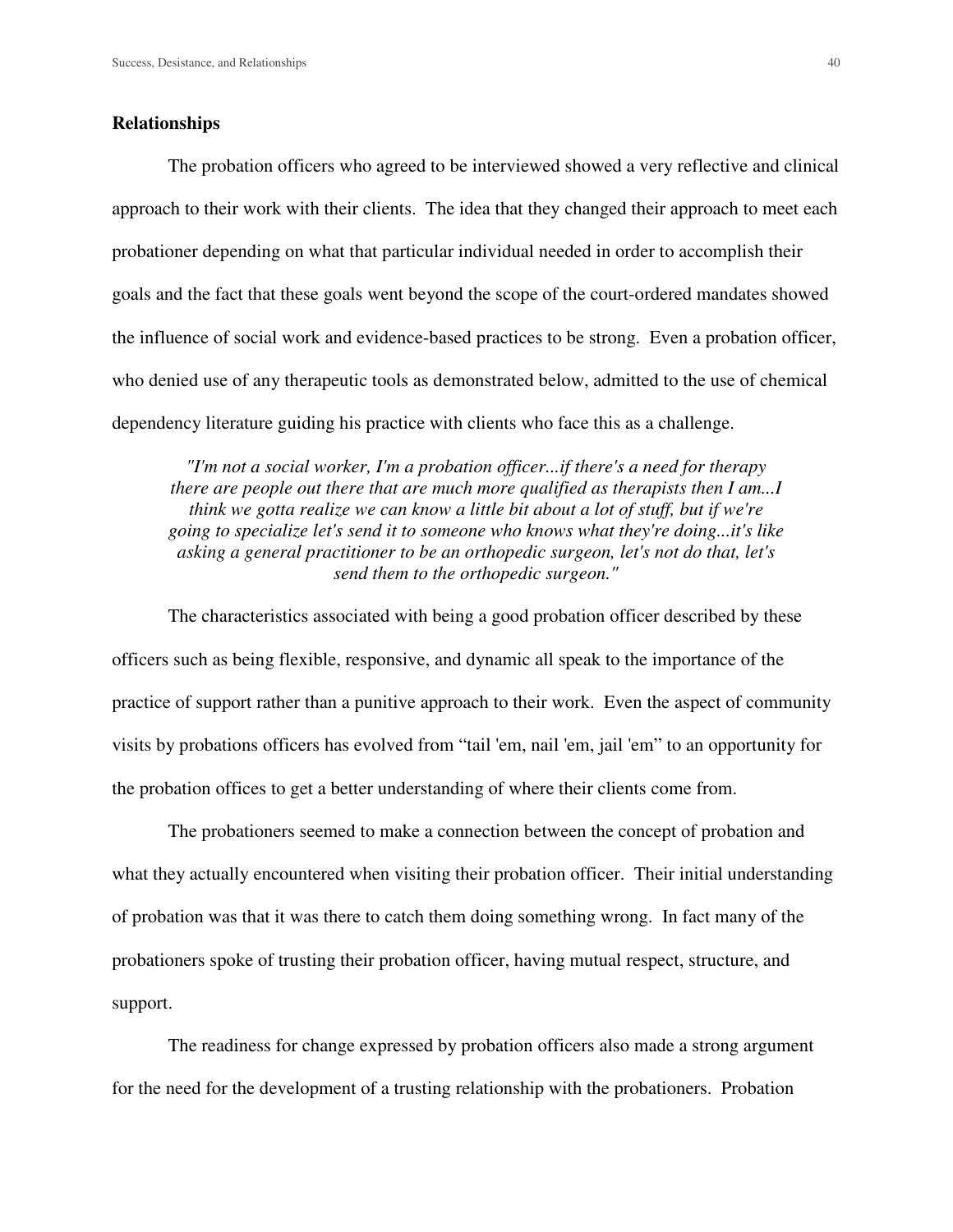**Relationships**

The probation officers who agreed to be interviewed showed a very reflective and clinical approach to their work with their clients. The idea that they changed their approach to meet each probationer depending on what that particular individual needed in order to accomplish their goals and the fact that these goals went beyond the scope of the court-ordered mandates showed the influence of social work and evidence-based practices to be strong. Even a probation officer, who denied use of any therapeutic tools as demonstrated below, admitted to the use of chemical dependency literature guiding his practice with clients who face this as a challenge.

> *"I'm not a social worker, I'm a probation officer...if there's a need for therapy there are people out there that are much more qualified as therapists then I am...I think we gotta realize we can know a little bit about a lot of stuff, but if we're going to specialize let's send it to someone who knows what they're doing...it's like asking a general practitioner to be an orthopedic surgeon, let's not do that, let's send them to the orthopedic surgeon."*

The characteristics associated with being a good probation officer described by these officers such as being flexible, responsive, and dynamic all speak to the importance of the practice of support rather than a punitive approach to their work. Even the aspect of community visits by probations officers has evolved from "tail 'em, nail 'em, jail 'em" to an opportunity for the probation offices to get a better understanding of where their clients come from.

The probationers seemed to make a connection between the concept of probation and what they actually encountered when visiting their probation officer. Their initial understanding of probation was that it was there to catch them doing something wrong. In fact many of the probationers spoke of trusting their probation officer, having mutual respect, structure, and support.

The readiness for change expressed by probation officers also made a strong argument for the need for the development of a trusting relationship with the probationers. Probation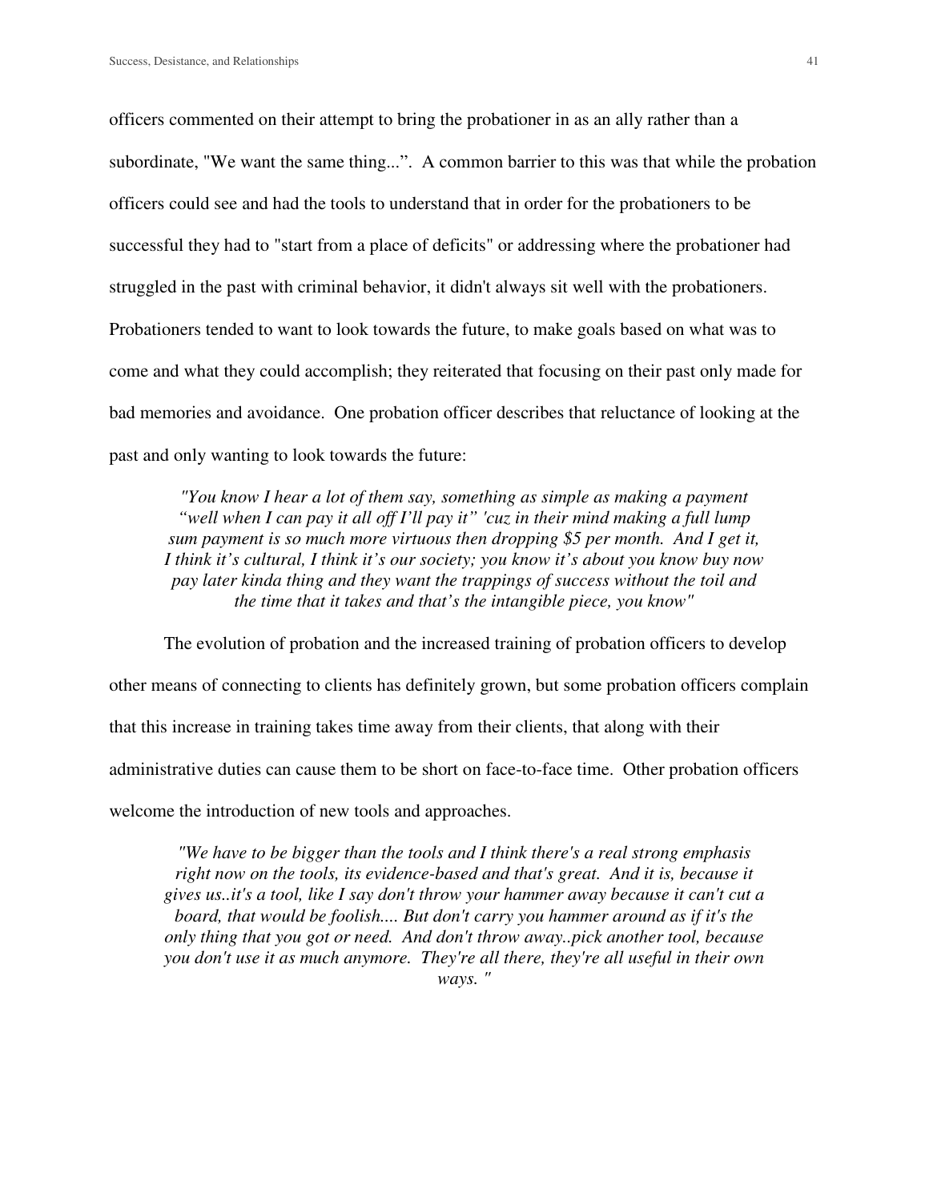officers commented on their attempt to bring the probationer in as an ally rather than a subordinate, "We want the same thing...". A common barrier to this was that while the probation officers could see and had the tools to understand that in order for the probationers to be successful they had to "start from a place of deficits" or addressing where the probationer had struggled in the past with criminal behavior, it didn't always sit well with the probationers. Probationers tended to want to look towards the future, to make goals based on what was to come and what they could accomplish; they reiterated that focusing on their past only made for bad memories and avoidance. One probation officer describes that reluctance of looking at the past and only wanting to look towards the future:

> *"You know I hear a lot of them say, something as simple as making a payment "well when I can pay it all off I'll pay it" 'cuz in their mind making a full lump sum payment is so much more virtuous then dropping $5 per month. And I get it, I think it's cultural, I think it's our society; you know it's about you know buy now pay later kinda thing and they want the trappings of success without the toil and the time that it takes and that's the intangible piece, you know"*

The evolution of probation and the increased training of probation officers to develop other means of connecting to clients has definitely grown, but some probation officers complain that this increase in training takes time away from their clients, that along with their administrative duties can cause them to be short on face-to-face time. Other probation officers welcome the introduction of new tools and approaches.

> *"We have to be bigger than the tools and I think there's a real strong emphasis right now on the tools, its evidence-based and that's great. And it is, because it gives us..it's a tool, like I say don't throw your hammer away because it can't cut a board, that would be foolish.... But don't carry you hammer around as if it's the only thing that you got or need. And don't throw away..pick another tool, because you don't use it as much anymore. They're all there, they're all useful in their own ways. "*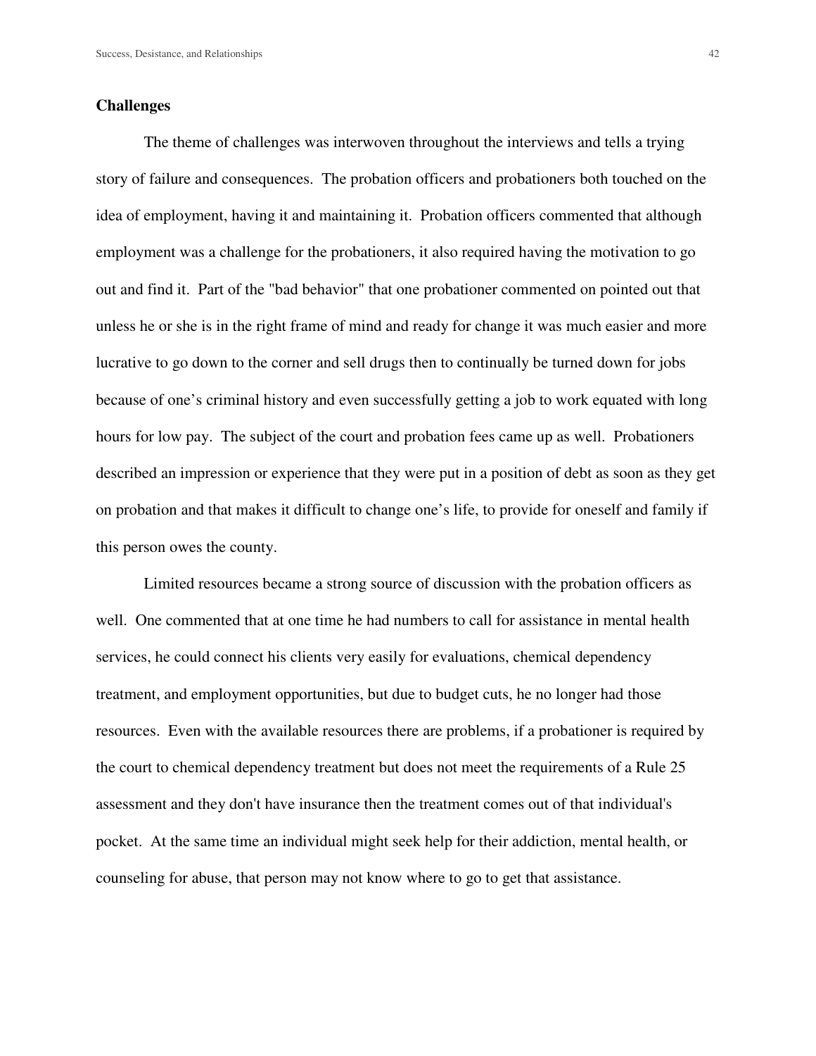**Challenges**

The theme of challenges was interwoven throughout the interviews and tells a trying story of failure and consequences. The probation officers and probationers both touched on the idea of employment, having it and maintaining it. Probation officers commented that although employment was a challenge for the probationers, it also required having the motivation to go out and find it. Part of the "bad behavior" that one probationer commented on pointed out that unless he or she is in the right frame of mind and ready for change it was much easier and more lucrative to go down to the corner and sell drugs then to continually be turned down for jobs because of one's criminal history and even successfully getting a job to work equated with long hours for low pay. The subject of the court and probation fees came up as well. Probationers described an impression or experience that they were put in a position of debt as soon as they get on probation and that makes it difficult to change one's life, to provide for oneself and family if this person owes the county.

Limited resources became a strong source of discussion with the probation officers as well. One commented that at one time he had numbers to call for assistance in mental health services, he could connect his clients very easily for evaluations, chemical dependency treatment, and employment opportunities, but due to budget cuts, he no longer had those resources. Even with the available resources there are problems, if a probationer is required by the court to chemical dependency treatment but does not meet the requirements of a Rule 25 assessment and they don't have insurance then the treatment comes out of that individual's pocket. At the same time an individual might seek help for their addiction, mental health, or counseling for abuse, that person may not know where to go to get that assistance.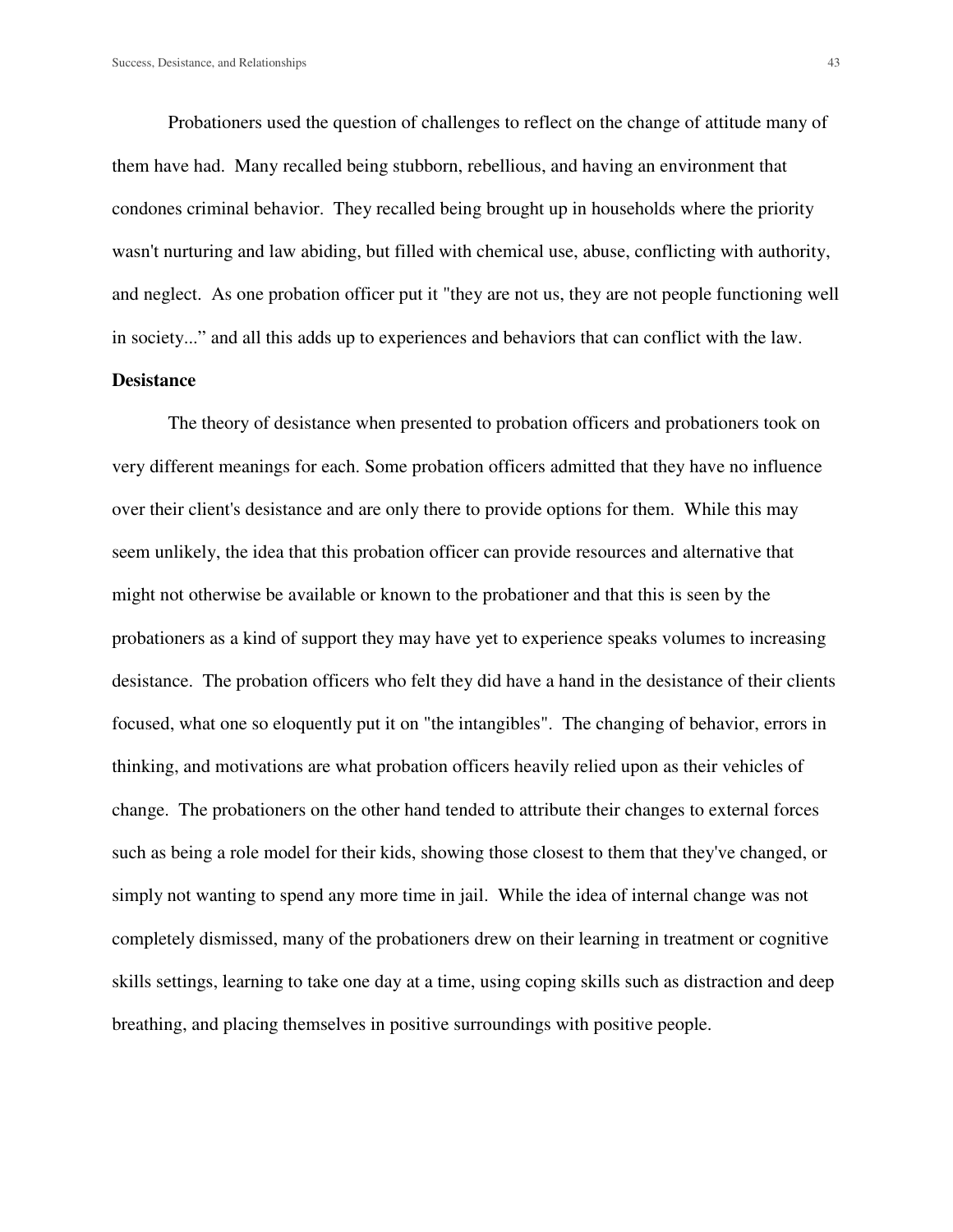Probationers used the question of challenges to reflect on the change of attitude many of them have had. Many recalled being stubborn, rebellious, and having an environment that condones criminal behavior. They recalled being brought up in households where the priority wasn't nurturing and law abiding, but filled with chemical use, abuse, conflicting with authority, and neglect. As one probation officer put it "they are not us, they are not people functioning well in society..." and all this adds up to experiences and behaviors that can conflict with the law.

**Desistance**

The theory of desistance when presented to probation officers and probationers took on very different meanings for each. Some probation officers admitted that they have no influence over their client's desistance and are only there to provide options for them. While this may seem unlikely, the idea that this probation officer can provide resources and alternative that might not otherwise be available or known to the probationer and that this is seen by the probationers as a kind of support they may have yet to experience speaks volumes to increasing desistance. The probation officers who felt they did have a hand in the desistance of their clients focused, what one so eloquently put it on "the intangibles". The changing of behavior, errors in thinking, and motivations are what probation officers heavily relied upon as their vehicles of change. The probationers on the other hand tended to attribute their changes to external forces such as being a role model for their kids, showing those closest to them that they've changed, or simply not wanting to spend any more time in jail. While the idea of internal change was not completely dismissed, many of the probationers drew on their learning in treatment or cognitive skills settings, learning to take one day at a time, using coping skills such as distraction and deep breathing, and placing themselves in positive surroundings with positive people.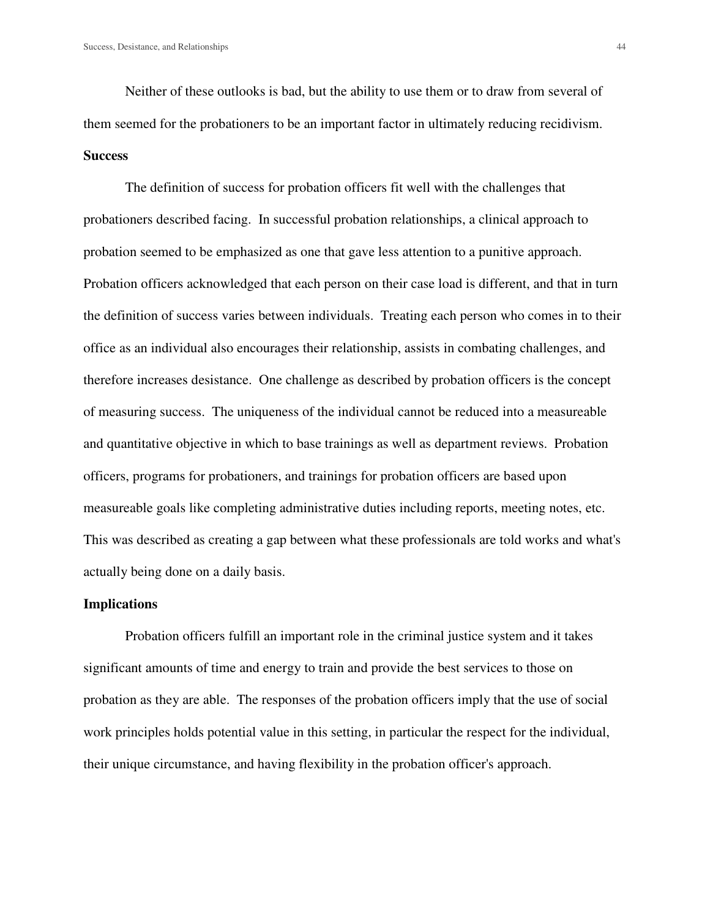Neither of these outlooks is bad, but the ability to use them or to draw from several of them seemed for the probationers to be an important factor in ultimately reducing recidivism.

**Success**

The definition of success for probation officers fit well with the challenges that probationers described facing. In successful probation relationships, a clinical approach to probation seemed to be emphasized as one that gave less attention to a punitive approach. Probation officers acknowledged that each person on their case load is different, and that in turn the definition of success varies between individuals. Treating each person who comes in to their office as an individual also encourages their relationship, assists in combating challenges, and therefore increases desistance. One challenge as described by probation officers is the concept of measuring success. The uniqueness of the individual cannot be reduced into a measureable and quantitative objective in which to base trainings as well as department reviews. Probation officers, programs for probationers, and trainings for probation officers are based upon measureable goals like completing administrative duties including reports, meeting notes, etc. This was described as creating a gap between what these professionals are told works and what's actually being done on a daily basis.

**Implications**

Probation officers fulfill an important role in the criminal justice system and it takes significant amounts of time and energy to train and provide the best services to those on probation as they are able. The responses of the probation officers imply that the use of social work principles holds potential value in this setting, in particular the respect for the individual, their unique circumstance, and having flexibility in the probation officer's approach.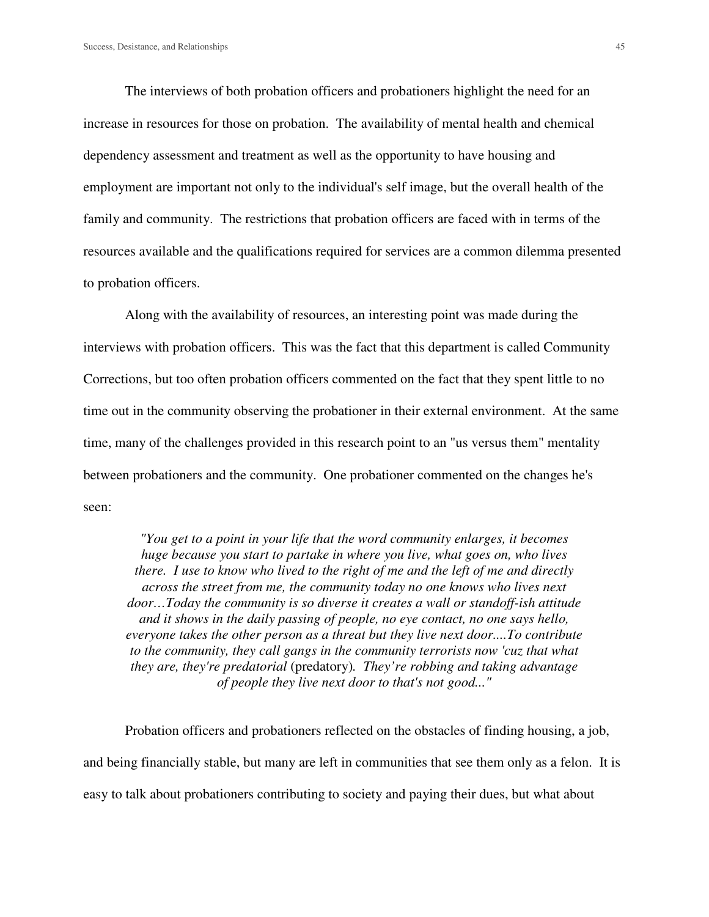The interviews of both probation officers and probationers highlight the need for an increase in resources for those on probation. The availability of mental health and chemical dependency assessment and treatment as well as the opportunity to have housing and employment are important not only to the individual's self image, but the overall health of the family and community. The restrictions that probation officers are faced with in terms of the resources available and the qualifications required for services are a common dilemma presented to probation officers.

Along with the availability of resources, an interesting point was made during the interviews with probation officers. This was the fact that this department is called Community Corrections, but too often probation officers commented on the fact that they spent little to no time out in the community observing the probationer in their external environment. At the same time, many of the challenges provided in this research point to an "us versus them" mentality between probationers and the community. One probationer commented on the changes he's seen:

> *"You get to a point in your life that the word community enlarges, it becomes huge because you start to partake in where you live, what goes on, who lives there. I use to know who lived to the right of me and the left of me and directly across the street from me, the community today no one knows who lives next door…Today the community is so diverse it creates a wall or standoff-ish attitude and it shows in the daily passing of people, no eye contact, no one says hello, everyone takes the other person as a threat but they live next door....To contribute to the community, they call gangs in the community terrorists now 'cuz that what they are, they're predatorial* (predatory)*. They're robbing and taking advantage of people they live next door to that's not good..."*

Probation officers and probationers reflected on the obstacles of finding housing, a job, and being financially stable, but many are left in communities that see them only as a felon. It is easy to talk about probationers contributing to society and paying their dues, but what about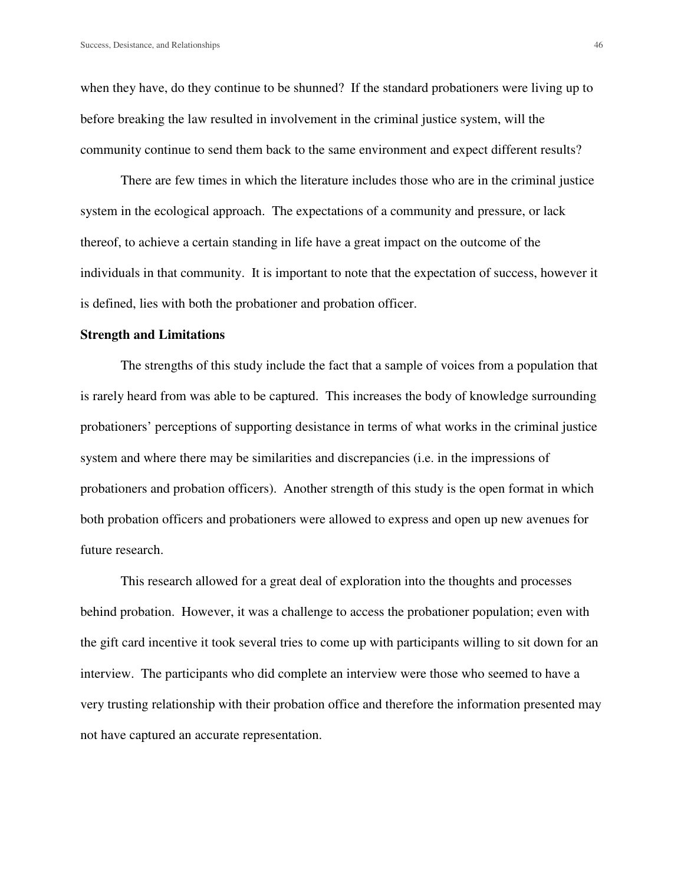when they have, do they continue to be shunned? If the standard probationers were living up to before breaking the law resulted in involvement in the criminal justice system, will the community continue to send them back to the same environment and expect different results?

There are few times in which the literature includes those who are in the criminal justice system in the ecological approach. The expectations of a community and pressure, or lack thereof, to achieve a certain standing in life have a great impact on the outcome of the individuals in that community. It is important to note that the expectation of success, however it is defined, lies with both the probationer and probation officer.

**Strength and Limitations**

The strengths of this study include the fact that a sample of voices from a population that is rarely heard from was able to be captured. This increases the body of knowledge surrounding probationers' perceptions of supporting desistance in terms of what works in the criminal justice system and where there may be similarities and discrepancies (i.e. in the impressions of probationers and probation officers). Another strength of this study is the open format in which both probation officers and probationers were allowed to express and open up new avenues for future research.

This research allowed for a great deal of exploration into the thoughts and processes behind probation. However, it was a challenge to access the probationer population; even with the gift card incentive it took several tries to come up with participants willing to sit down for an interview. The participants who did complete an interview were those who seemed to have a very trusting relationship with their probation office and therefore the information presented may not have captured an accurate representation.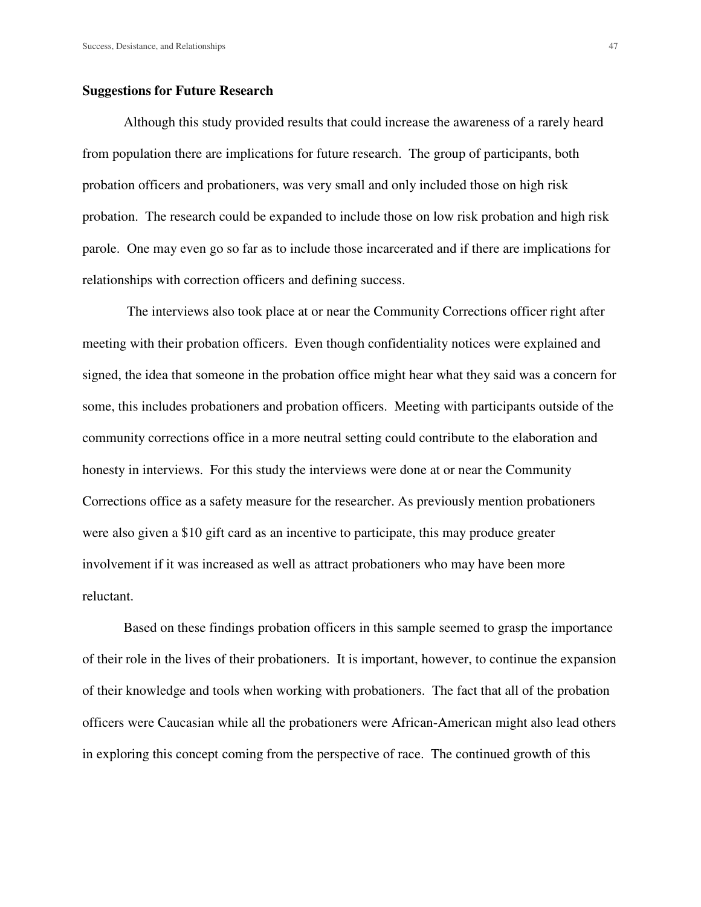## Suggestions for Future Research

Although this study provided results that could increase the awareness of a rarely heard from population there are implications for future research. The group of participants, both probation officers and probationers, was very small and only included those on high risk probation. The research could be expanded to include those on low risk probation and high risk parole. One may even go so far as to include those incarcerated and if there are implications for relationships with correction officers and defining success.

The interviews also took place at or near the Community Corrections officer right after meeting with their probation officers. Even though confidentiality notices were explained and signed, the idea that someone in the probation office might hear what they said was a concern for some, this includes probationers and probation officers. Meeting with participants outside of the community corrections office in a more neutral setting could contribute to the elaboration and honesty in interviews. For this study the interviews were done at or near the Community Corrections office as a safety measure for the researcher. As previously mention probationers were also given a $10 gift card as an incentive to participate, this may produce greater involvement if it was increased as well as attract probationers who may have been more reluctant.

Based on these findings probation officers in this sample seemed to grasp the importance of their role in the lives of their probationers. It is important, however, to continue the expansion of their knowledge and tools when working with probationers. The fact that all of the probation officers were Caucasian while all the probationers were African-American might also lead others in exploring this concept coming from the perspective of race. The continued growth of this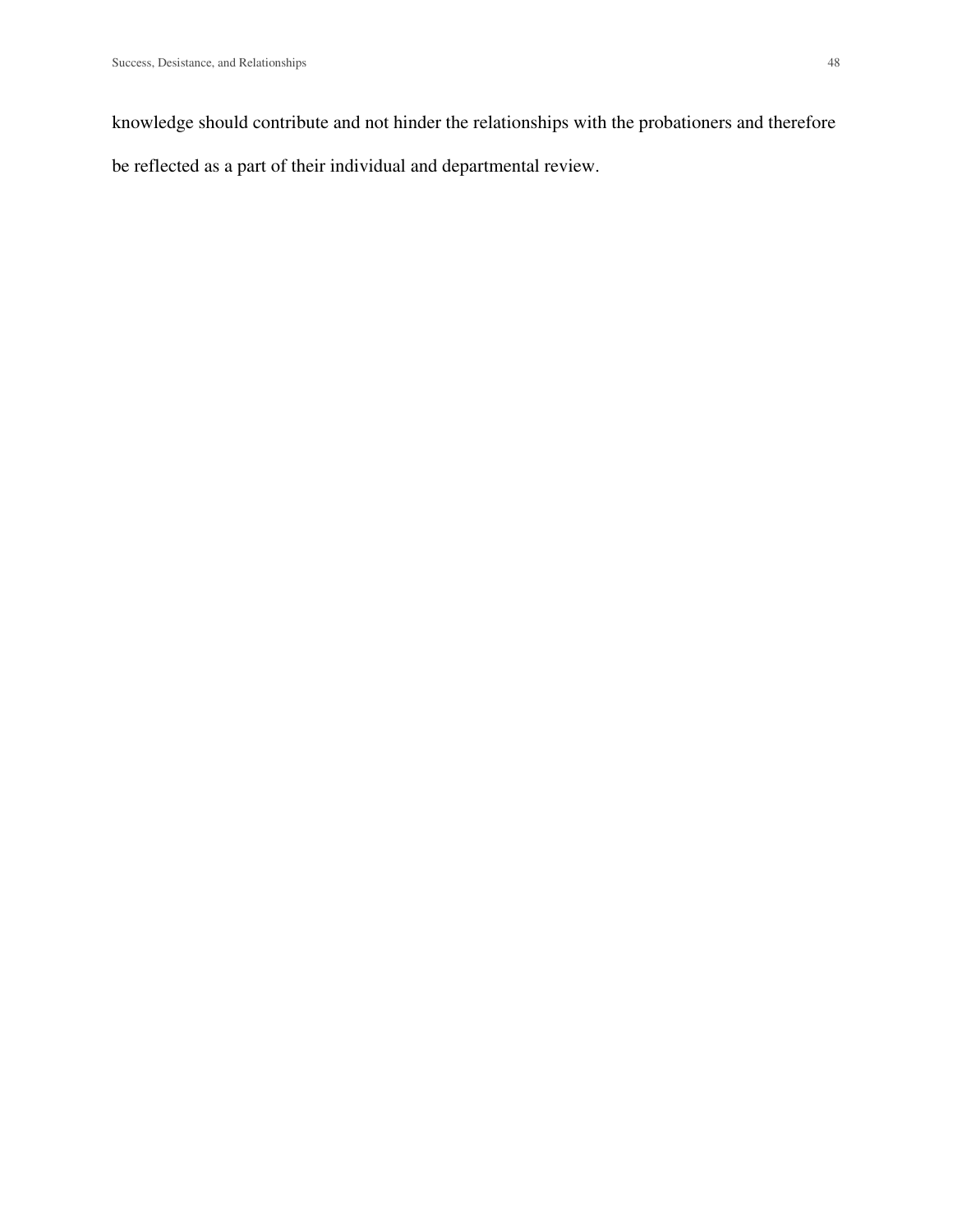knowledge should contribute and not hinder the relationships with the probationers and therefore be reflected as a part of their individual and departmental review.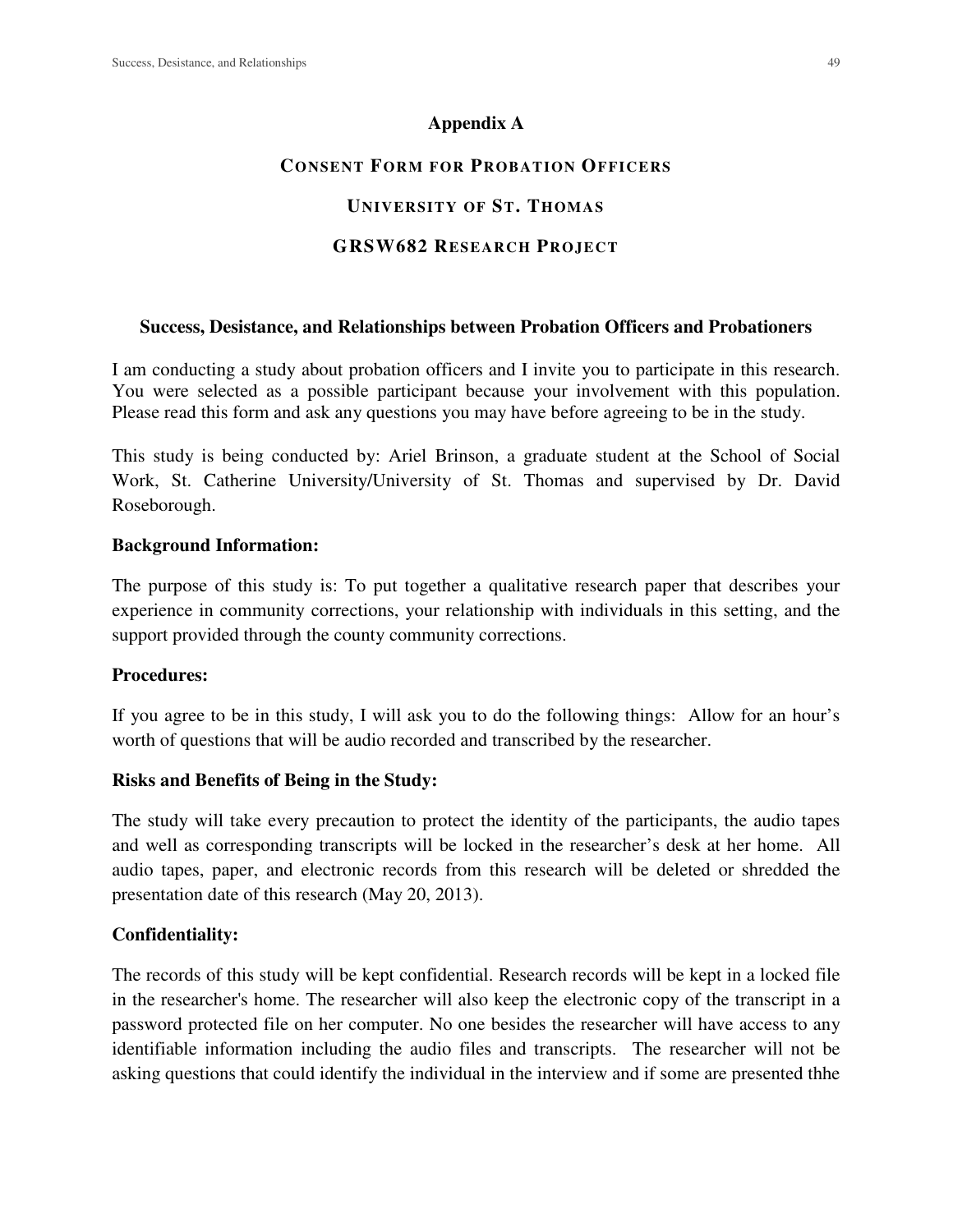## Appendix A

### CONSENT FORM FOR PROBATION OFFICERS

### UNIVERSITY OF ST. THOMAS

### GRSW682 RESEARCH PROJECT

**Success, Desistance, and Relationships between Probation Officers and Probationers**

I am conducting a study about probation officers and I invite you to participate in this research. You were selected as a possible participant because your involvement with this population. Please read this form and ask any questions you may have before agreeing to be in the study.

This study is being conducted by: Ariel Brinson, a graduate student at the School of Social Work, St. Catherine University/University of St. Thomas and supervised by Dr. David Roseborough.

**Background Information:**

The purpose of this study is: To put together a qualitative research paper that describes your experience in community corrections, your relationship with individuals in this setting, and the support provided through the county community corrections.

**Procedures:**

If you agree to be in this study, I will ask you to do the following things: Allow for an hour's worth of questions that will be audio recorded and transcribed by the researcher.

**Risks and Benefits of Being in the Study:**

The study will take every precaution to protect the identity of the participants, the audio tapes and well as corresponding transcripts will be locked in the researcher's desk at her home. All audio tapes, paper, and electronic records from this research will be deleted or shredded the presentation date of this research (May 20, 2013).

**Confidentiality:**

The records of this study will be kept confidential. Research records will be kept in a locked file in the researcher's home. The researcher will also keep the electronic copy of the transcript in a password protected file on her computer. No one besides the researcher will have access to any identifiable information including the audio files and transcripts. The researcher will not be asking questions that could identify the individual in the interview and if some are presented thhe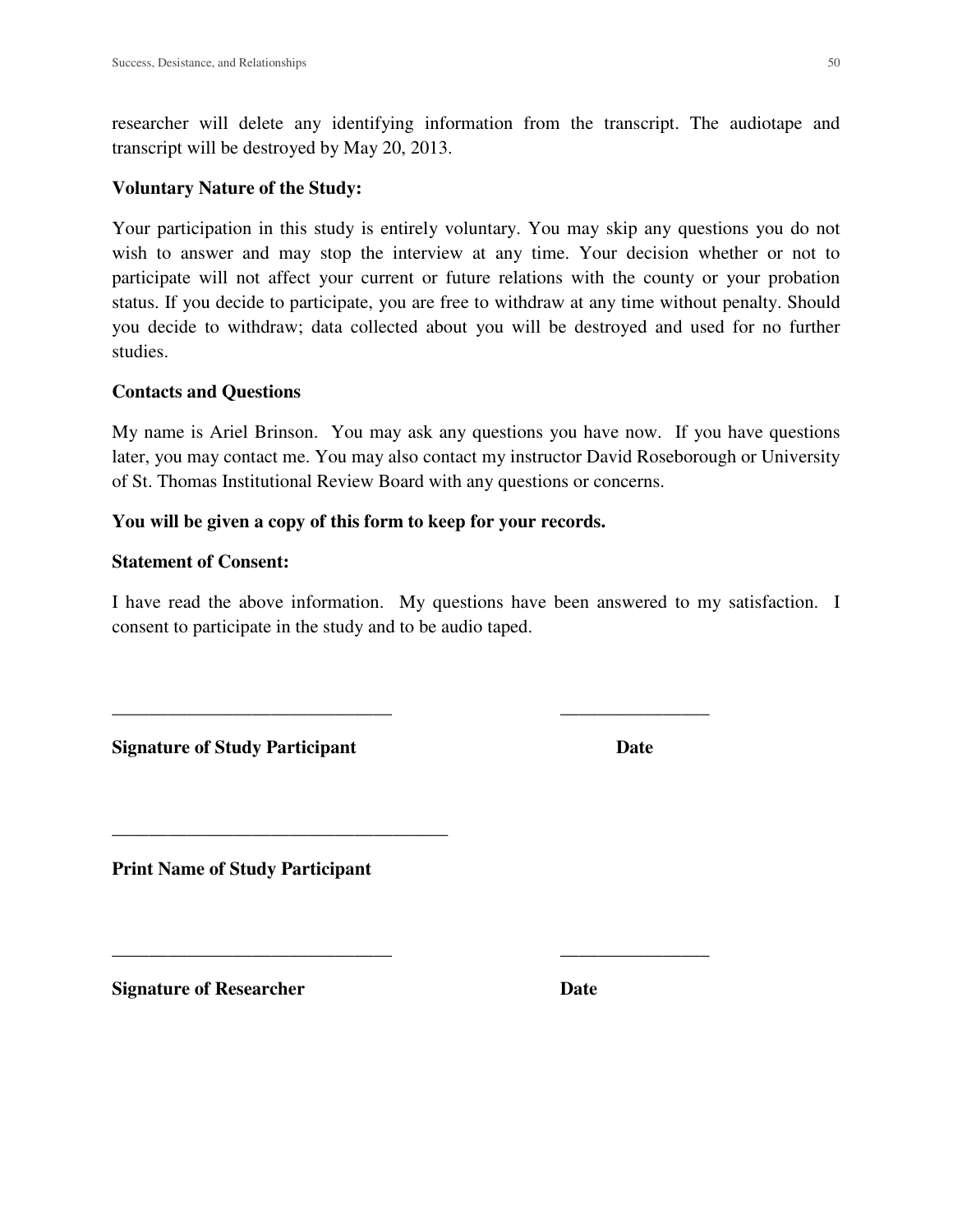researcher will delete any identifying information from the transcript. The audiotape and transcript will be destroyed by May 20, 2013.

**Voluntary Nature of the Study:**

Your participation in this study is entirely voluntary. You may skip any questions you do not wish to answer and may stop the interview at any time. Your decision whether or not to participate will not affect your current or future relations with the county or your probation status. If you decide to participate, you are free to withdraw at any time without penalty. Should you decide to withdraw; data collected about you will be destroyed and used for no further studies.

**Contacts and Questions**

My name is Ariel Brinson. You may ask any questions you have now. If you have questions later, you may contact me. You may also contact my instructor David Roseborough or University of St. Thomas Institutional Review Board with any questions or concerns.

**You will be given a copy of this form to keep for your records.**

**Statement of Consent:**

I have read the above information. My questions have been answered to my satisfaction. I consent to participate in the study and to be audio taped.

______________________________ ________________

**Signature of Study Participant** **Date**

____________________________________

**Print Name of Study Participant**

______________________________ ________________

**Signature of Researcher** **Date**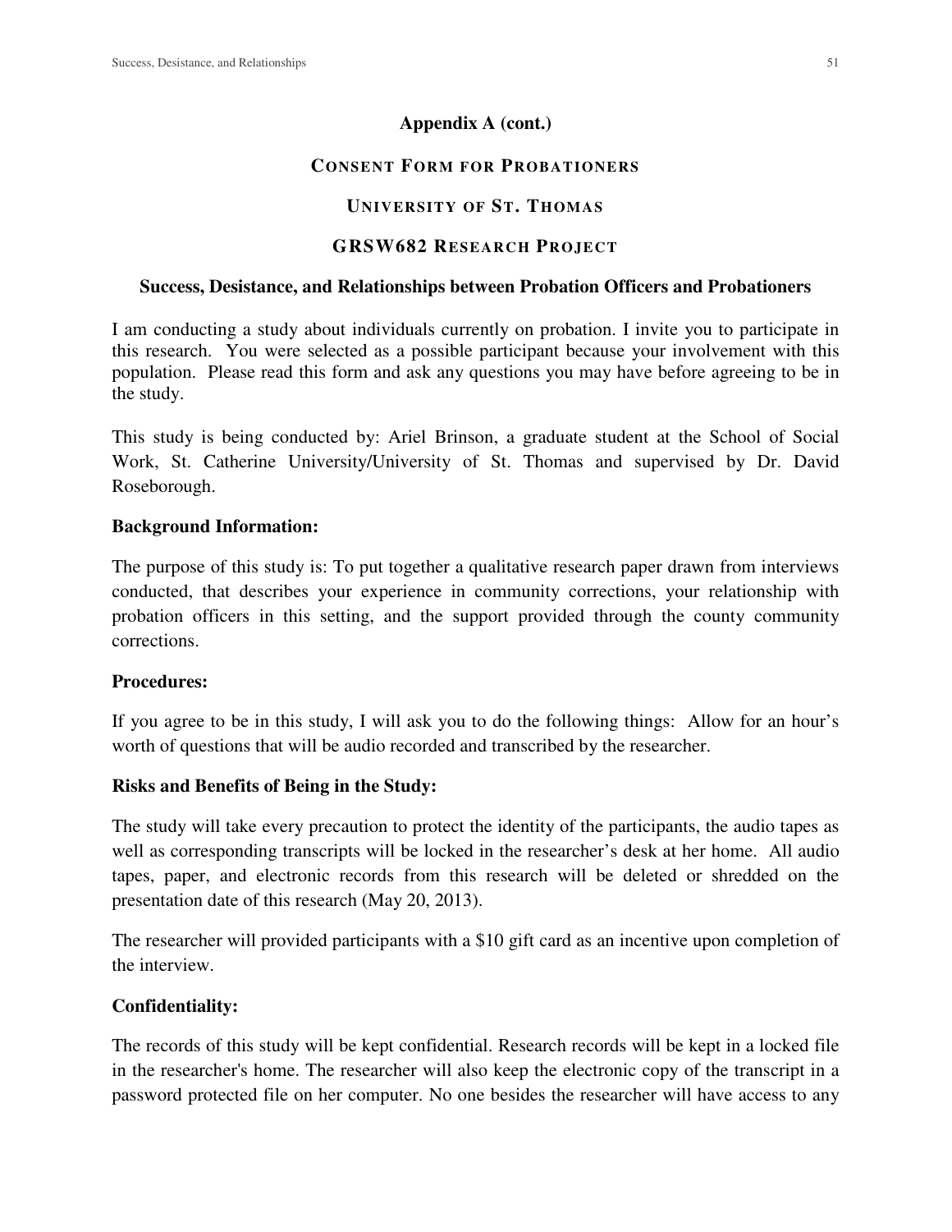**Appendix A (cont.)**

**CONSENT FORM FOR PROBATIONERS**

**UNIVERSITY OF ST. THOMAS**

**GRSW682 RESEARCH PROJECT**

**Success, Desistance, and Relationships between Probation Officers and Probationers**

I am conducting a study about individuals currently on probation. I invite you to participate in this research. You were selected as a possible participant because your involvement with this population. Please read this form and ask any questions you may have before agreeing to be in the study.

This study is being conducted by: Ariel Brinson, a graduate student at the School of Social Work, St. Catherine University/University of St. Thomas and supervised by Dr. David Roseborough.

**Background Information:**

The purpose of this study is: To put together a qualitative research paper drawn from interviews conducted, that describes your experience in community corrections, your relationship with probation officers in this setting, and the support provided through the county community corrections.

**Procedures:**

If you agree to be in this study, I will ask you to do the following things: Allow for an hour's worth of questions that will be audio recorded and transcribed by the researcher.

**Risks and Benefits of Being in the Study:**

The study will take every precaution to protect the identity of the participants, the audio tapes as well as corresponding transcripts will be locked in the researcher's desk at her home. All audio tapes, paper, and electronic records from this research will be deleted or shredded on the presentation date of this research (May 20, 2013).

The researcher will provided participants with a $10 gift card as an incentive upon completion of the interview.

**Confidentiality:**

The records of this study will be kept confidential. Research records will be kept in a locked file in the researcher's home. The researcher will also keep the electronic copy of the transcript in a password protected file on her computer. No one besides the researcher will have access to any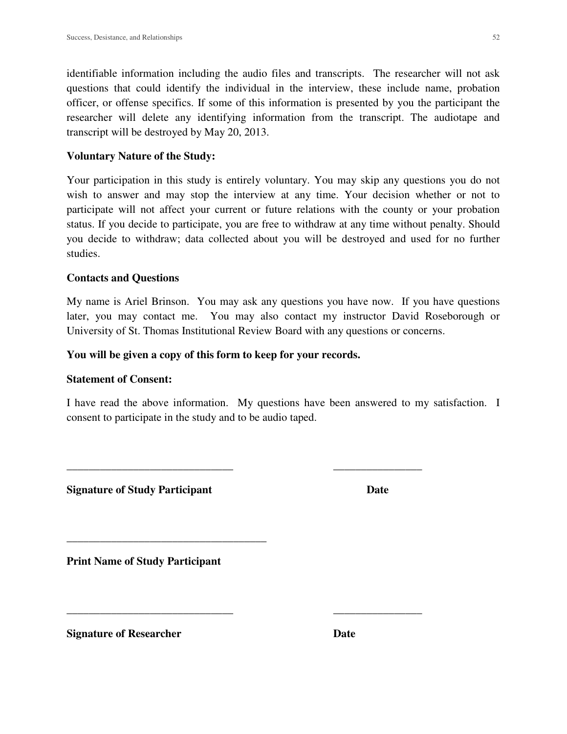identifiable information including the audio files and transcripts. The researcher will not ask questions that could identify the individual in the interview, these include name, probation officer, or offense specifics. If some of this information is presented by you the participant the researcher will delete any identifying information from the transcript. The audiotape and transcript will be destroyed by May 20, 2013.

**Voluntary Nature of the Study:**

Your participation in this study is entirely voluntary. You may skip any questions you do not wish to answer and may stop the interview at any time. Your decision whether or not to participate will not affect your current or future relations with the county or your probation status. If you decide to participate, you are free to withdraw at any time without penalty. Should you decide to withdraw; data collected about you will be destroyed and used for no further studies.

**Contacts and Questions**

My name is Ariel Brinson. You may ask any questions you have now. If you have questions later, you may contact me. You may also contact my instructor David Roseborough or University of St. Thomas Institutional Review Board with any questions or concerns.

**You will be given a copy of this form to keep for your records.**

**Statement of Consent:**

I have read the above information. My questions have been answered to my satisfaction. I consent to participate in the study and to be audio taped.

_______________________________ ________________

**Signature of Study Participant** **Date**

_____________________________________

**Print Name of Study Participant**

_______________________________ ________________

**Signature of Researcher** **Date**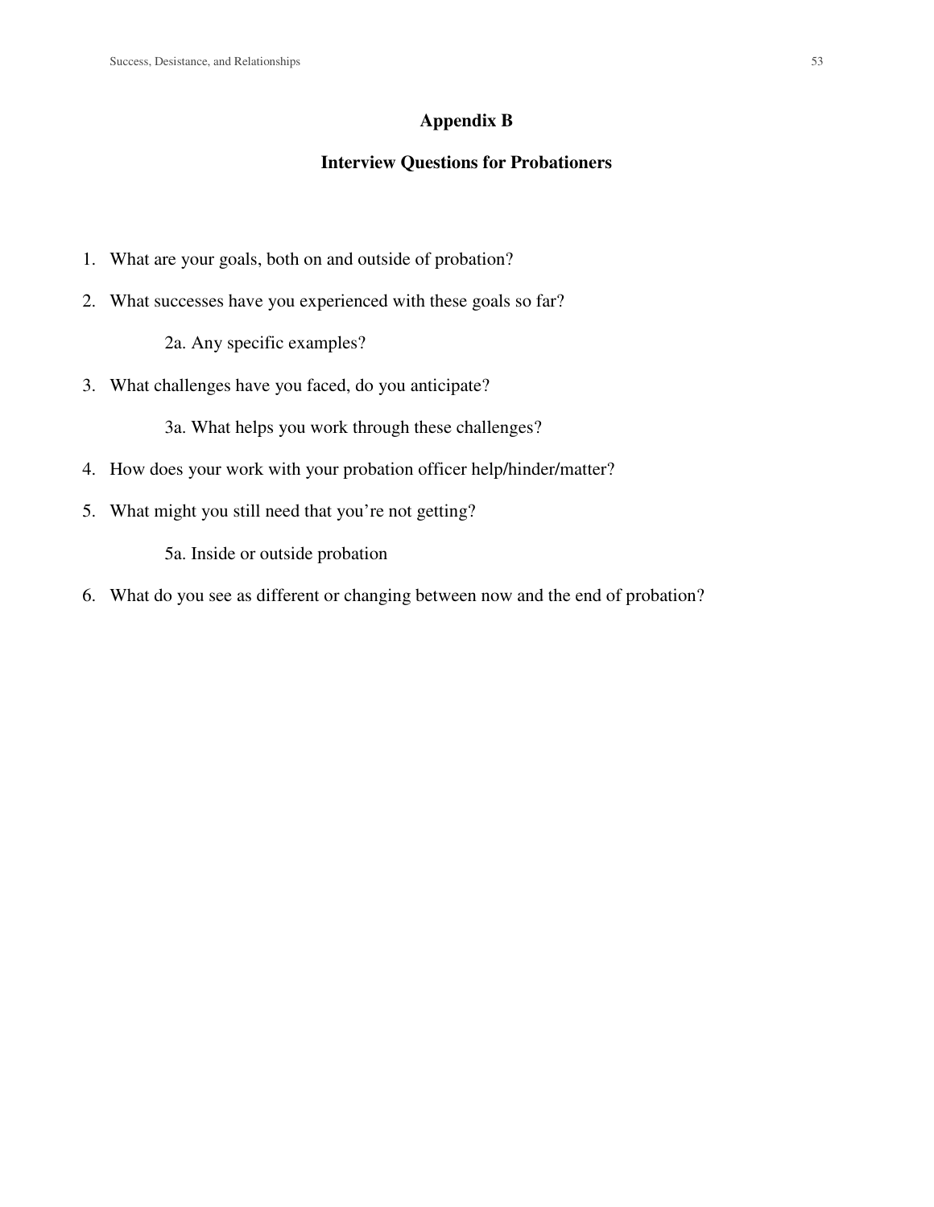# Appendix B

## Interview Questions for Probationers

1. What are your goals, both on and outside of probation?
2. What successes have you experienced with these goals so far?

    2a. Any specific examples?

3. What challenges have you faced, do you anticipate?

    3a. What helps you work through these challenges?

4. How does your work with your probation officer help/hinder/matter?
5. What might you still need that you're not getting?

    5a. Inside or outside probation

6. What do you see as different or changing between now and the end of probation?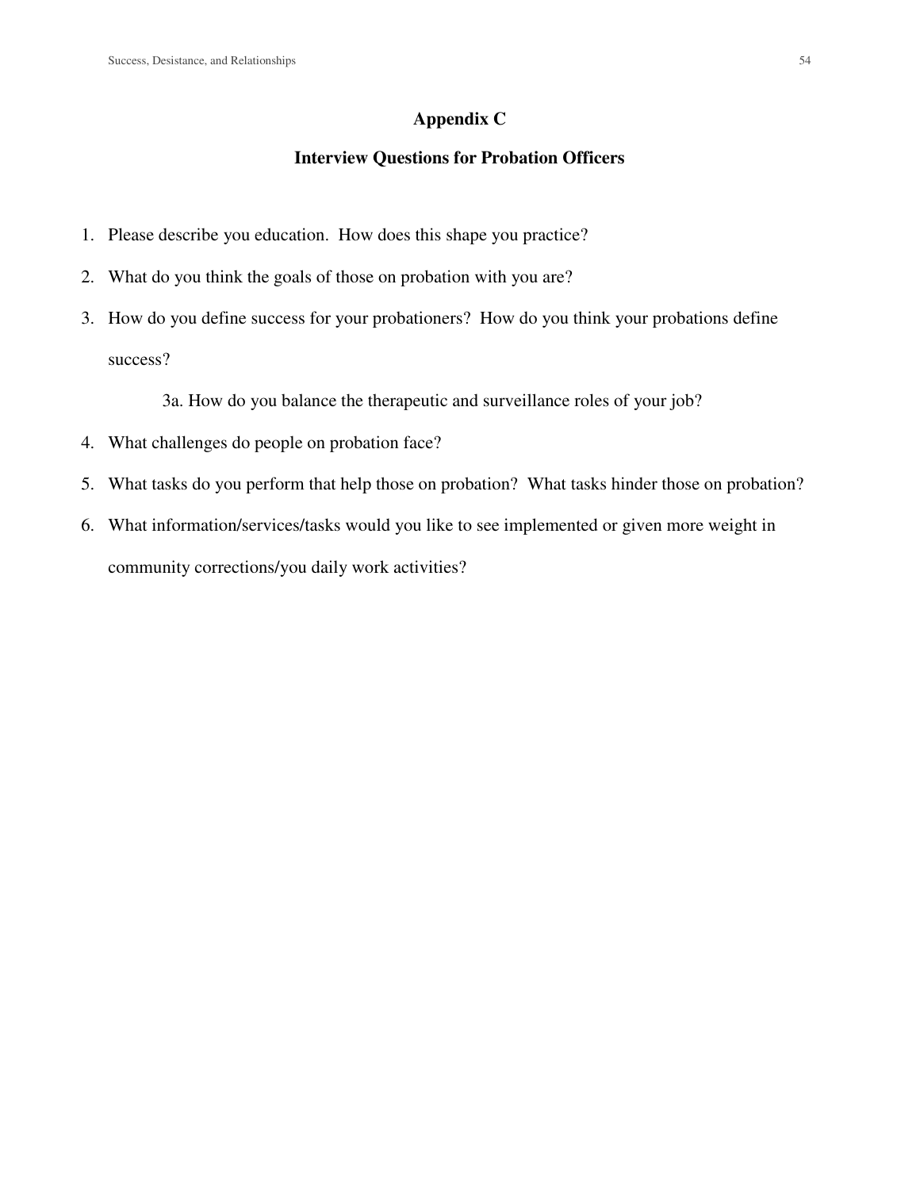# Appendix C

## Interview Questions for Probation Officers

1. Please describe you education. How does this shape you practice?
2. What do you think the goals of those on probation with you are?
3. How do you define success for your probationers? How do you think your probations define success?

    3a. How do you balance the therapeutic and surveillance roles of your job?

4. What challenges do people on probation face?
5. What tasks do you perform that help those on probation? What tasks hinder those on probation?
6. What information/services/tasks would you like to see implemented or given more weight in community corrections/you daily work activities?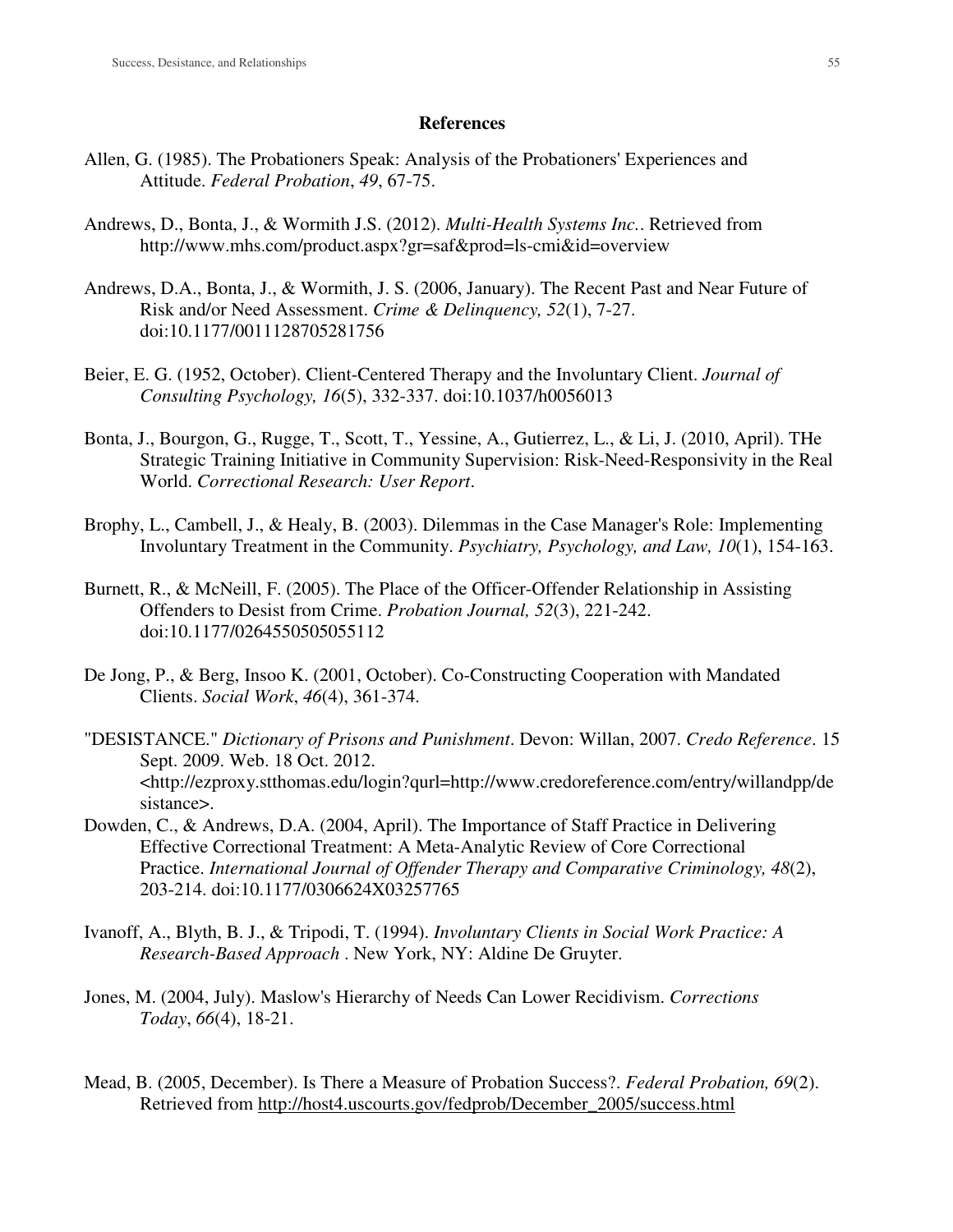# References

Allen, G. (1985). The Probationers Speak: Analysis of the Probationers' Experiences and Attitude. *Federal Probation*, *49*, 67-75.

Andrews, D., Bonta, J., & Wormith J.S. (2012). *Multi-Health Systems Inc.*. Retrieved from http://www.mhs.com/product.aspx?gr=saf&prod=ls-cmi&id=overview

Andrews, D.A., Bonta, J., & Wormith, J. S. (2006, January). The Recent Past and Near Future of Risk and/or Need Assessment. *Crime & Delinquency, 52*(1), 7-27. doi:10.1177/0011128705281756

Beier, E. G. (1952, October). Client-Centered Therapy and the Involuntary Client. *Journal of Consulting Psychology, 16*(5), 332-337. doi:10.1037/h0056013

Bonta, J., Bourgon, G., Rugge, T., Scott, T., Yessine, A., Gutierrez, L., & Li, J. (2010, April). THe Strategic Training Initiative in Community Supervision: Risk-Need-Responsivity in the Real World. *Correctional Research: User Report*.

Brophy, L., Cambell, J., & Healy, B. (2003). Dilemmas in the Case Manager's Role: Implementing Involuntary Treatment in the Community. *Psychiatry, Psychology, and Law, 10*(1), 154-163.

Burnett, R., & McNeill, F. (2005). The Place of the Officer-Offender Relationship in Assisting Offenders to Desist from Crime. *Probation Journal, 52*(3), 221-242. doi:10.1177/0264550505055112

De Jong, P., & Berg, Insoo K. (2001, October). Co-Constructing Cooperation with Mandated Clients. *Social Work*, *46*(4), 361-374.

"DESISTANCE." *Dictionary of Prisons and Punishment*. Devon: Willan, 2007. *Credo Reference*. 15 Sept. 2009. Web. 18 Oct. 2012. <http://ezproxy.stthomas.edu/login?qurl=http://www.credoreference.com/entry/willandpp/desistance>.

Dowden, C., & Andrews, D.A. (2004, April). The Importance of Staff Practice in Delivering Effective Correctional Treatment: A Meta-Analytic Review of Core Correctional Practice. *International Journal of Offender Therapy and Comparative Criminology, 48*(2), 203-214. doi:10.1177/0306624X03257765

Ivanoff, A., Blyth, B. J., & Tripodi, T. (1994). *Involuntary Clients in Social Work Practice: A Research-Based Approach* . New York, NY: Aldine De Gruyter.

Jones, M. (2004, July). Maslow's Hierarchy of Needs Can Lower Recidivism. *Corrections Today*, *66*(4), 18-21.

Mead, B. (2005, December). Is There a Measure of Probation Success?. *Federal Probation, 69*(2). Retrieved from http://host4.uscourts.gov/fedprob/December_2005/success.html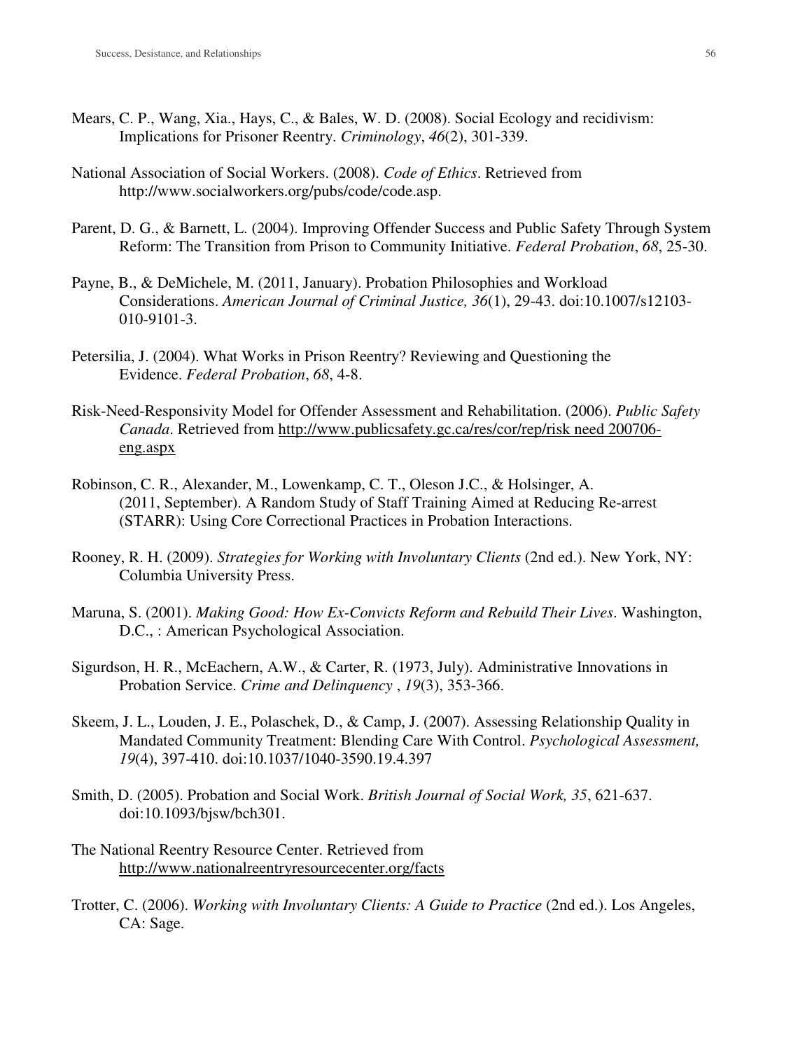Mears, C. P., Wang, Xia., Hays, C., & Bales, W. D. (2008). Social Ecology and recidivism: Implications for Prisoner Reentry. *Criminology*, *46*(2), 301-339.

National Association of Social Workers. (2008). *Code of Ethics*. Retrieved from http://www.socialworkers.org/pubs/code/code.asp.

Parent, D. G., & Barnett, L. (2004). Improving Offender Success and Public Safety Through System Reform: The Transition from Prison to Community Initiative. *Federal Probation*, *68*, 25-30.

Payne, B., & DeMichele, M. (2011, January). Probation Philosophies and Workload Considerations. *American Journal of Criminal Justice, 36*(1), 29-43. doi:10.1007/s12103-010-9101-3.

Petersilia, J. (2004). What Works in Prison Reentry? Reviewing and Questioning the Evidence. *Federal Probation*, *68*, 4-8.

Risk-Need-Responsivity Model for Offender Assessment and Rehabilitation. (2006). *Public Safety Canada*. Retrieved from http://www.publicsafety.gc.ca/res/cor/rep/risk need 200706-eng.aspx

Robinson, C. R., Alexander, M., Lowenkamp, C. T., Oleson J.C., & Holsinger, A. (2011, September). A Random Study of Staff Training Aimed at Reducing Re-arrest (STARR): Using Core Correctional Practices in Probation Interactions.

Rooney, R. H. (2009). *Strategies for Working with Involuntary Clients* (2nd ed.). New York, NY: Columbia University Press.

Maruna, S. (2001). *Making Good: How Ex-Convicts Reform and Rebuild Their Lives*. Washington, D.C., : American Psychological Association.

Sigurdson, H. R., McEachern, A.W., & Carter, R. (1973, July). Administrative Innovations in Probation Service. *Crime and Delinquency* , *19*(3), 353-366.

Skeem, J. L., Louden, J. E., Polaschek, D., & Camp, J. (2007). Assessing Relationship Quality in Mandated Community Treatment: Blending Care With Control. *Psychological Assessment, 19*(4), 397-410. doi:10.1037/1040-3590.19.4.397

Smith, D. (2005). Probation and Social Work. *British Journal of Social Work, 35*, 621-637. doi:10.1093/bjsw/bch301.

The National Reentry Resource Center. Retrieved from http://www.nationalreentryresourcecenter.org/facts

Trotter, C. (2006). *Working with Involuntary Clients: A Guide to Practice* (2nd ed.). Los Angeles, CA: Sage.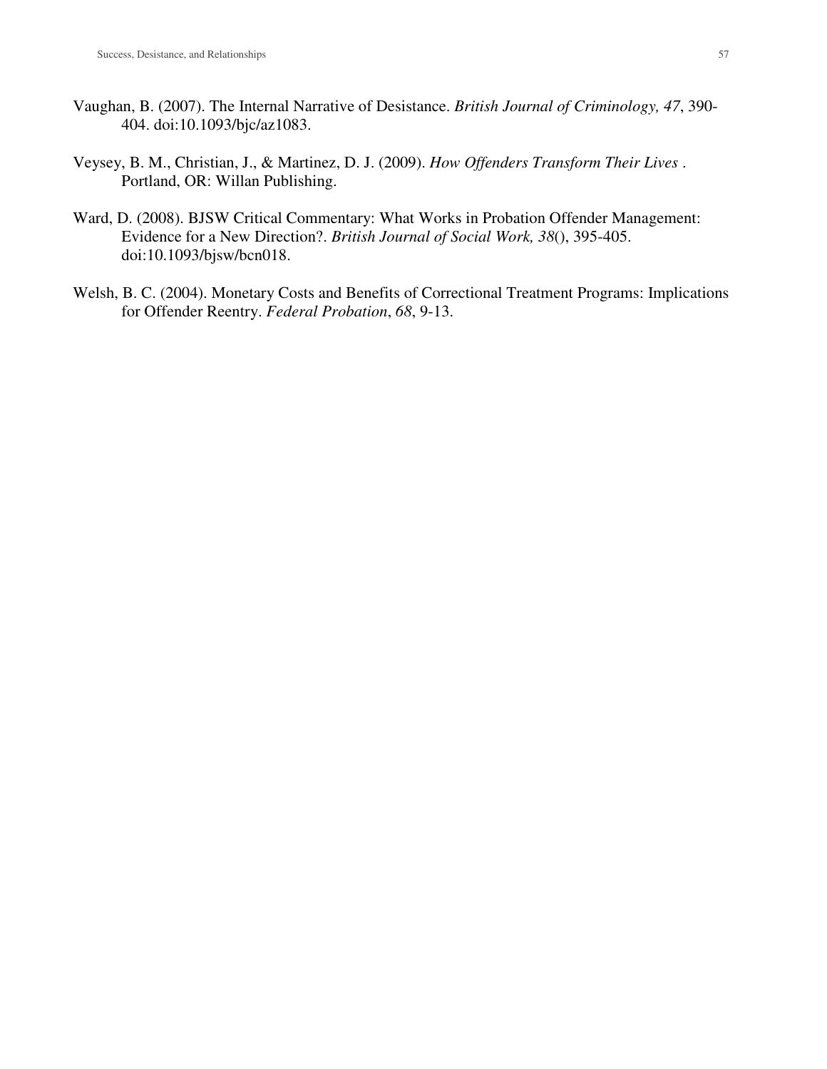Vaughan, B. (2007). The Internal Narrative of Desistance. *British Journal of Criminology, 47*, 390-404. doi:10.1093/bjc/az1083.

Veysey, B. M., Christian, J., & Martinez, D. J. (2009). *How Offenders Transform Their Lives* . Portland, OR: Willan Publishing.

Ward, D. (2008). BJSW Critical Commentary: What Works in Probation Offender Management: Evidence for a New Direction?. *British Journal of Social Work, 38*(), 395-405. doi:10.1093/bjsw/bcn018.

Welsh, B. C. (2004). Monetary Costs and Benefits of Correctional Treatment Programs: Implications for Offender Reentry. *Federal Probation*, *68*, 9-13.